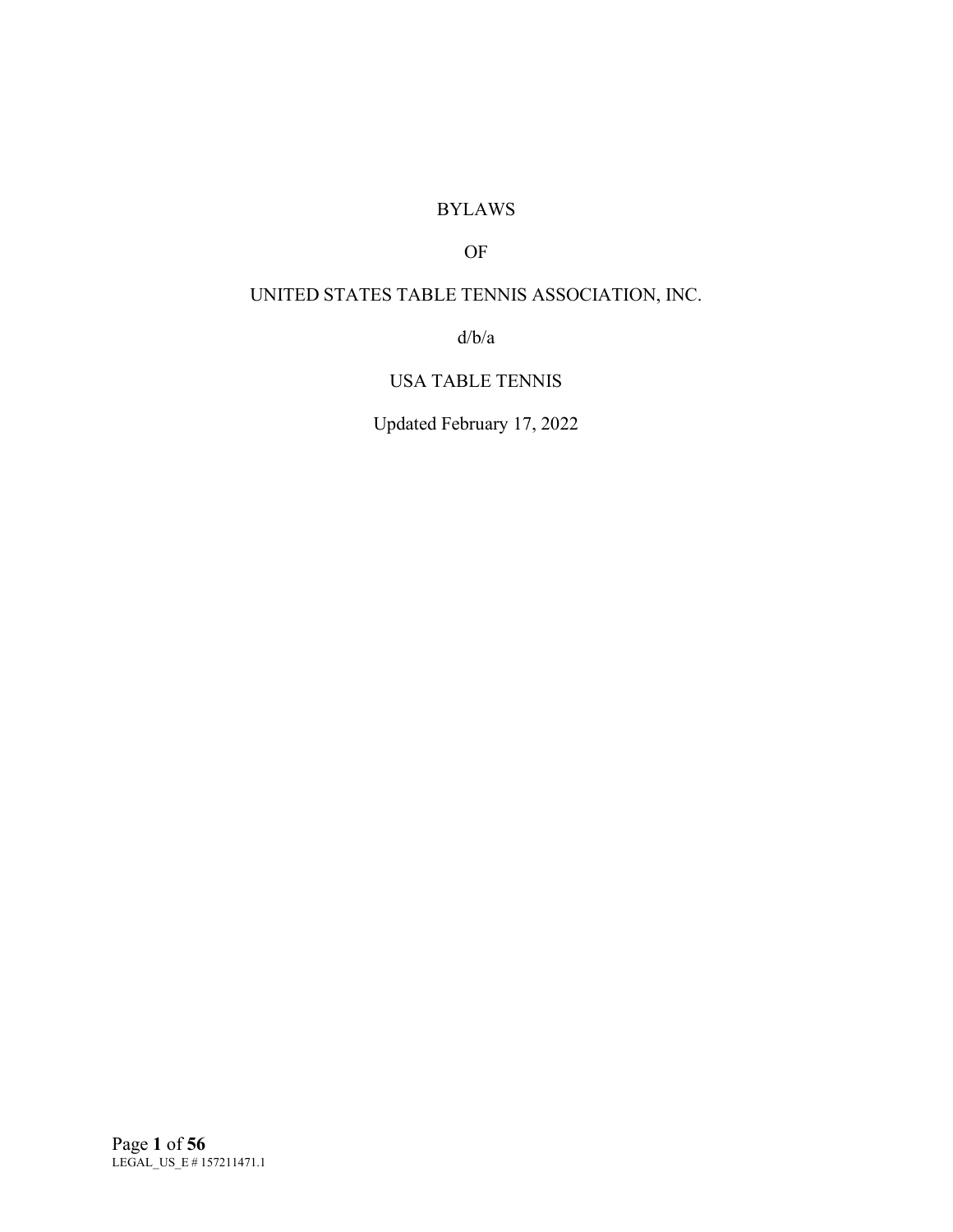# BYLAWS

# OF

# UNITED STATES TABLE TENNIS ASSOCIATION, INC.

d/b/a

# USA TABLE TENNIS

Updated February 17, 2022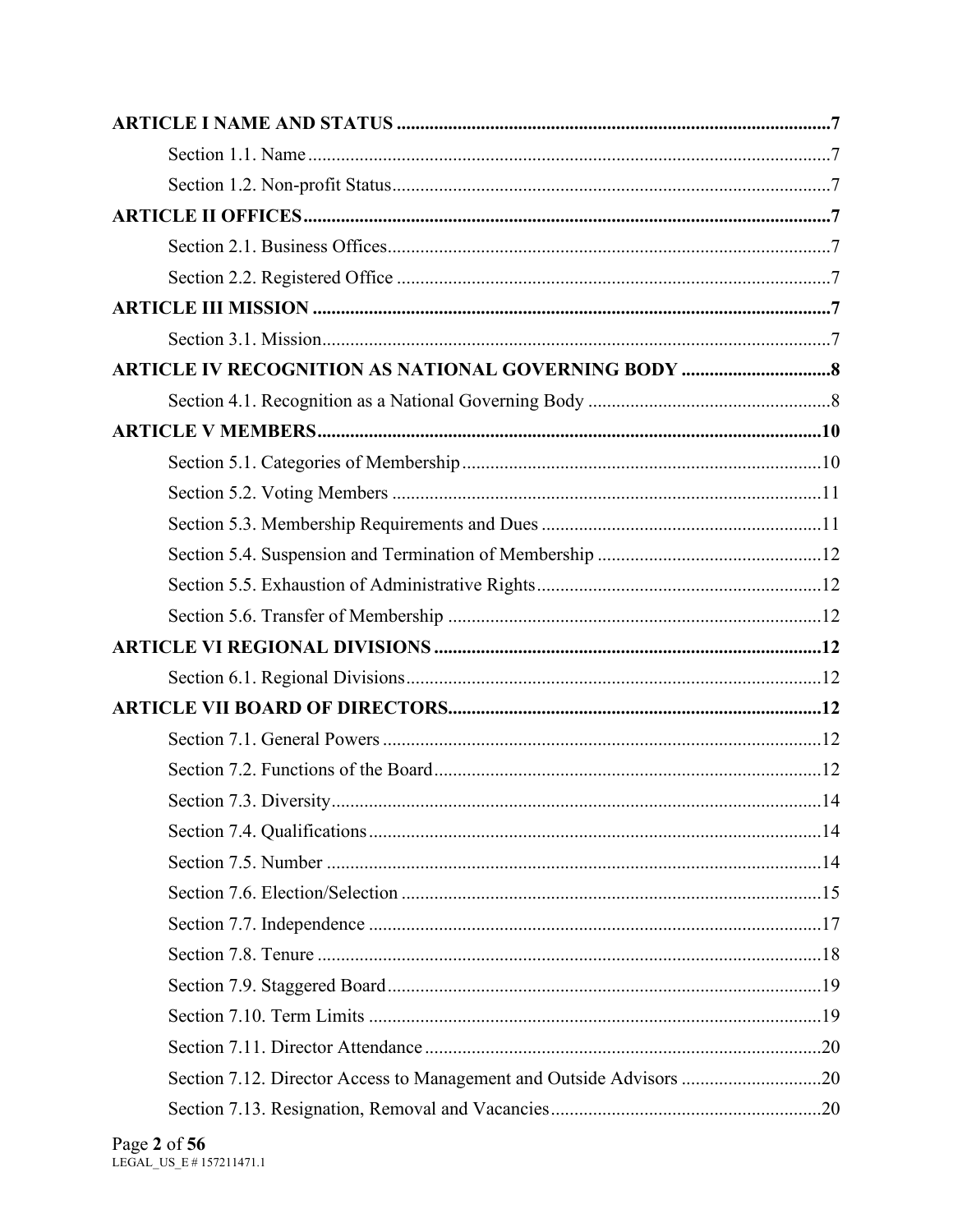**ARTICLE I NAME AND STATUS** .......... **7**

Section 1.1. Name .......... 7

Section 1.2. Non-profit Status .......... 7

**ARTICLE II OFFICES** .......... **7**

Section 2.1. Business Offices .......... 7

Section 2.2. Registered Office .......... 7

**ARTICLE III MISSION** .......... **7**

Section 3.1. Mission .......... 7

**ARTICLE IV RECOGNITION AS NATIONAL GOVERNING BODY** .......... **8**

Section 4.1. Recognition as a National Governing Body .......... 8

**ARTICLE V MEMBERS** .......... **10**

Section 5.1. Categories of Membership .......... 10

Section 5.2. Voting Members .......... 11

Section 5.3. Membership Requirements and Dues .......... 11

Section 5.4. Suspension and Termination of Membership .......... 12

Section 5.5. Exhaustion of Administrative Rights .......... 12

Section 5.6. Transfer of Membership .......... 12

**ARTICLE VI REGIONAL DIVISIONS** .......... **12**

Section 6.1. Regional Divisions .......... 12

**ARTICLE VII BOARD OF DIRECTORS** .......... **12**

Section 7.1. General Powers .......... 12

Section 7.2. Functions of the Board .......... 12

Section 7.3. Diversity .......... 14

Section 7.4. Qualifications .......... 14

Section 7.5. Number .......... 14

Section 7.6. Election/Selection .......... 15

Section 7.7. Independence .......... 17

Section 7.8. Tenure .......... 18

Section 7.9. Staggered Board .......... 19

Section 7.10. Term Limits .......... 19

Section 7.11. Director Attendance .......... 20

Section 7.12. Director Access to Management and Outside Advisors .......... 20

Section 7.13. Resignation, Removal and Vacancies .......... 20

LEGAL_US_E # 157211471.1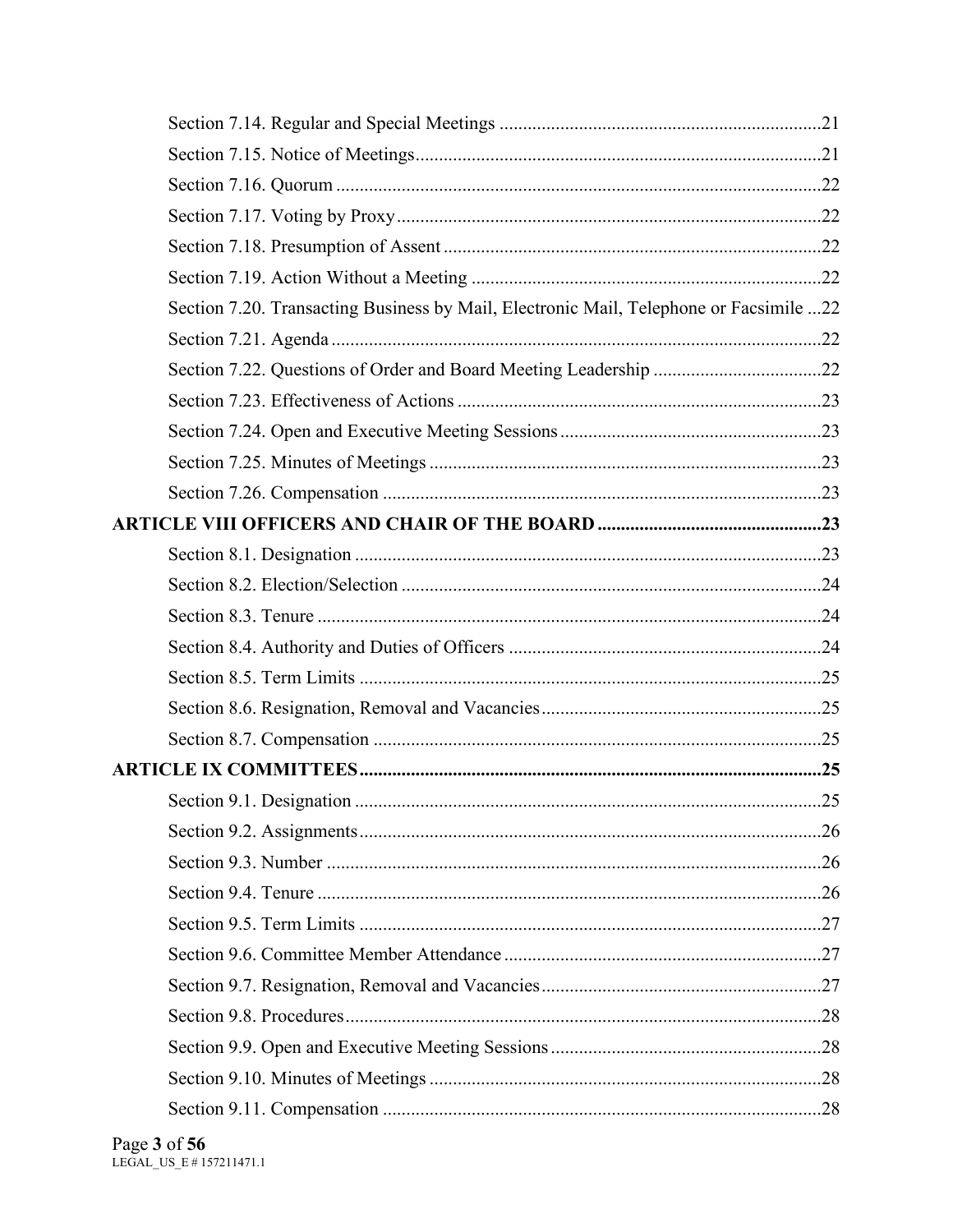Section 7.14. Regular and Special Meetings ....................................................................21

Section 7.15. Notice of Meetings......................................................................................21

Section 7.16. Quorum .......................................................................................................22

Section 7.17. Voting by Proxy..........................................................................................22

Section 7.18. Presumption of Assent ................................................................................22

Section 7.19. Action Without a Meeting ..........................................................................22

Section 7.20. Transacting Business by Mail, Electronic Mail, Telephone or Facsimile ...22

Section 7.21. Agenda ........................................................................................................22

Section 7.22. Questions of Order and Board Meeting Leadership ....................................22

Section 7.23. Effectiveness of Actions .............................................................................23

Section 7.24. Open and Executive Meeting Sessions ........................................................23

Section 7.25. Minutes of Meetings ...................................................................................23

Section 7.26. Compensation .............................................................................................23

**ARTICLE VIII OFFICERS AND CHAIR OF THE BOARD ................................................23**

Section 8.1. Designation ...................................................................................................23

Section 8.2. Election/Selection .........................................................................................24

Section 8.3. Tenure ...........................................................................................................24

Section 8.4. Authority and Duties of Officers ..................................................................24

Section 8.5. Term Limits ..................................................................................................25

Section 8.6. Resignation, Removal and Vacancies............................................................25

Section 8.7. Compensation ...............................................................................................25

**ARTICLE IX COMMITTEES..................................................................................................25**

Section 9.1. Designation ...................................................................................................25

Section 9.2. Assignments..................................................................................................26

Section 9.3. Number .........................................................................................................26

Section 9.4. Tenure ...........................................................................................................26

Section 9.5. Term Limits ..................................................................................................27

Section 9.6. Committee Member Attendance ...................................................................27

Section 9.7. Resignation, Removal and Vacancies............................................................27

Section 9.8. Procedures.....................................................................................................28

Section 9.9. Open and Executive Meeting Sessions .........................................................28

Section 9.10. Minutes of Meetings ...................................................................................28

Section 9.11. Compensation .............................................................................................28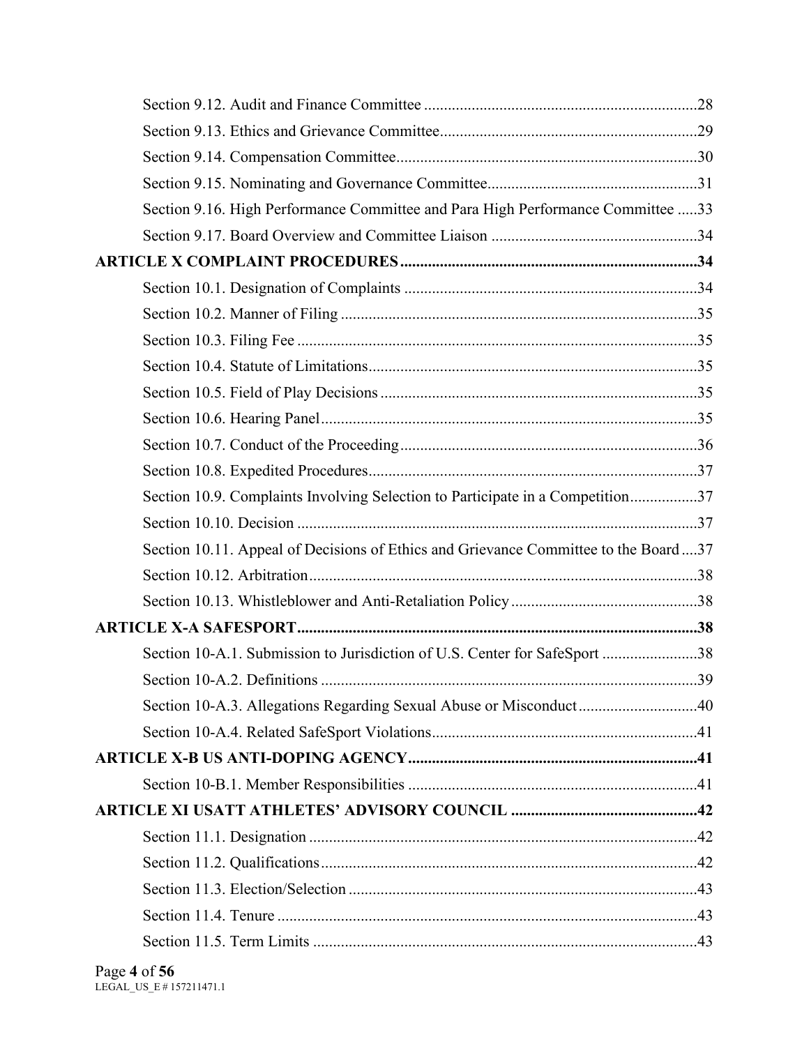Section 9.12. Audit and Finance Committee ....................................................................28

Section 9.13. Ethics and Grievance Committee.................................................................29

Section 9.14. Compensation Committee............................................................................30

Section 9.15. Nominating and Governance Committee.....................................................31

Section 9.16. High Performance Committee and Para High Performance Committee .....33

Section 9.17. Board Overview and Committee Liaison ....................................................34

**ARTICLE X COMPLAINT PROCEDURES...........................................................................34**

Section 10.1. Designation of Complaints ..........................................................................34

Section 10.2. Manner of Filing ..........................................................................................35

Section 10.3. Filing Fee .....................................................................................................35

Section 10.4. Statute of Limitations...................................................................................35

Section 10.5. Field of Play Decisions ................................................................................35

Section 10.6. Hearing Panel...............................................................................................35

Section 10.7. Conduct of the Proceeding...........................................................................36

Section 10.8. Expedited Procedures...................................................................................37

Section 10.9. Complaints Involving Selection to Participate in a Competition.................37

Section 10.10. Decision .....................................................................................................37

Section 10.11. Appeal of Decisions of Ethics and Grievance Committee to the Board ....37

Section 10.12. Arbitration..................................................................................................38

Section 10.13. Whistleblower and Anti-Retaliation Policy...............................................38

**ARTICLE X-A SAFESPORT.....................................................................................................38**

Section 10-A.1. Submission to Jurisdiction of U.S. Center for SafeSport ........................38

Section 10-A.2. Definitions ...............................................................................................39

Section 10-A.3. Allegations Regarding Sexual Abuse or Misconduct..............................40

Section 10-A.4. Related SafeSport Violations...................................................................41

**ARTICLE X-B US ANTI-DOPING AGENCY.........................................................................41**

Section 10-B.1. Member Responsibilities .........................................................................41

**ARTICLE XI USATT ATHLETES' ADVISORY COUNCIL ..............................................42**

Section 11.1. Designation ..................................................................................................42

Section 11.2. Qualifications...............................................................................................42

Section 11.3. Election/Selection ........................................................................................43

Section 11.4. Tenure ..........................................................................................................43

Section 11.5. Term Limits .................................................................................................43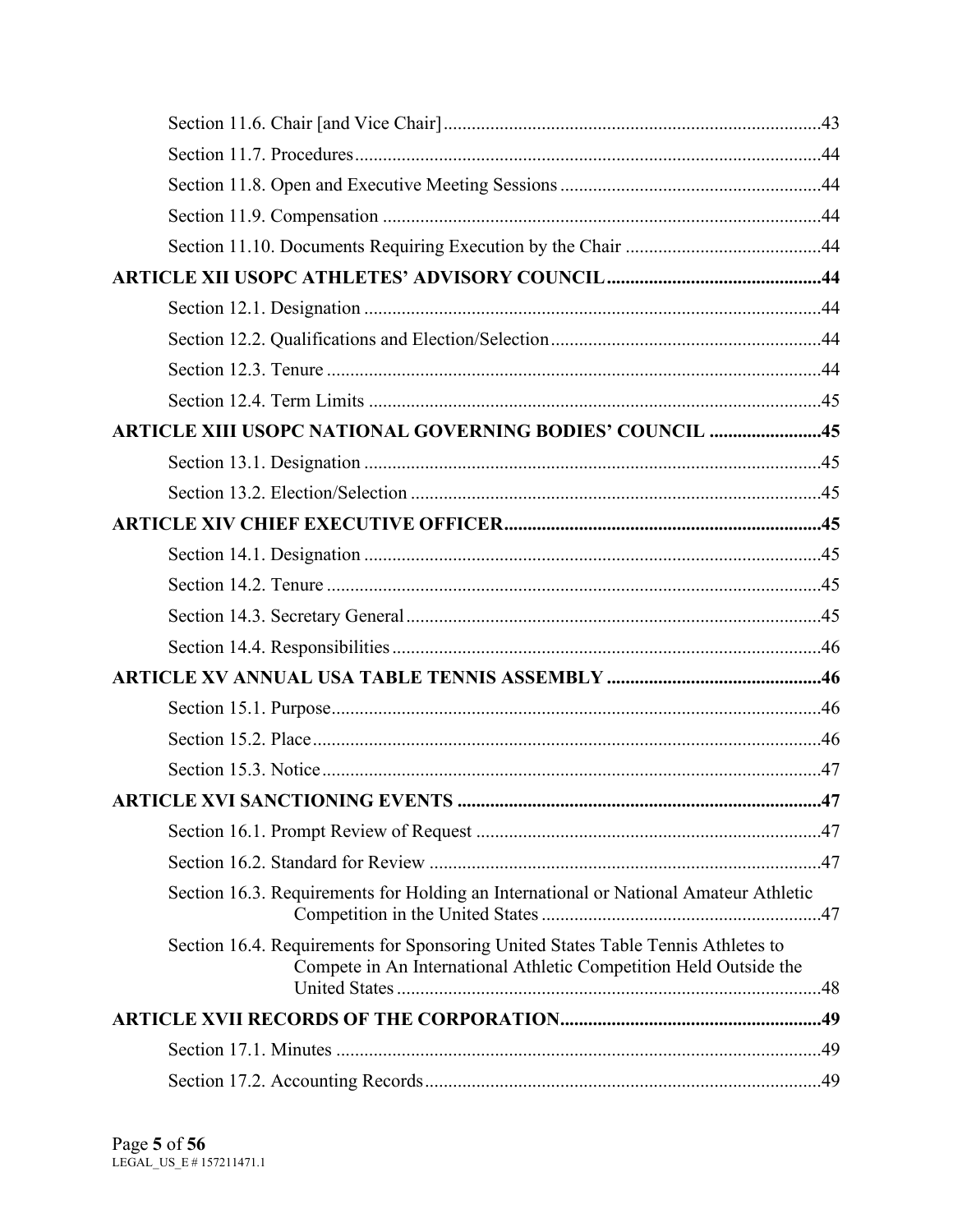Section 11.6. Chair [and Vice Chair] ....... 43

Section 11.7. Procedures ....... 44

Section 11.8. Open and Executive Meeting Sessions ....... 44

Section 11.9. Compensation ....... 44

Section 11.10. Documents Requiring Execution by the Chair ....... 44

**ARTICLE XII USOPC ATHLETES' ADVISORY COUNCIL ....... 44**

Section 12.1. Designation ....... 44

Section 12.2. Qualifications and Election/Selection ....... 44

Section 12.3. Tenure ....... 44

Section 12.4. Term Limits ....... 45

**ARTICLE XIII USOPC NATIONAL GOVERNING BODIES' COUNCIL ....... 45**

Section 13.1. Designation ....... 45

Section 13.2. Election/Selection ....... 45

**ARTICLE XIV CHIEF EXECUTIVE OFFICER ....... 45**

Section 14.1. Designation ....... 45

Section 14.2. Tenure ....... 45

Section 14.3. Secretary General ....... 45

Section 14.4. Responsibilities ....... 46

**ARTICLE XV ANNUAL USA TABLE TENNIS ASSEMBLY ....... 46**

Section 15.1. Purpose ....... 46

Section 15.2. Place ....... 46

Section 15.3. Notice ....... 47

**ARTICLE XVI SANCTIONING EVENTS ....... 47**

Section 16.1. Prompt Review of Request ....... 47

Section 16.2. Standard for Review ....... 47

Section 16.3. Requirements for Holding an International or National Amateur Athletic Competition in the United States ....... 47

Section 16.4. Requirements for Sponsoring United States Table Tennis Athletes to Compete in An International Athletic Competition Held Outside the United States ....... 48

**ARTICLE XVII RECORDS OF THE CORPORATION ....... 49**

Section 17.1. Minutes ....... 49

Section 17.2. Accounting Records ....... 49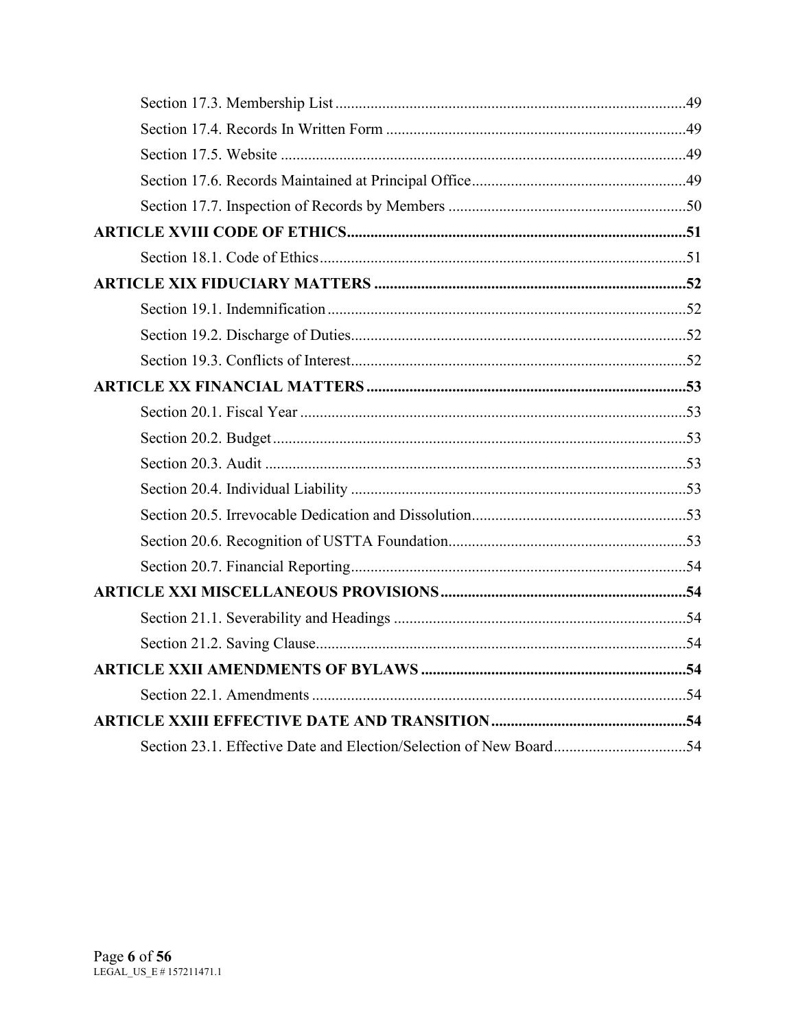Section 17.3. Membership List ........................................................................................49

Section 17.4. Records In Written Form ............................................................................49

Section 17.5. Website ......................................................................................................49

Section 17.6. Records Maintained at Principal Office......................................................49

Section 17.7. Inspection of Records by Members ............................................................50

**ARTICLE XVIII CODE OF ETHICS......................................................................................51**

Section 18.1. Code of Ethics............................................................................................51

**ARTICLE XIX FIDUCIARY MATTERS ................................................................................52**

Section 19.1. Indemnification ..........................................................................................52

Section 19.2. Discharge of Duties.....................................................................................52

Section 19.3. Conflicts of Interest.....................................................................................52

**ARTICLE XX FINANCIAL MATTERS .................................................................................53**

Section 20.1. Fiscal Year .................................................................................................53

Section 20.2. Budget.........................................................................................................53

Section 20.3. Audit ..........................................................................................................53

Section 20.4. Individual Liability .....................................................................................53

Section 20.5. Irrevocable Dedication and Dissolution......................................................53

Section 20.6. Recognition of USTTA Foundation............................................................53

Section 20.7. Financial Reporting.....................................................................................54

**ARTICLE XXI MISCELLANEOUS PROVISIONS ..............................................................54**

Section 21.1. Severability and Headings ..........................................................................54

Section 21.2. Saving Clause..............................................................................................54

**ARTICLE XXII AMENDMENTS OF BYLAWS ....................................................................54**

Section 22.1. Amendments ...............................................................................................54

**ARTICLE XXIII EFFECTIVE DATE AND TRANSITION .................................................54**

Section 23.1. Effective Date and Election/Selection of New Board.................................54

LEGAL_US_E # 157211471.1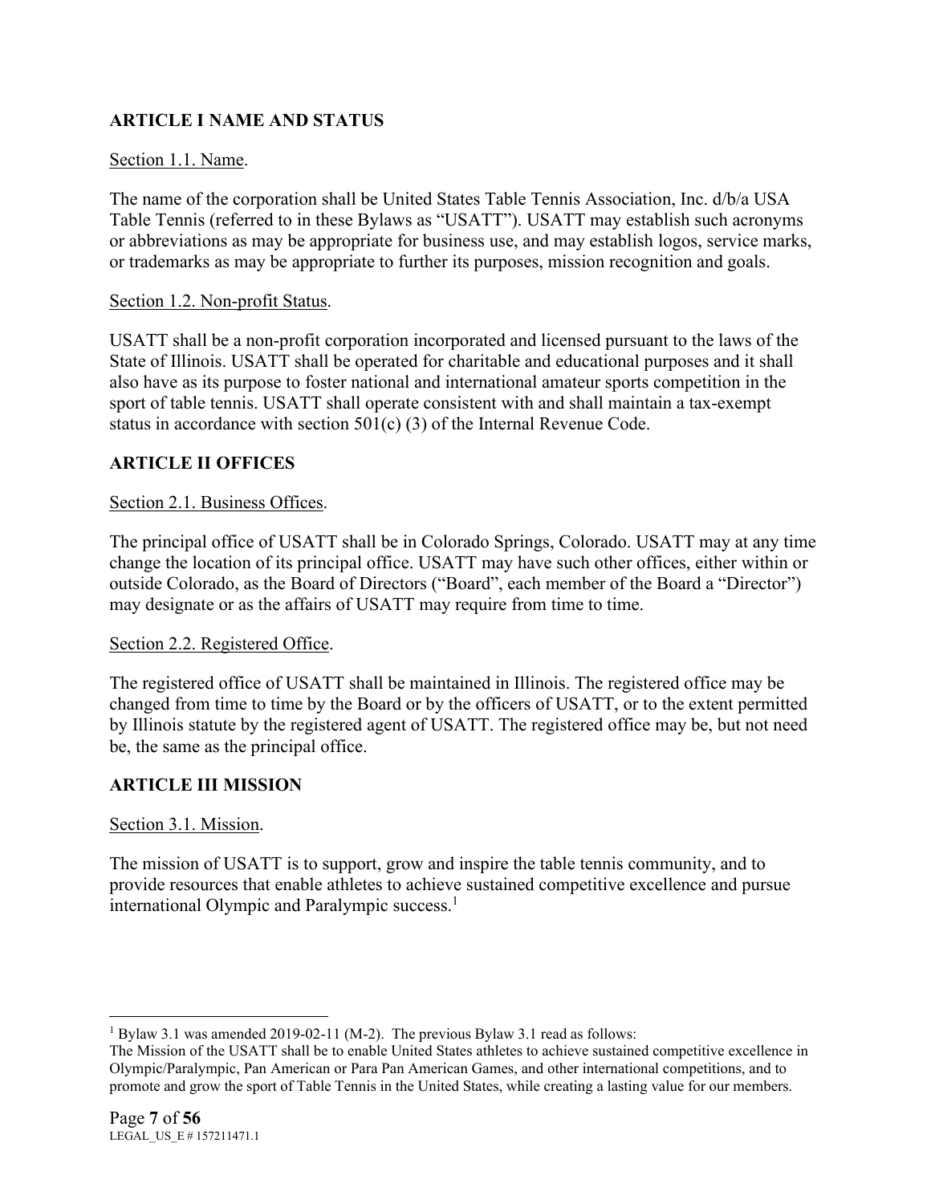## ARTICLE I NAME AND STATUS

Section 1.1. Name.

The name of the corporation shall be United States Table Tennis Association, Inc. d/b/a USA Table Tennis (referred to in these Bylaws as "USATT"). USATT may establish such acronyms or abbreviations as may be appropriate for business use, and may establish logos, service marks, or trademarks as may be appropriate to further its purposes, mission recognition and goals.

Section 1.2. Non-profit Status.

USATT shall be a non-profit corporation incorporated and licensed pursuant to the laws of the State of Illinois. USATT shall be operated for charitable and educational purposes and it shall also have as its purpose to foster national and international amateur sports competition in the sport of table tennis. USATT shall operate consistent with and shall maintain a tax-exempt status in accordance with section 501(c) (3) of the Internal Revenue Code.

## ARTICLE II OFFICES

Section 2.1. Business Offices.

The principal office of USATT shall be in Colorado Springs, Colorado. USATT may at any time change the location of its principal office. USATT may have such other offices, either within or outside Colorado, as the Board of Directors ("Board", each member of the Board a "Director") may designate or as the affairs of USATT may require from time to time.

Section 2.2. Registered Office.

The registered office of USATT shall be maintained in Illinois. The registered office may be changed from time to time by the Board or by the officers of USATT, or to the extent permitted by Illinois statute by the registered agent of USATT. The registered office may be, but not need be, the same as the principal office.

## ARTICLE III MISSION

Section 3.1. Mission.

The mission of USATT is to support, grow and inspire the table tennis community, and to provide resources that enable athletes to achieve sustained competitive excellence and pursue international Olympic and Paralympic success.[1]

---

[1] Bylaw 3.1 was amended 2019-02-11 (M-2). The previous Bylaw 3.1 read as follows:
The Mission of the USATT shall be to enable United States athletes to achieve sustained competitive excellence in Olympic/Paralympic, Pan American or Para Pan American Games, and other international competitions, and to promote and grow the sport of Table Tennis in the United States, while creating a lasting value for our members.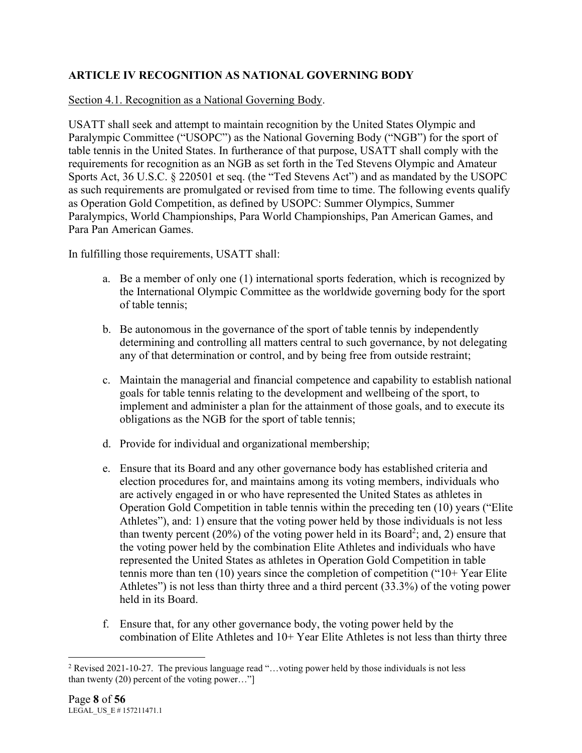## ARTICLE IV RECOGNITION AS NATIONAL GOVERNING BODY

Section 4.1. Recognition as a National Governing Body.

USATT shall seek and attempt to maintain recognition by the United States Olympic and Paralympic Committee ("USOPC") as the National Governing Body ("NGB") for the sport of table tennis in the United States. In furtherance of that purpose, USATT shall comply with the requirements for recognition as an NGB as set forth in the Ted Stevens Olympic and Amateur Sports Act, 36 U.S.C. § 220501 et seq. (the "Ted Stevens Act") and as mandated by the USOPC as such requirements are promulgated or revised from time to time. The following events qualify as Operation Gold Competition, as defined by USOPC: Summer Olympics, Summer Paralympics, World Championships, Para World Championships, Pan American Games, and Para Pan American Games.

In fulfilling those requirements, USATT shall:

a. Be a member of only one (1) international sports federation, which is recognized by the International Olympic Committee as the worldwide governing body for the sport of table tennis;

b. Be autonomous in the governance of the sport of table tennis by independently determining and controlling all matters central to such governance, by not delegating any of that determination or control, and by being free from outside restraint;

c. Maintain the managerial and financial competence and capability to establish national goals for table tennis relating to the development and wellbeing of the sport, to implement and administer a plan for the attainment of those goals, and to execute its obligations as the NGB for the sport of table tennis;

d. Provide for individual and organizational membership;

e. Ensure that its Board and any other governance body has established criteria and election procedures for, and maintains among its voting members, individuals who are actively engaged in or who have represented the United States as athletes in Operation Gold Competition in table tennis within the preceding ten (10) years ("Elite Athletes"), and: 1) ensure that the voting power held by those individuals is not less than twenty percent (20%) of the voting power held in its Board[2]; and, 2) ensure that the voting power held by the combination Elite Athletes and individuals who have represented the United States as athletes in Operation Gold Competition in table tennis more than ten (10) years since the completion of competition ("10+ Year Elite Athletes") is not less than thirty three and a third percent (33.3%) of the voting power held in its Board.

f. Ensure that, for any other governance body, the voting power held by the combination of Elite Athletes and 10+ Year Elite Athletes is not less than thirty three

---

[2] Revised 2021-10-27. The previous language read "…voting power held by those individuals is not less than twenty (20) percent of the voting power…"]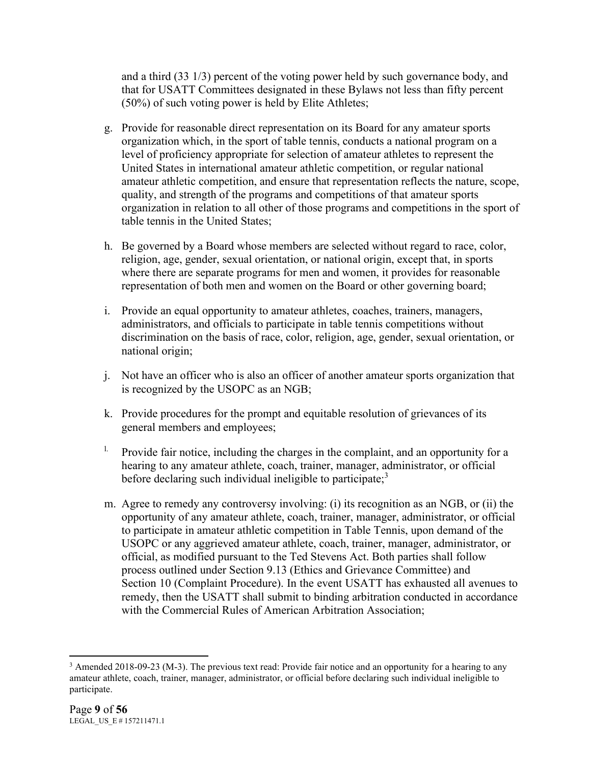and a third (33 1/3) percent of the voting power held by such governance body, and that for USATT Committees designated in these Bylaws not less than fifty percent (50%) of such voting power is held by Elite Athletes;

g. Provide for reasonable direct representation on its Board for any amateur sports organization which, in the sport of table tennis, conducts a national program on a level of proficiency appropriate for selection of amateur athletes to represent the United States in international amateur athletic competition, or regular national amateur athletic competition, and ensure that representation reflects the nature, scope, quality, and strength of the programs and competitions of that amateur sports organization in relation to all other of those programs and competitions in the sport of table tennis in the United States;

h. Be governed by a Board whose members are selected without regard to race, color, religion, age, gender, sexual orientation, or national origin, except that, in sports where there are separate programs for men and women, it provides for reasonable representation of both men and women on the Board or other governing board;

i. Provide an equal opportunity to amateur athletes, coaches, trainers, managers, administrators, and officials to participate in table tennis competitions without discrimination on the basis of race, color, religion, age, gender, sexual orientation, or national origin;

j. Not have an officer who is also an officer of another amateur sports organization that is recognized by the USOPC as an NGB;

k. Provide procedures for the prompt and equitable resolution of grievances of its general members and employees;

l. Provide fair notice, including the charges in the complaint, and an opportunity for a hearing to any amateur athlete, coach, trainer, manager, administrator, or official before declaring such individual ineligible to participate;[3]

m. Agree to remedy any controversy involving: (i) its recognition as an NGB, or (ii) the opportunity of any amateur athlete, coach, trainer, manager, administrator, or official to participate in amateur athletic competition in Table Tennis, upon demand of the USOPC or any aggrieved amateur athlete, coach, trainer, manager, administrator, or official, as modified pursuant to the Ted Stevens Act. Both parties shall follow process outlined under Section 9.13 (Ethics and Grievance Committee) and Section 10 (Complaint Procedure). In the event USATT has exhausted all avenues to remedy, then the USATT shall submit to binding arbitration conducted in accordance with the Commercial Rules of American Arbitration Association;

---

[3] Amended 2018-09-23 (M-3). The previous text read: Provide fair notice and an opportunity for a hearing to any amateur athlete, coach, trainer, manager, administrator, or official before declaring such individual ineligible to participate.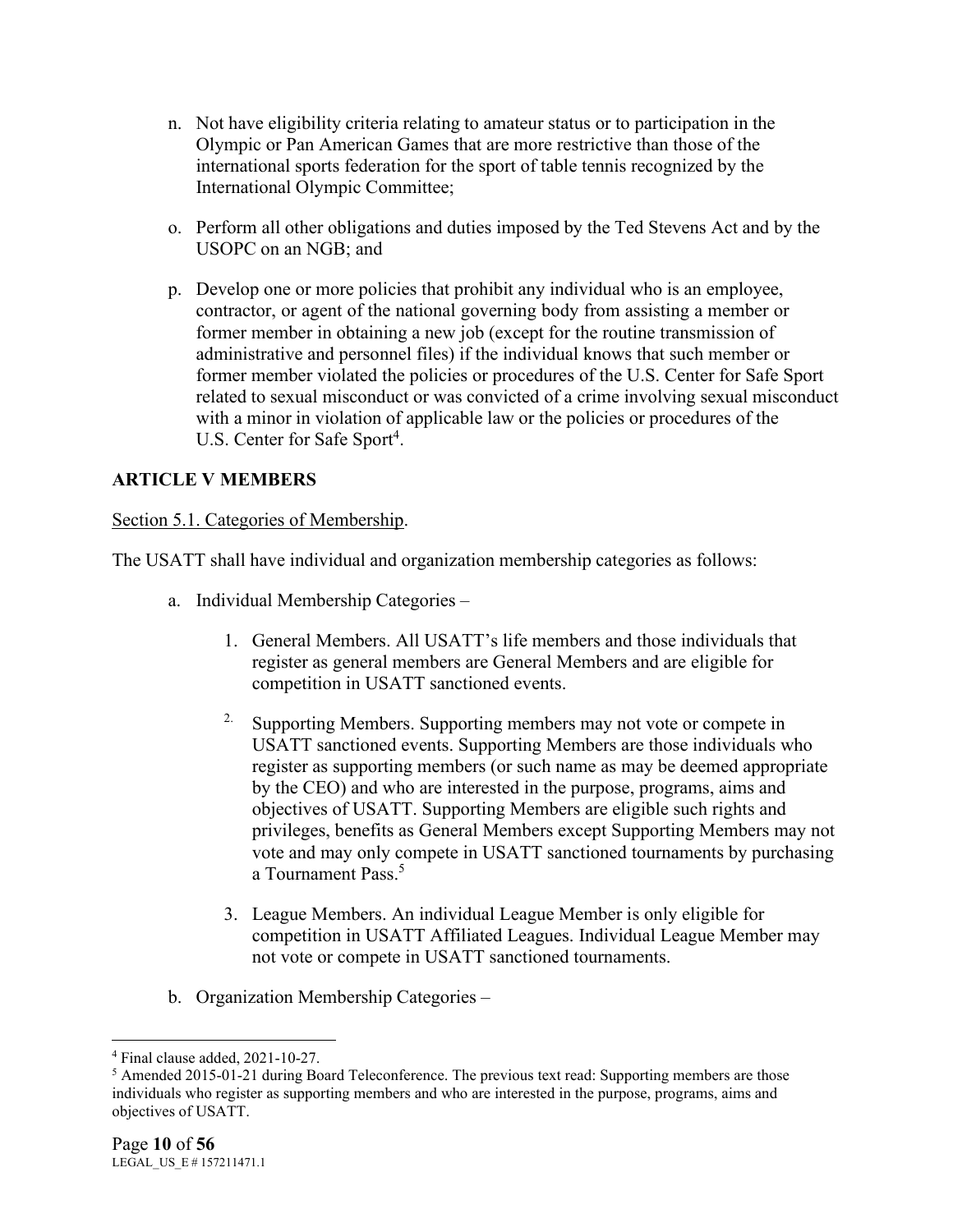n. Not have eligibility criteria relating to amateur status or to participation in the Olympic or Pan American Games that are more restrictive than those of the international sports federation for the sport of table tennis recognized by the International Olympic Committee;

o. Perform all other obligations and duties imposed by the Ted Stevens Act and by the USOPC on an NGB; and

p. Develop one or more policies that prohibit any individual who is an employee, contractor, or agent of the national governing body from assisting a member or former member in obtaining a new job (except for the routine transmission of administrative and personnel files) if the individual knows that such member or former member violated the policies or procedures of the U.S. Center for Safe Sport related to sexual misconduct or was convicted of a crime involving sexual misconduct with a minor in violation of applicable law or the policies or procedures of the U.S. Center for Safe Sport[4].

## ARTICLE V MEMBERS

Section 5.1. Categories of Membership.

The USATT shall have individual and organization membership categories as follows:

a. Individual Membership Categories –

   1. General Members. All USATT's life members and those individuals that register as general members are General Members and are eligible for competition in USATT sanctioned events.

   2. Supporting Members. Supporting members may not vote or compete in USATT sanctioned events. Supporting Members are those individuals who register as supporting members (or such name as may be deemed appropriate by the CEO) and who are interested in the purpose, programs, aims and objectives of USATT. Supporting Members are eligible such rights and privileges, benefits as General Members except Supporting Members may not vote and may only compete in USATT sanctioned tournaments by purchasing a Tournament Pass.[5]

   3. League Members. An individual League Member is only eligible for competition in USATT Affiliated Leagues. Individual League Member may not vote or compete in USATT sanctioned tournaments.

b. Organization Membership Categories –

---

[4] Final clause added, 2021-10-27.

[5] Amended 2015-01-21 during Board Teleconference. The previous text read: Supporting members are those individuals who register as supporting members and who are interested in the purpose, programs, aims and objectives of USATT.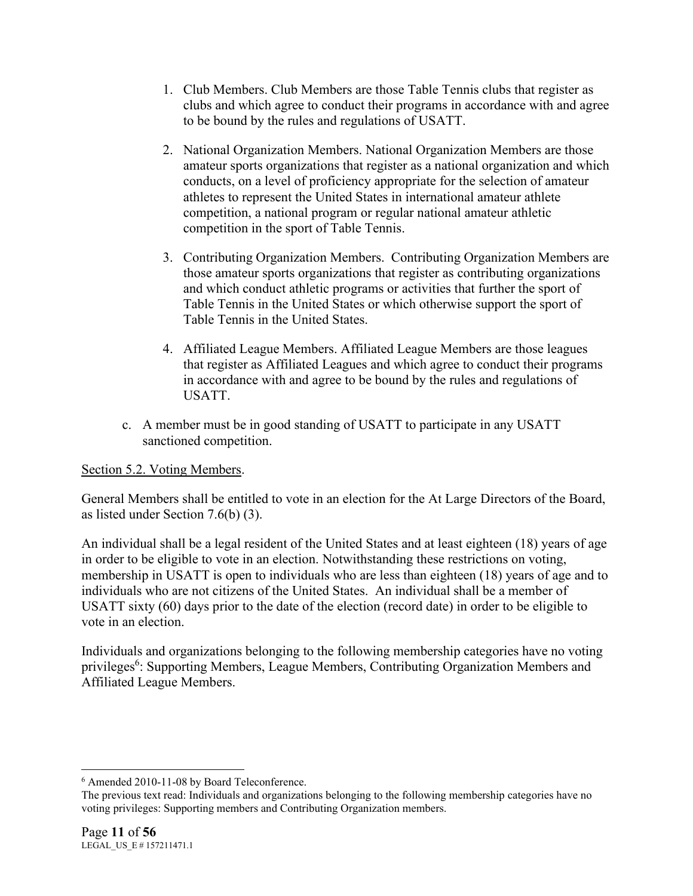1. Club Members. Club Members are those Table Tennis clubs that register as clubs and which agree to conduct their programs in accordance with and agree to be bound by the rules and regulations of USATT.

2. National Organization Members. National Organization Members are those amateur sports organizations that register as a national organization and which conducts, on a level of proficiency appropriate for the selection of amateur athletes to represent the United States in international amateur athlete competition, a national program or regular national amateur athletic competition in the sport of Table Tennis.

3. Contributing Organization Members. Contributing Organization Members are those amateur sports organizations that register as contributing organizations and which conduct athletic programs or activities that further the sport of Table Tennis in the United States or which otherwise support the sport of Table Tennis in the United States.

4. Affiliated League Members. Affiliated League Members are those leagues that register as Affiliated Leagues and which agree to conduct their programs in accordance with and agree to be bound by the rules and regulations of USATT.

c. A member must be in good standing of USATT to participate in any USATT sanctioned competition.

Section 5.2. Voting Members.

General Members shall be entitled to vote in an election for the At Large Directors of the Board, as listed under Section 7.6(b) (3).

An individual shall be a legal resident of the United States and at least eighteen (18) years of age in order to be eligible to vote in an election. Notwithstanding these restrictions on voting, membership in USATT is open to individuals who are less than eighteen (18) years of age and to individuals who are not citizens of the United States. An individual shall be a member of USATT sixty (60) days prior to the date of the election (record date) in order to be eligible to vote in an election.

Individuals and organizations belonging to the following membership categories have no voting privileges[6]: Supporting Members, League Members, Contributing Organization Members and Affiliated League Members.

---

[6] Amended 2010-11-08 by Board Teleconference.
The previous text read: Individuals and organizations belonging to the following membership categories have no voting privileges: Supporting members and Contributing Organization members.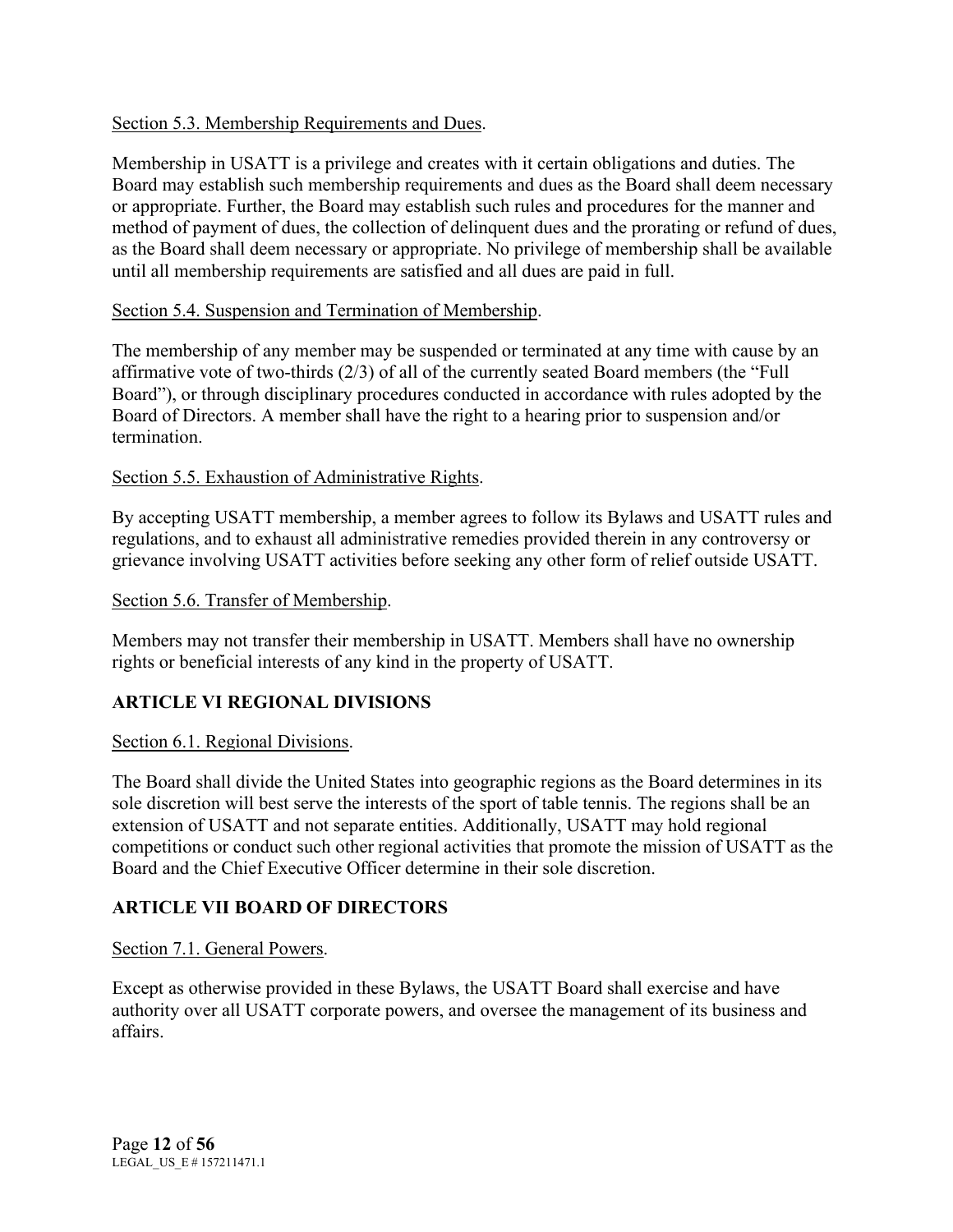Section 5.3. Membership Requirements and Dues.

Membership in USATT is a privilege and creates with it certain obligations and duties. The Board may establish such membership requirements and dues as the Board shall deem necessary or appropriate. Further, the Board may establish such rules and procedures for the manner and method of payment of dues, the collection of delinquent dues and the prorating or refund of dues, as the Board shall deem necessary or appropriate. No privilege of membership shall be available until all membership requirements are satisfied and all dues are paid in full.

Section 5.4. Suspension and Termination of Membership.

The membership of any member may be suspended or terminated at any time with cause by an affirmative vote of two-thirds (2/3) of all of the currently seated Board members (the "Full Board"), or through disciplinary procedures conducted in accordance with rules adopted by the Board of Directors. A member shall have the right to a hearing prior to suspension and/or termination.

Section 5.5. Exhaustion of Administrative Rights.

By accepting USATT membership, a member agrees to follow its Bylaws and USATT rules and regulations, and to exhaust all administrative remedies provided therein in any controversy or grievance involving USATT activities before seeking any other form of relief outside USATT.

Section 5.6. Transfer of Membership.

Members may not transfer their membership in USATT. Members shall have no ownership rights or beneficial interests of any kind in the property of USATT.

## ARTICLE VI REGIONAL DIVISIONS

Section 6.1. Regional Divisions.

The Board shall divide the United States into geographic regions as the Board determines in its sole discretion will best serve the interests of the sport of table tennis. The regions shall be an extension of USATT and not separate entities. Additionally, USATT may hold regional competitions or conduct such other regional activities that promote the mission of USATT as the Board and the Chief Executive Officer determine in their sole discretion.

## ARTICLE VII BOARD OF DIRECTORS

Section 7.1. General Powers.

Except as otherwise provided in these Bylaws, the USATT Board shall exercise and have authority over all USATT corporate powers, and oversee the management of its business and affairs.

LEGAL_US_E # 157211471.1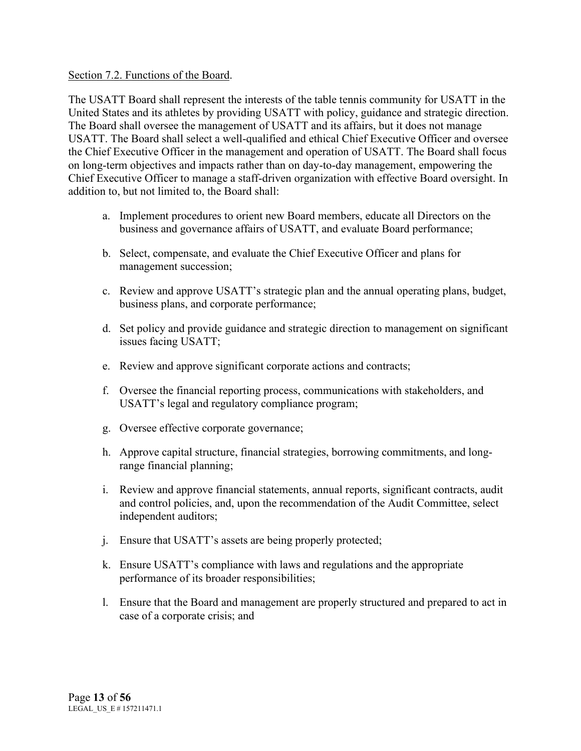Section 7.2. Functions of the Board.

The USATT Board shall represent the interests of the table tennis community for USATT in the United States and its athletes by providing USATT with policy, guidance and strategic direction. The Board shall oversee the management of USATT and its affairs, but it does not manage USATT. The Board shall select a well-qualified and ethical Chief Executive Officer and oversee the Chief Executive Officer in the management and operation of USATT. The Board shall focus on long-term objectives and impacts rather than on day-to-day management, empowering the Chief Executive Officer to manage a staff-driven organization with effective Board oversight. In addition to, but not limited to, the Board shall:

a. Implement procedures to orient new Board members, educate all Directors on the business and governance affairs of USATT, and evaluate Board performance;

b. Select, compensate, and evaluate the Chief Executive Officer and plans for management succession;

c. Review and approve USATT's strategic plan and the annual operating plans, budget, business plans, and corporate performance;

d. Set policy and provide guidance and strategic direction to management on significant issues facing USATT;

e. Review and approve significant corporate actions and contracts;

f. Oversee the financial reporting process, communications with stakeholders, and USATT's legal and regulatory compliance program;

g. Oversee effective corporate governance;

h. Approve capital structure, financial strategies, borrowing commitments, and long-range financial planning;

i. Review and approve financial statements, annual reports, significant contracts, audit and control policies, and, upon the recommendation of the Audit Committee, select independent auditors;

j. Ensure that USATT's assets are being properly protected;

k. Ensure USATT's compliance with laws and regulations and the appropriate performance of its broader responsibilities;

l. Ensure that the Board and management are properly structured and prepared to act in case of a corporate crisis; and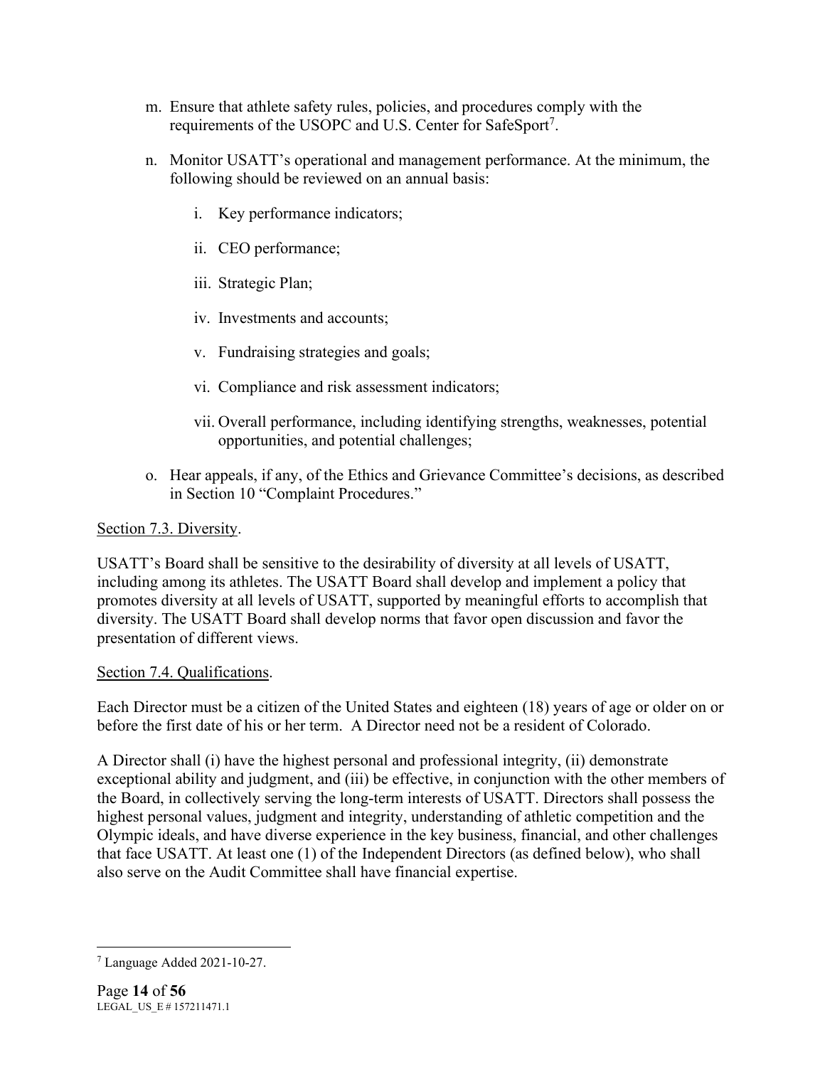m. Ensure that athlete safety rules, policies, and procedures comply with the requirements of the USOPC and U.S. Center for SafeSport[7].

n. Monitor USATT's operational and management performance. At the minimum, the following should be reviewed on an annual basis:

    i. Key performance indicators;

    ii. CEO performance;

    iii. Strategic Plan;

    iv. Investments and accounts;

    v. Fundraising strategies and goals;

    vi. Compliance and risk assessment indicators;

    vii. Overall performance, including identifying strengths, weaknesses, potential opportunities, and potential challenges;

o. Hear appeals, if any, of the Ethics and Grievance Committee's decisions, as described in Section 10 "Complaint Procedures."

<u>Section 7.3. Diversity</u>.

USATT's Board shall be sensitive to the desirability of diversity at all levels of USATT, including among its athletes. The USATT Board shall develop and implement a policy that promotes diversity at all levels of USATT, supported by meaningful efforts to accomplish that diversity. The USATT Board shall develop norms that favor open discussion and favor the presentation of different views.

<u>Section 7.4. Qualifications</u>.

Each Director must be a citizen of the United States and eighteen (18) years of age or older on or before the first date of his or her term. A Director need not be a resident of Colorado.

A Director shall (i) have the highest personal and professional integrity, (ii) demonstrate exceptional ability and judgment, and (iii) be effective, in conjunction with the other members of the Board, in collectively serving the long-term interests of USATT. Directors shall possess the highest personal values, judgment and integrity, understanding of athletic competition and the Olympic ideals, and have diverse experience in the key business, financial, and other challenges that face USATT. At least one (1) of the Independent Directors (as defined below), who shall also serve on the Audit Committee shall have financial expertise.

---

[7] Language Added 2021-10-27.

LEGAL_US_E # 157211471.1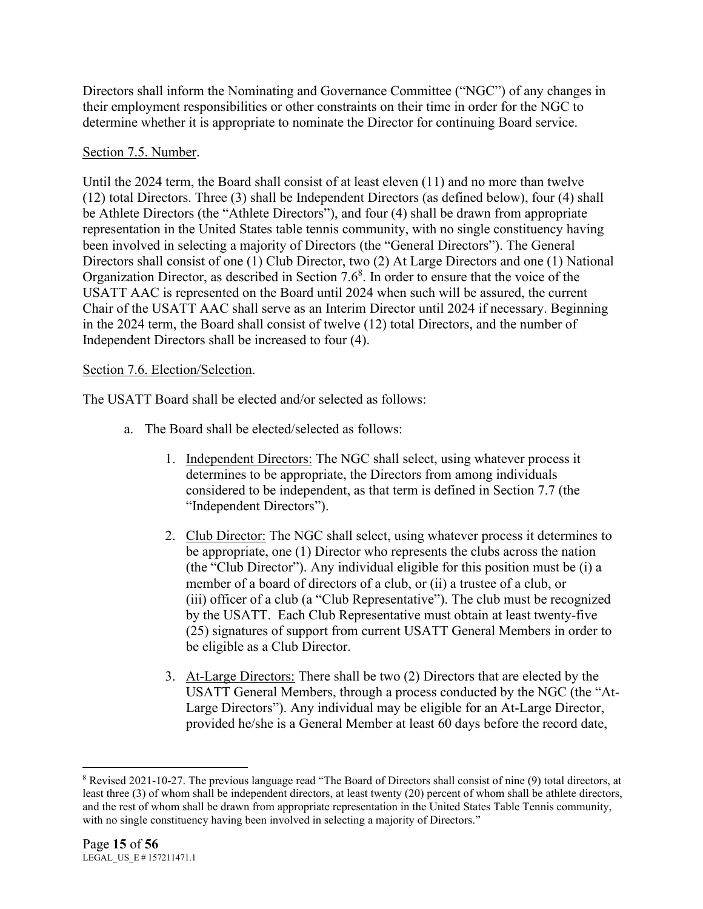Directors shall inform the Nominating and Governance Committee ("NGC") of any changes in their employment responsibilities or other constraints on their time in order for the NGC to determine whether it is appropriate to nominate the Director for continuing Board service.

Section 7.5. Number.

Until the 2024 term, the Board shall consist of at least eleven (11) and no more than twelve (12) total Directors. Three (3) shall be Independent Directors (as defined below), four (4) shall be Athlete Directors (the "Athlete Directors"), and four (4) shall be drawn from appropriate representation in the United States table tennis community, with no single constituency having been involved in selecting a majority of Directors (the "General Directors"). The General Directors shall consist of one (1) Club Director, two (2) At Large Directors and one (1) National Organization Director, as described in Section 7.6[8]. In order to ensure that the voice of the USATT AAC is represented on the Board until 2024 when such will be assured, the current Chair of the USATT AAC shall serve as an Interim Director until 2024 if necessary. Beginning in the 2024 term, the Board shall consist of twelve (12) total Directors, and the number of Independent Directors shall be increased to four (4).

Section 7.6. Election/Selection.

The USATT Board shall be elected and/or selected as follows:

a. The Board shall be elected/selected as follows:

   1. Independent Directors: The NGC shall select, using whatever process it determines to be appropriate, the Directors from among individuals considered to be independent, as that term is defined in Section 7.7 (the "Independent Directors").

   2. Club Director: The NGC shall select, using whatever process it determines to be appropriate, one (1) Director who represents the clubs across the nation (the "Club Director"). Any individual eligible for this position must be (i) a member of a board of directors of a club, or (ii) a trustee of a club, or (iii) officer of a club (a "Club Representative"). The club must be recognized by the USATT. Each Club Representative must obtain at least twenty-five (25) signatures of support from current USATT General Members in order to be eligible as a Club Director.

   3. At-Large Directors: There shall be two (2) Directors that are elected by the USATT General Members, through a process conducted by the NGC (the "At-Large Directors"). Any individual may be eligible for an At-Large Director, provided he/she is a General Member at least 60 days before the record date,

---

[8] Revised 2021-10-27. The previous language read "The Board of Directors shall consist of nine (9) total directors, at least three (3) of whom shall be independent directors, at least twenty (20) percent of whom shall be athlete directors, and the rest of whom shall be drawn from appropriate representation in the United States Table Tennis community, with no single constituency having been involved in selecting a majority of Directors."

LEGAL_US_E # 157211471.1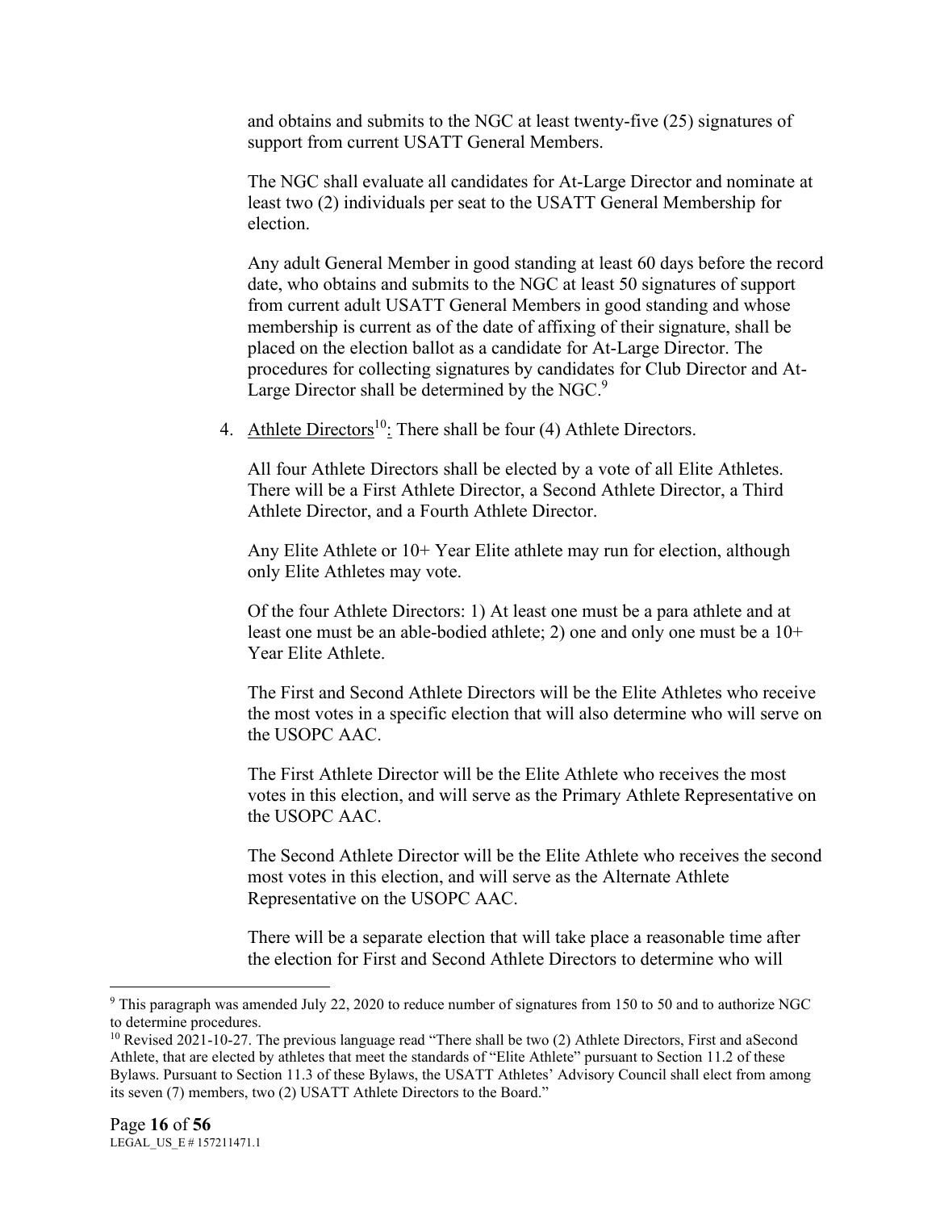and obtains and submits to the NGC at least twenty-five (25) signatures of support from current USATT General Members.

The NGC shall evaluate all candidates for At-Large Director and nominate at least two (2) individuals per seat to the USATT General Membership for election.

Any adult General Member in good standing at least 60 days before the record date, who obtains and submits to the NGC at least 50 signatures of support from current adult USATT General Members in good standing and whose membership is current as of the date of affixing of their signature, shall be placed on the election ballot as a candidate for At-Large Director. The procedures for collecting signatures by candidates for Club Director and At-Large Director shall be determined by the NGC.[9]

4. Athlete Directors[10]: There shall be four (4) Athlete Directors.

   All four Athlete Directors shall be elected by a vote of all Elite Athletes. There will be a First Athlete Director, a Second Athlete Director, a Third Athlete Director, and a Fourth Athlete Director.

   Any Elite Athlete or 10+ Year Elite athlete may run for election, although only Elite Athletes may vote.

   Of the four Athlete Directors: 1) At least one must be a para athlete and at least one must be an able-bodied athlete; 2) one and only one must be a 10+ Year Elite Athlete.

   The First and Second Athlete Directors will be the Elite Athletes who receive the most votes in a specific election that will also determine who will serve on the USOPC AAC.

   The First Athlete Director will be the Elite Athlete who receives the most votes in this election, and will serve as the Primary Athlete Representative on the USOPC AAC.

   The Second Athlete Director will be the Elite Athlete who receives the second most votes in this election, and will serve as the Alternate Athlete Representative on the USOPC AAC.

   There will be a separate election that will take place a reasonable time after the election for First and Second Athlete Directors to determine who will

---

[9] This paragraph was amended July 22, 2020 to reduce number of signatures from 150 to 50 and to authorize NGC to determine procedures.

[10] Revised 2021-10-27. The previous language read "There shall be two (2) Athlete Directors, First and aSecond Athlete, that are elected by athletes that meet the standards of "Elite Athlete" pursuant to Section 11.2 of these Bylaws. Pursuant to Section 11.3 of these Bylaws, the USATT Athletes' Advisory Council shall elect from among its seven (7) members, two (2) USATT Athlete Directors to the Board."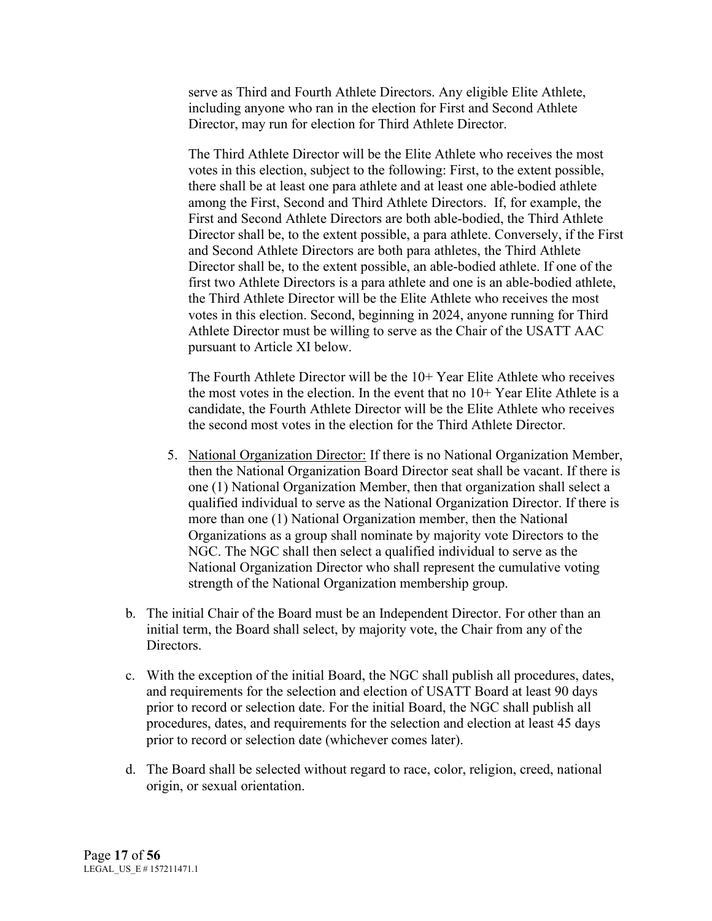serve as Third and Fourth Athlete Directors. Any eligible Elite Athlete, including anyone who ran in the election for First and Second Athlete Director, may run for election for Third Athlete Director.

The Third Athlete Director will be the Elite Athlete who receives the most votes in this election, subject to the following: First, to the extent possible, there shall be at least one para athlete and at least one able-bodied athlete among the First, Second and Third Athlete Directors. If, for example, the First and Second Athlete Directors are both able-bodied, the Third Athlete Director shall be, to the extent possible, a para athlete. Conversely, if the First and Second Athlete Directors are both para athletes, the Third Athlete Director shall be, to the extent possible, an able-bodied athlete. If one of the first two Athlete Directors is a para athlete and one is an able-bodied athlete, the Third Athlete Director will be the Elite Athlete who receives the most votes in this election. Second, beginning in 2024, anyone running for Third Athlete Director must be willing to serve as the Chair of the USATT AAC pursuant to Article XI below.

The Fourth Athlete Director will be the 10+ Year Elite Athlete who receives the most votes in the election. In the event that no 10+ Year Elite Athlete is a candidate, the Fourth Athlete Director will be the Elite Athlete who receives the second most votes in the election for the Third Athlete Director.

5. National Organization Director: If there is no National Organization Member, then the National Organization Board Director seat shall be vacant. If there is one (1) National Organization Member, then that organization shall select a qualified individual to serve as the National Organization Director. If there is more than one (1) National Organization member, then the National Organizations as a group shall nominate by majority vote Directors to the NGC. The NGC shall then select a qualified individual to serve as the National Organization Director who shall represent the cumulative voting strength of the National Organization membership group.

b. The initial Chair of the Board must be an Independent Director. For other than an initial term, the Board shall select, by majority vote, the Chair from any of the Directors.

c. With the exception of the initial Board, the NGC shall publish all procedures, dates, and requirements for the selection and election of USATT Board at least 90 days prior to record or selection date. For the initial Board, the NGC shall publish all procedures, dates, and requirements for the selection and election at least 45 days prior to record or selection date (whichever comes later).

d. The Board shall be selected without regard to race, color, religion, creed, national origin, or sexual orientation.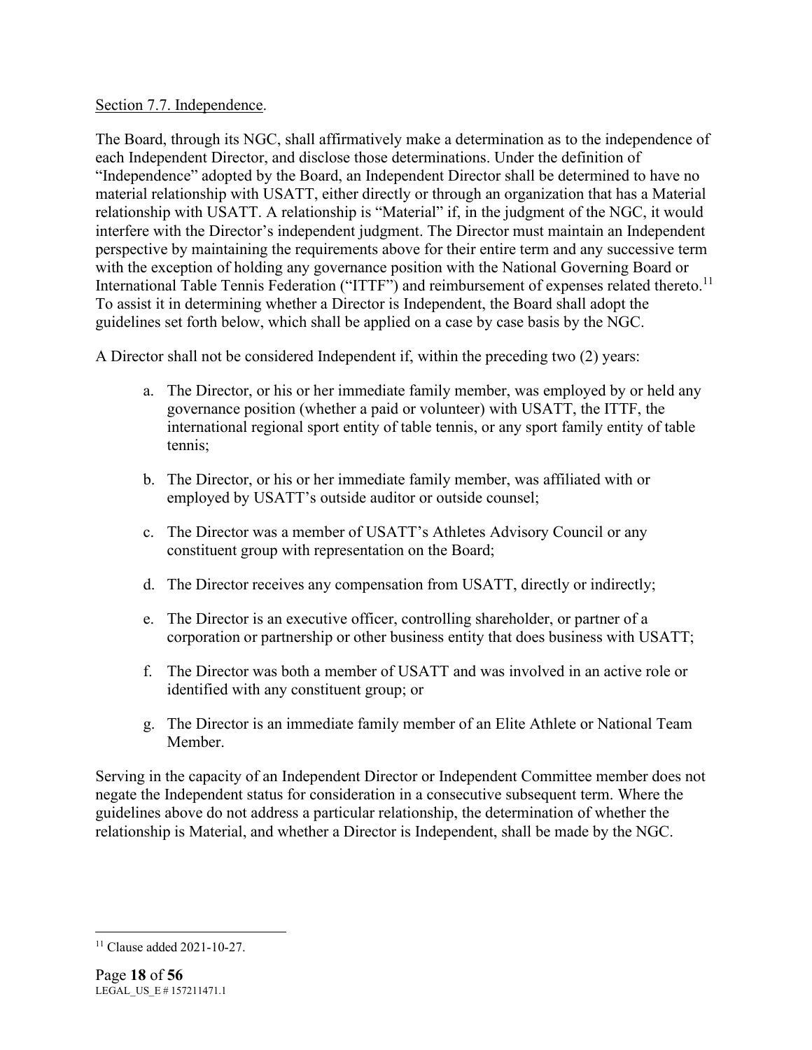Section 7.7. Independence.

The Board, through its NGC, shall affirmatively make a determination as to the independence of each Independent Director, and disclose those determinations. Under the definition of "Independence" adopted by the Board, an Independent Director shall be determined to have no material relationship with USATT, either directly or through an organization that has a Material relationship with USATT. A relationship is "Material" if, in the judgment of the NGC, it would interfere with the Director's independent judgment. The Director must maintain an Independent perspective by maintaining the requirements above for their entire term and any successive term with the exception of holding any governance position with the National Governing Board or International Table Tennis Federation ("ITTF") and reimbursement of expenses related thereto.[11] To assist it in determining whether a Director is Independent, the Board shall adopt the guidelines set forth below, which shall be applied on a case by case basis by the NGC.

A Director shall not be considered Independent if, within the preceding two (2) years:

a. The Director, or his or her immediate family member, was employed by or held any governance position (whether a paid or volunteer) with USATT, the ITTF, the international regional sport entity of table tennis, or any sport family entity of table tennis;

b. The Director, or his or her immediate family member, was affiliated with or employed by USATT's outside auditor or outside counsel;

c. The Director was a member of USATT's Athletes Advisory Council or any constituent group with representation on the Board;

d. The Director receives any compensation from USATT, directly or indirectly;

e. The Director is an executive officer, controlling shareholder, or partner of a corporation or partnership or other business entity that does business with USATT;

f. The Director was both a member of USATT and was involved in an active role or identified with any constituent group; or

g. The Director is an immediate family member of an Elite Athlete or National Team Member.

Serving in the capacity of an Independent Director or Independent Committee member does not negate the Independent status for consideration in a consecutive subsequent term. Where the guidelines above do not address a particular relationship, the determination of whether the relationship is Material, and whether a Director is Independent, shall be made by the NGC.

[11] Clause added 2021-10-27.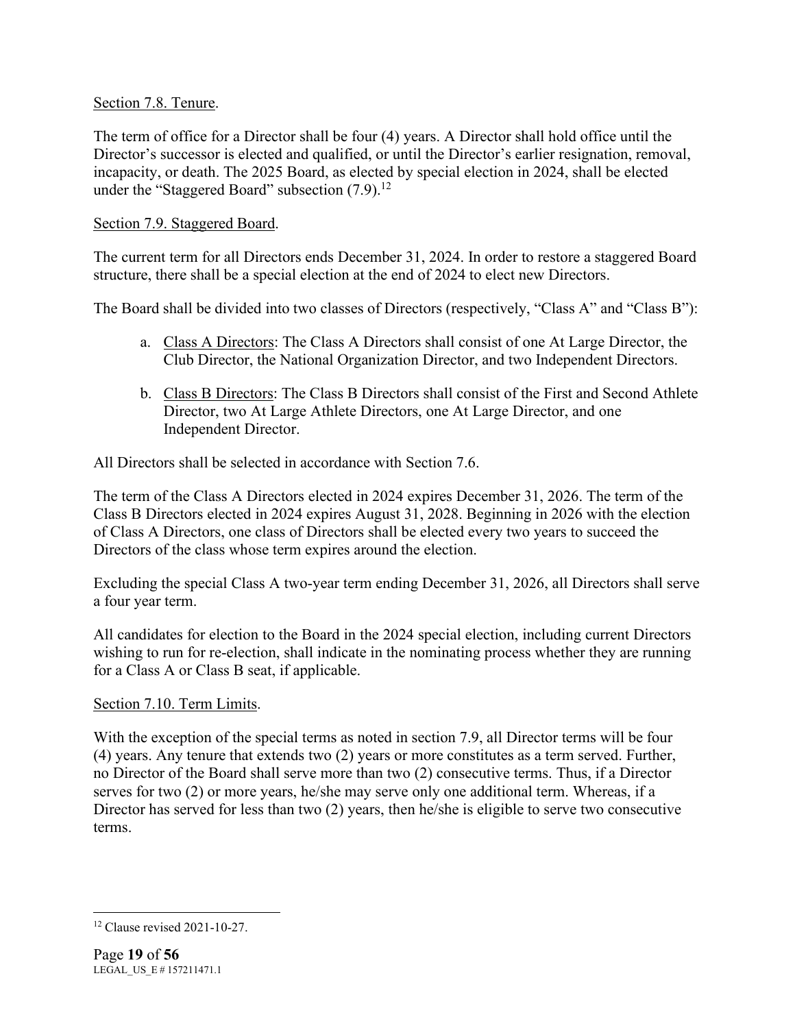<u>Section 7.8. Tenure</u>.

The term of office for a Director shall be four (4) years. A Director shall hold office until the Director's successor is elected and qualified, or until the Director's earlier resignation, removal, incapacity, or death. The 2025 Board, as elected by special election in 2024, shall be elected under the "Staggered Board" subsection (7.9).[12]

<u>Section 7.9. Staggered Board</u>.

The current term for all Directors ends December 31, 2024. In order to restore a staggered Board structure, there shall be a special election at the end of 2024 to elect new Directors.

The Board shall be divided into two classes of Directors (respectively, "Class A" and "Class B"):

a. <u>Class A Directors</u>: The Class A Directors shall consist of one At Large Director, the Club Director, the National Organization Director, and two Independent Directors.

b. <u>Class B Directors</u>: The Class B Directors shall consist of the First and Second Athlete Director, two At Large Athlete Directors, one At Large Director, and one Independent Director.

All Directors shall be selected in accordance with Section 7.6.

The term of the Class A Directors elected in 2024 expires December 31, 2026. The term of the Class B Directors elected in 2024 expires August 31, 2028. Beginning in 2026 with the election of Class A Directors, one class of Directors shall be elected every two years to succeed the Directors of the class whose term expires around the election.

Excluding the special Class A two-year term ending December 31, 2026, all Directors shall serve a four year term.

All candidates for election to the Board in the 2024 special election, including current Directors wishing to run for re-election, shall indicate in the nominating process whether they are running for a Class A or Class B seat, if applicable.

<u>Section 7.10. Term Limits</u>.

With the exception of the special terms as noted in section 7.9, all Director terms will be four (4) years. Any tenure that extends two (2) years or more constitutes as a term served. Further, no Director of the Board shall serve more than two (2) consecutive terms. Thus, if a Director serves for two (2) or more years, he/she may serve only one additional term. Whereas, if a Director has served for less than two (2) years, then he/she is eligible to serve two consecutive terms.

---

[12] Clause revised 2021-10-27.

LEGAL_US_E # 157211471.1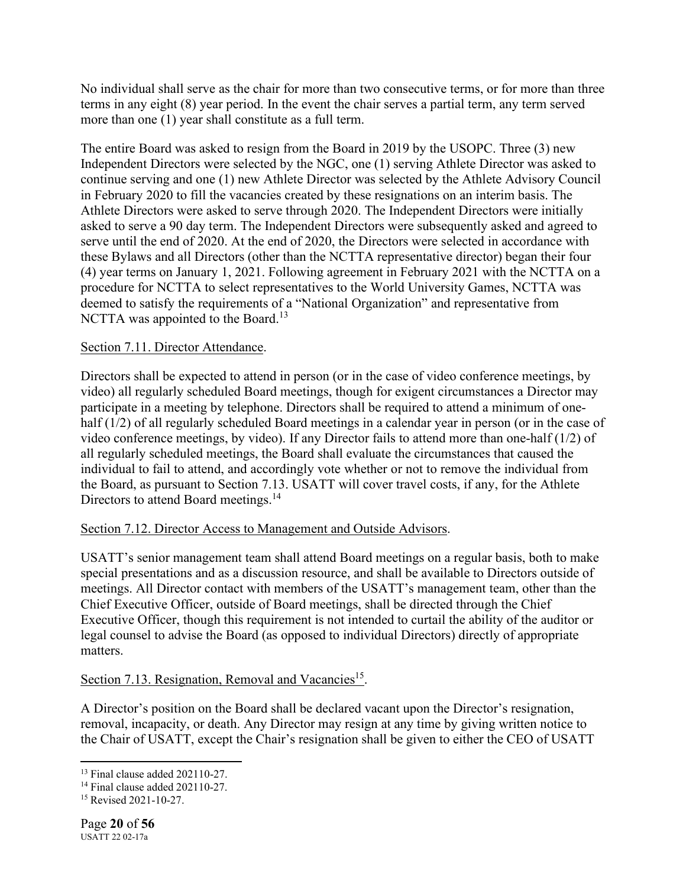No individual shall serve as the chair for more than two consecutive terms, or for more than three terms in any eight (8) year period. In the event the chair serves a partial term, any term served more than one (1) year shall constitute as a full term.

The entire Board was asked to resign from the Board in 2019 by the USOPC. Three (3) new Independent Directors were selected by the NGC, one (1) serving Athlete Director was asked to continue serving and one (1) new Athlete Director was selected by the Athlete Advisory Council in February 2020 to fill the vacancies created by these resignations on an interim basis. The Athlete Directors were asked to serve through 2020. The Independent Directors were initially asked to serve a 90 day term. The Independent Directors were subsequently asked and agreed to serve until the end of 2020. At the end of 2020, the Directors were selected in accordance with these Bylaws and all Directors (other than the NCTTA representative director) began their four (4) year terms on January 1, 2021. Following agreement in February 2021 with the NCTTA on a procedure for NCTTA to select representatives to the World University Games, NCTTA was deemed to satisfy the requirements of a "National Organization" and representative from NCTTA was appointed to the Board.[13]

Section 7.11. Director Attendance.

Directors shall be expected to attend in person (or in the case of video conference meetings, by video) all regularly scheduled Board meetings, though for exigent circumstances a Director may participate in a meeting by telephone. Directors shall be required to attend a minimum of one-half (1/2) of all regularly scheduled Board meetings in a calendar year in person (or in the case of video conference meetings, by video). If any Director fails to attend more than one-half (1/2) of all regularly scheduled meetings, the Board shall evaluate the circumstances that caused the individual to fail to attend, and accordingly vote whether or not to remove the individual from the Board, as pursuant to Section 7.13. USATT will cover travel costs, if any, for the Athlete Directors to attend Board meetings.[14]

Section 7.12. Director Access to Management and Outside Advisors.

USATT's senior management team shall attend Board meetings on a regular basis, both to make special presentations and as a discussion resource, and shall be available to Directors outside of meetings. All Director contact with members of the USATT's management team, other than the Chief Executive Officer, outside of Board meetings, shall be directed through the Chief Executive Officer, though this requirement is not intended to curtail the ability of the auditor or legal counsel to advise the Board (as opposed to individual Directors) directly of appropriate matters.

Section 7.13. Resignation, Removal and Vacancies[15].

A Director's position on the Board shall be declared vacant upon the Director's resignation, removal, incapacity, or death. Any Director may resign at any time by giving written notice to the Chair of USATT, except the Chair's resignation shall be given to either the CEO of USATT

---

[13] Final clause added 202110-27.

[14] Final clause added 202110-27.

[15] Revised 2021-10-27.

USATT 22 02-17a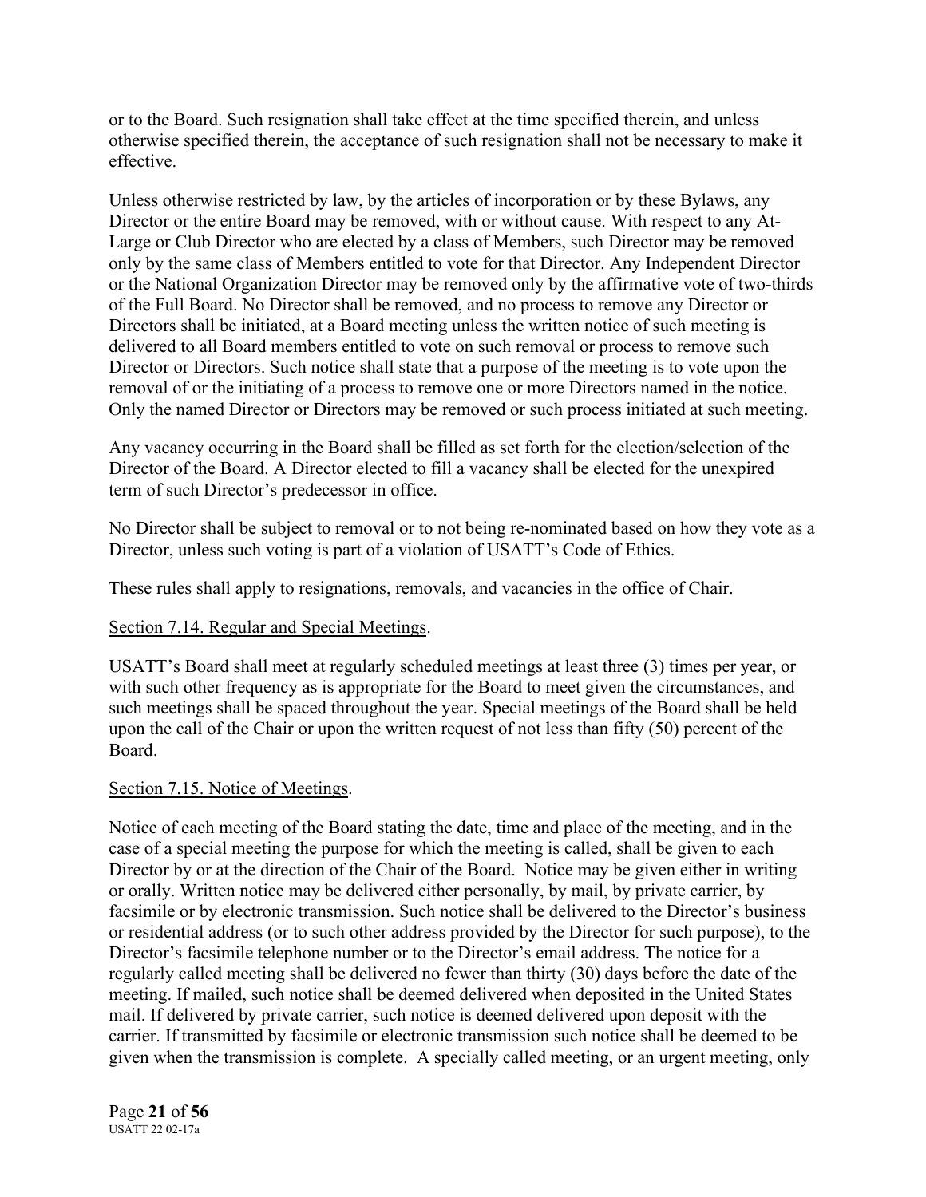or to the Board. Such resignation shall take effect at the time specified therein, and unless otherwise specified therein, the acceptance of such resignation shall not be necessary to make it effective.

Unless otherwise restricted by law, by the articles of incorporation or by these Bylaws, any Director or the entire Board may be removed, with or without cause. With respect to any At-Large or Club Director who are elected by a class of Members, such Director may be removed only by the same class of Members entitled to vote for that Director. Any Independent Director or the National Organization Director may be removed only by the affirmative vote of two-thirds of the Full Board. No Director shall be removed, and no process to remove any Director or Directors shall be initiated, at a Board meeting unless the written notice of such meeting is delivered to all Board members entitled to vote on such removal or process to remove such Director or Directors. Such notice shall state that a purpose of the meeting is to vote upon the removal of or the initiating of a process to remove one or more Directors named in the notice. Only the named Director or Directors may be removed or such process initiated at such meeting.

Any vacancy occurring in the Board shall be filled as set forth for the election/selection of the Director of the Board. A Director elected to fill a vacancy shall be elected for the unexpired term of such Director's predecessor in office.

No Director shall be subject to removal or to not being re-nominated based on how they vote as a Director, unless such voting is part of a violation of USATT's Code of Ethics.

These rules shall apply to resignations, removals, and vacancies in the office of Chair.

Section 7.14. Regular and Special Meetings.

USATT's Board shall meet at regularly scheduled meetings at least three (3) times per year, or with such other frequency as is appropriate for the Board to meet given the circumstances, and such meetings shall be spaced throughout the year. Special meetings of the Board shall be held upon the call of the Chair or upon the written request of not less than fifty (50) percent of the Board.

Section 7.15. Notice of Meetings.

Notice of each meeting of the Board stating the date, time and place of the meeting, and in the case of a special meeting the purpose for which the meeting is called, shall be given to each Director by or at the direction of the Chair of the Board. Notice may be given either in writing or orally. Written notice may be delivered either personally, by mail, by private carrier, by facsimile or by electronic transmission. Such notice shall be delivered to the Director's business or residential address (or to such other address provided by the Director for such purpose), to the Director's facsimile telephone number or to the Director's email address. The notice for a regularly called meeting shall be delivered no fewer than thirty (30) days before the date of the meeting. If mailed, such notice shall be deemed delivered when deposited in the United States mail. If delivered by private carrier, such notice is deemed delivered upon deposit with the carrier. If transmitted by facsimile or electronic transmission such notice shall be deemed to be given when the transmission is complete. A specially called meeting, or an urgent meeting, only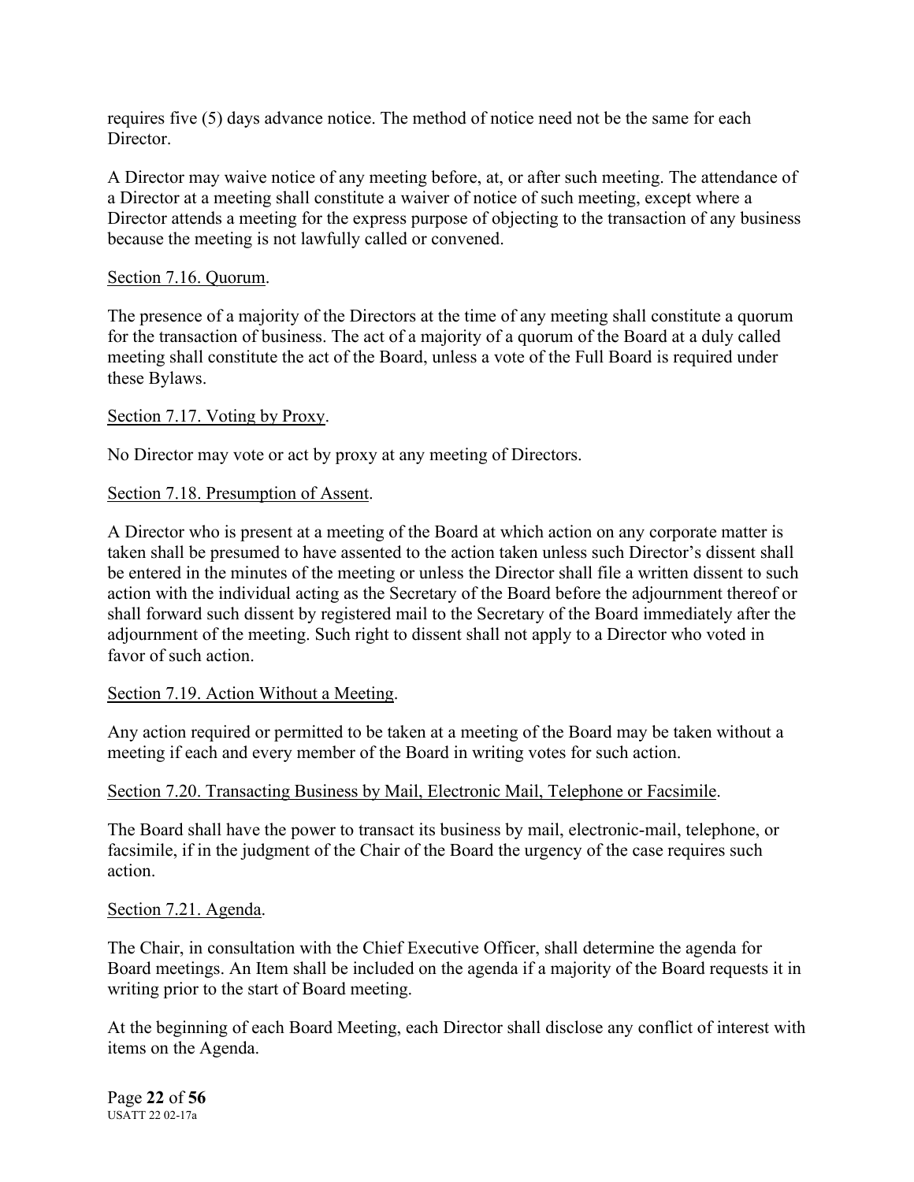requires five (5) days advance notice. The method of notice need not be the same for each Director.

A Director may waive notice of any meeting before, at, or after such meeting. The attendance of a Director at a meeting shall constitute a waiver of notice of such meeting, except where a Director attends a meeting for the express purpose of objecting to the transaction of any business because the meeting is not lawfully called or convened.

<u>Section 7.16. Quorum</u>.

The presence of a majority of the Directors at the time of any meeting shall constitute a quorum for the transaction of business. The act of a majority of a quorum of the Board at a duly called meeting shall constitute the act of the Board, unless a vote of the Full Board is required under these Bylaws.

<u>Section 7.17. Voting by Proxy</u>.

No Director may vote or act by proxy at any meeting of Directors.

<u>Section 7.18. Presumption of Assent</u>.

A Director who is present at a meeting of the Board at which action on any corporate matter is taken shall be presumed to have assented to the action taken unless such Director's dissent shall be entered in the minutes of the meeting or unless the Director shall file a written dissent to such action with the individual acting as the Secretary of the Board before the adjournment thereof or shall forward such dissent by registered mail to the Secretary of the Board immediately after the adjournment of the meeting. Such right to dissent shall not apply to a Director who voted in favor of such action.

<u>Section 7.19. Action Without a Meeting</u>.

Any action required or permitted to be taken at a meeting of the Board may be taken without a meeting if each and every member of the Board in writing votes for such action.

<u>Section 7.20. Transacting Business by Mail, Electronic Mail, Telephone or Facsimile</u>.

The Board shall have the power to transact its business by mail, electronic-mail, telephone, or facsimile, if in the judgment of the Chair of the Board the urgency of the case requires such action.

<u>Section 7.21. Agenda</u>.

The Chair, in consultation with the Chief Executive Officer, shall determine the agenda for Board meetings. An Item shall be included on the agenda if a majority of the Board requests it in writing prior to the start of Board meeting.

At the beginning of each Board Meeting, each Director shall disclose any conflict of interest with items on the Agenda.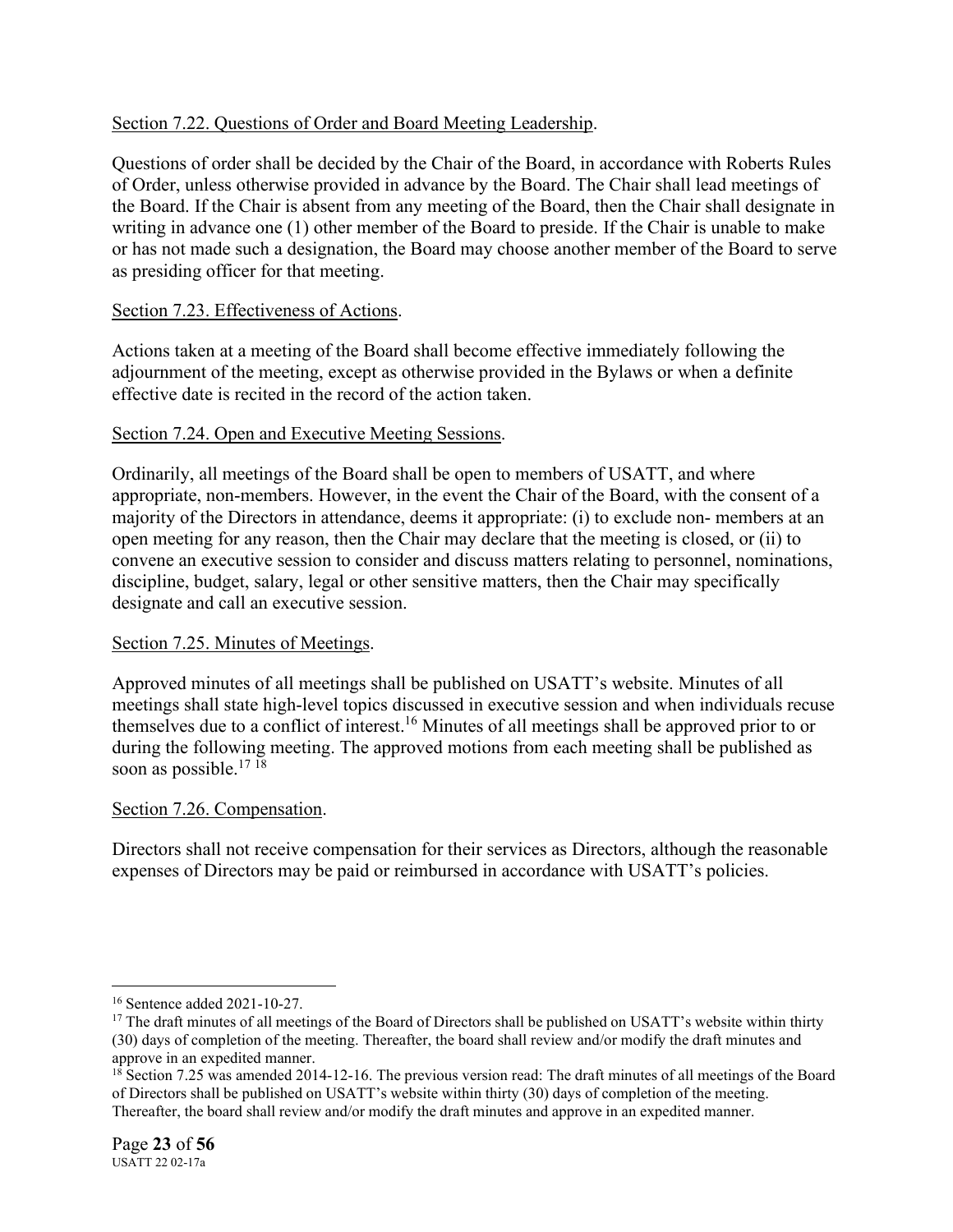Section 7.22. Questions of Order and Board Meeting Leadership.

Questions of order shall be decided by the Chair of the Board, in accordance with Roberts Rules of Order, unless otherwise provided in advance by the Board. The Chair shall lead meetings of the Board. If the Chair is absent from any meeting of the Board, then the Chair shall designate in writing in advance one (1) other member of the Board to preside. If the Chair is unable to make or has not made such a designation, the Board may choose another member of the Board to serve as presiding officer for that meeting.

Section 7.23. Effectiveness of Actions.

Actions taken at a meeting of the Board shall become effective immediately following the adjournment of the meeting, except as otherwise provided in the Bylaws or when a definite effective date is recited in the record of the action taken.

Section 7.24. Open and Executive Meeting Sessions.

Ordinarily, all meetings of the Board shall be open to members of USATT, and where appropriate, non-members. However, in the event the Chair of the Board, with the consent of a majority of the Directors in attendance, deems it appropriate: (i) to exclude non- members at an open meeting for any reason, then the Chair may declare that the meeting is closed, or (ii) to convene an executive session to consider and discuss matters relating to personnel, nominations, discipline, budget, salary, legal or other sensitive matters, then the Chair may specifically designate and call an executive session.

Section 7.25. Minutes of Meetings.

Approved minutes of all meetings shall be published on USATT's website. Minutes of all meetings shall state high-level topics discussed in executive session and when individuals recuse themselves due to a conflict of interest.[16] Minutes of all meetings shall be approved prior to or during the following meeting. The approved motions from each meeting shall be published as soon as possible.[17] [18]

Section 7.26. Compensation.

Directors shall not receive compensation for their services as Directors, although the reasonable expenses of Directors may be paid or reimbursed in accordance with USATT's policies.

---

[16] Sentence added 2021-10-27.

[17] The draft minutes of all meetings of the Board of Directors shall be published on USATT's website within thirty (30) days of completion of the meeting. Thereafter, the board shall review and/or modify the draft minutes and approve in an expedited manner.

[18] Section 7.25 was amended 2014-12-16. The previous version read: The draft minutes of all meetings of the Board of Directors shall be published on USATT's website within thirty (30) days of completion of the meeting. Thereafter, the board shall review and/or modify the draft minutes and approve in an expedited manner.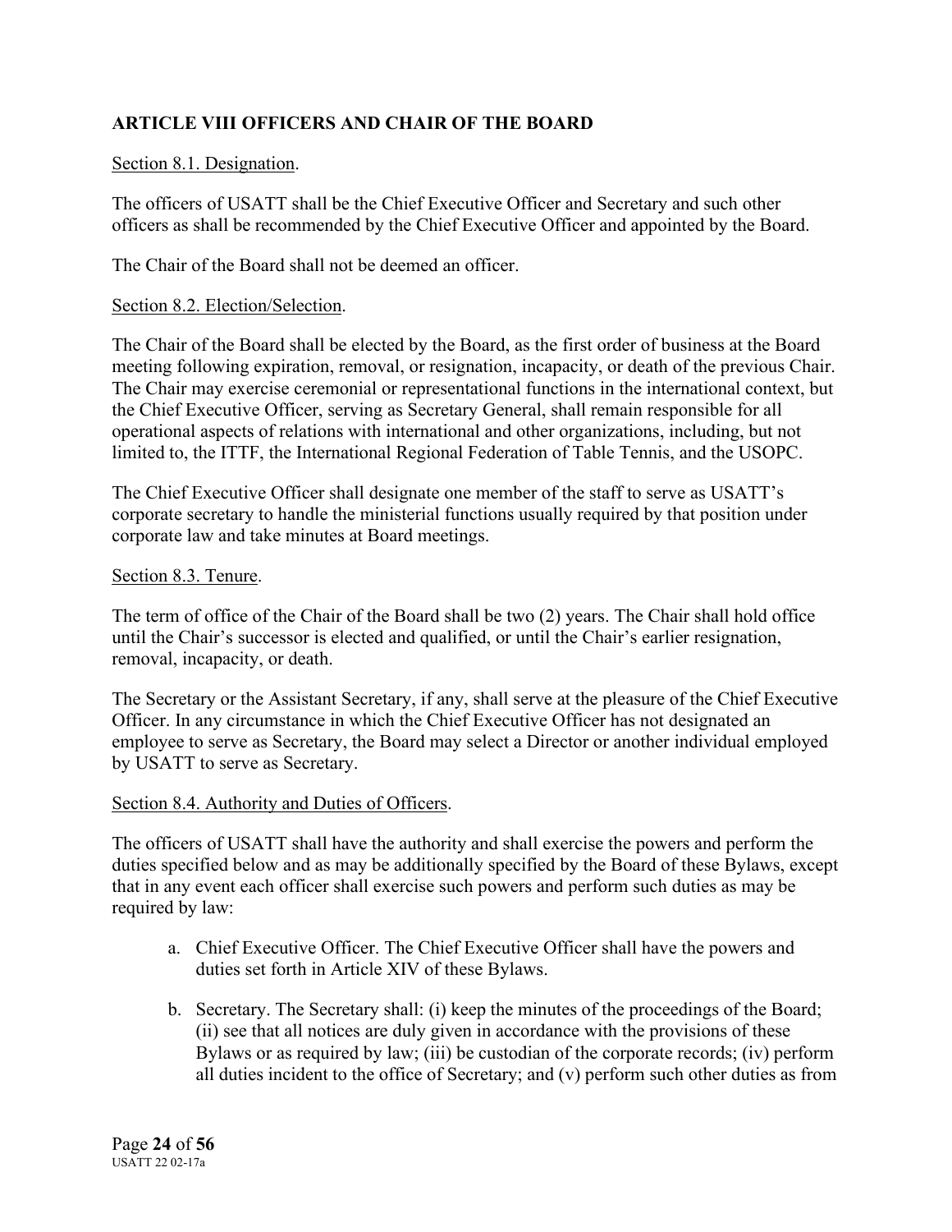## ARTICLE VIII OFFICERS AND CHAIR OF THE BOARD

Section 8.1. Designation.

The officers of USATT shall be the Chief Executive Officer and Secretary and such other officers as shall be recommended by the Chief Executive Officer and appointed by the Board.

The Chair of the Board shall not be deemed an officer.

Section 8.2. Election/Selection.

The Chair of the Board shall be elected by the Board, as the first order of business at the Board meeting following expiration, removal, or resignation, incapacity, or death of the previous Chair. The Chair may exercise ceremonial or representational functions in the international context, but the Chief Executive Officer, serving as Secretary General, shall remain responsible for all operational aspects of relations with international and other organizations, including, but not limited to, the ITTF, the International Regional Federation of Table Tennis, and the USOPC.

The Chief Executive Officer shall designate one member of the staff to serve as USATT's corporate secretary to handle the ministerial functions usually required by that position under corporate law and take minutes at Board meetings.

Section 8.3. Tenure.

The term of office of the Chair of the Board shall be two (2) years. The Chair shall hold office until the Chair's successor is elected and qualified, or until the Chair's earlier resignation, removal, incapacity, or death.

The Secretary or the Assistant Secretary, if any, shall serve at the pleasure of the Chief Executive Officer. In any circumstance in which the Chief Executive Officer has not designated an employee to serve as Secretary, the Board may select a Director or another individual employed by USATT to serve as Secretary.

Section 8.4. Authority and Duties of Officers.

The officers of USATT shall have the authority and shall exercise the powers and perform the duties specified below and as may be additionally specified by the Board of these Bylaws, except that in any event each officer shall exercise such powers and perform such duties as may be required by law:

a. Chief Executive Officer. The Chief Executive Officer shall have the powers and duties set forth in Article XIV of these Bylaws.

b. Secretary. The Secretary shall: (i) keep the minutes of the proceedings of the Board; (ii) see that all notices are duly given in accordance with the provisions of these Bylaws or as required by law; (iii) be custodian of the corporate records; (iv) perform all duties incident to the office of Secretary; and (v) perform such other duties as from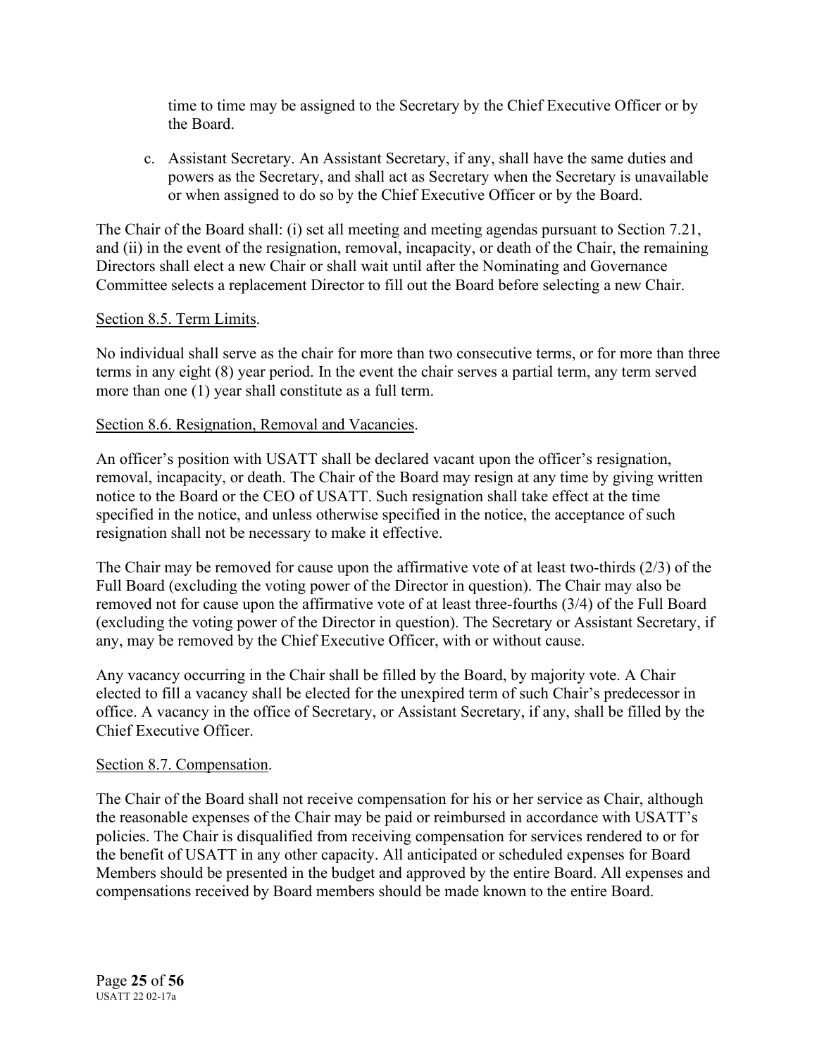time to time may be assigned to the Secretary by the Chief Executive Officer or by the Board.

c. Assistant Secretary. An Assistant Secretary, if any, shall have the same duties and powers as the Secretary, and shall act as Secretary when the Secretary is unavailable or when assigned to do so by the Chief Executive Officer or by the Board.

The Chair of the Board shall: (i) set all meeting and meeting agendas pursuant to Section 7.21, and (ii) in the event of the resignation, removal, incapacity, or death of the Chair, the remaining Directors shall elect a new Chair or shall wait until after the Nominating and Governance Committee selects a replacement Director to fill out the Board before selecting a new Chair.

Section 8.5. Term Limits.

No individual shall serve as the chair for more than two consecutive terms, or for more than three terms in any eight (8) year period. In the event the chair serves a partial term, any term served more than one (1) year shall constitute as a full term.

Section 8.6. Resignation, Removal and Vacancies.

An officer's position with USATT shall be declared vacant upon the officer's resignation, removal, incapacity, or death. The Chair of the Board may resign at any time by giving written notice to the Board or the CEO of USATT. Such resignation shall take effect at the time specified in the notice, and unless otherwise specified in the notice, the acceptance of such resignation shall not be necessary to make it effective.

The Chair may be removed for cause upon the affirmative vote of at least two-thirds (2/3) of the Full Board (excluding the voting power of the Director in question). The Chair may also be removed not for cause upon the affirmative vote of at least three-fourths (3/4) of the Full Board (excluding the voting power of the Director in question). The Secretary or Assistant Secretary, if any, may be removed by the Chief Executive Officer, with or without cause.

Any vacancy occurring in the Chair shall be filled by the Board, by majority vote. A Chair elected to fill a vacancy shall be elected for the unexpired term of such Chair's predecessor in office. A vacancy in the office of Secretary, or Assistant Secretary, if any, shall be filled by the Chief Executive Officer.

Section 8.7. Compensation.

The Chair of the Board shall not receive compensation for his or her service as Chair, although the reasonable expenses of the Chair may be paid or reimbursed in accordance with USATT's policies. The Chair is disqualified from receiving compensation for services rendered to or for the benefit of USATT in any other capacity. All anticipated or scheduled expenses for Board Members should be presented in the budget and approved by the entire Board. All expenses and compensations received by Board members should be made known to the entire Board.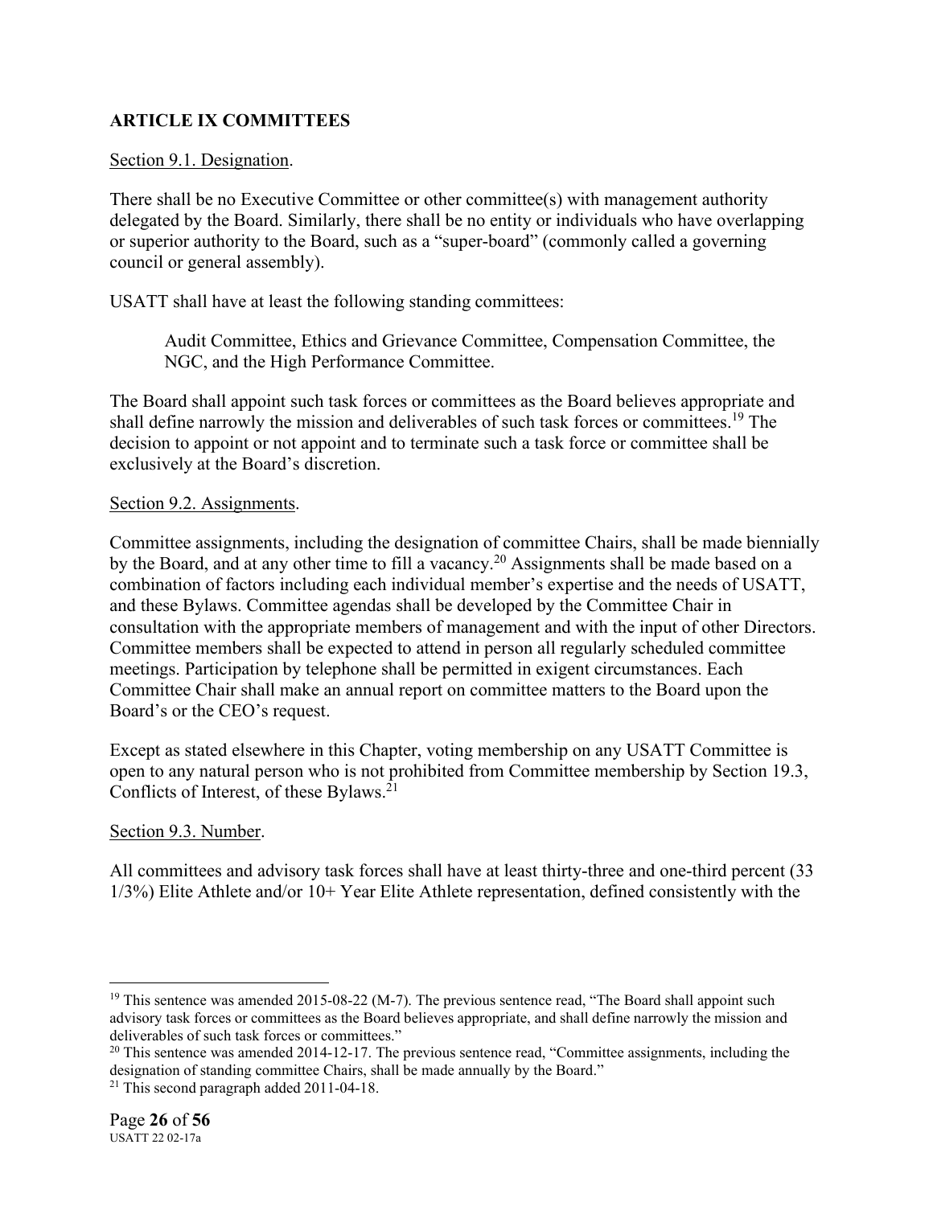## ARTICLE IX COMMITTEES

Section 9.1. Designation.

There shall be no Executive Committee or other committee(s) with management authority delegated by the Board. Similarly, there shall be no entity or individuals who have overlapping or superior authority to the Board, such as a "super-board" (commonly called a governing council or general assembly).

USATT shall have at least the following standing committees:

> Audit Committee, Ethics and Grievance Committee, Compensation Committee, the NGC, and the High Performance Committee.

The Board shall appoint such task forces or committees as the Board believes appropriate and shall define narrowly the mission and deliverables of such task forces or committees.[19] The decision to appoint or not appoint and to terminate such a task force or committee shall be exclusively at the Board's discretion.

Section 9.2. Assignments.

Committee assignments, including the designation of committee Chairs, shall be made biennially by the Board, and at any other time to fill a vacancy.[20] Assignments shall be made based on a combination of factors including each individual member's expertise and the needs of USATT, and these Bylaws. Committee agendas shall be developed by the Committee Chair in consultation with the appropriate members of management and with the input of other Directors. Committee members shall be expected to attend in person all regularly scheduled committee meetings. Participation by telephone shall be permitted in exigent circumstances. Each Committee Chair shall make an annual report on committee matters to the Board upon the Board's or the CEO's request.

Except as stated elsewhere in this Chapter, voting membership on any USATT Committee is open to any natural person who is not prohibited from Committee membership by Section 19.3, Conflicts of Interest, of these Bylaws.[21]

Section 9.3. Number.

All committees and advisory task forces shall have at least thirty-three and one-third percent (33 1/3%) Elite Athlete and/or 10+ Year Elite Athlete representation, defined consistently with the

---

[19] This sentence was amended 2015-08-22 (M-7). The previous sentence read, "The Board shall appoint such advisory task forces or committees as the Board believes appropriate, and shall define narrowly the mission and deliverables of such task forces or committees."

[20] This sentence was amended 2014-12-17. The previous sentence read, "Committee assignments, including the designation of standing committee Chairs, shall be made annually by the Board."

[21] This second paragraph added 2011-04-18.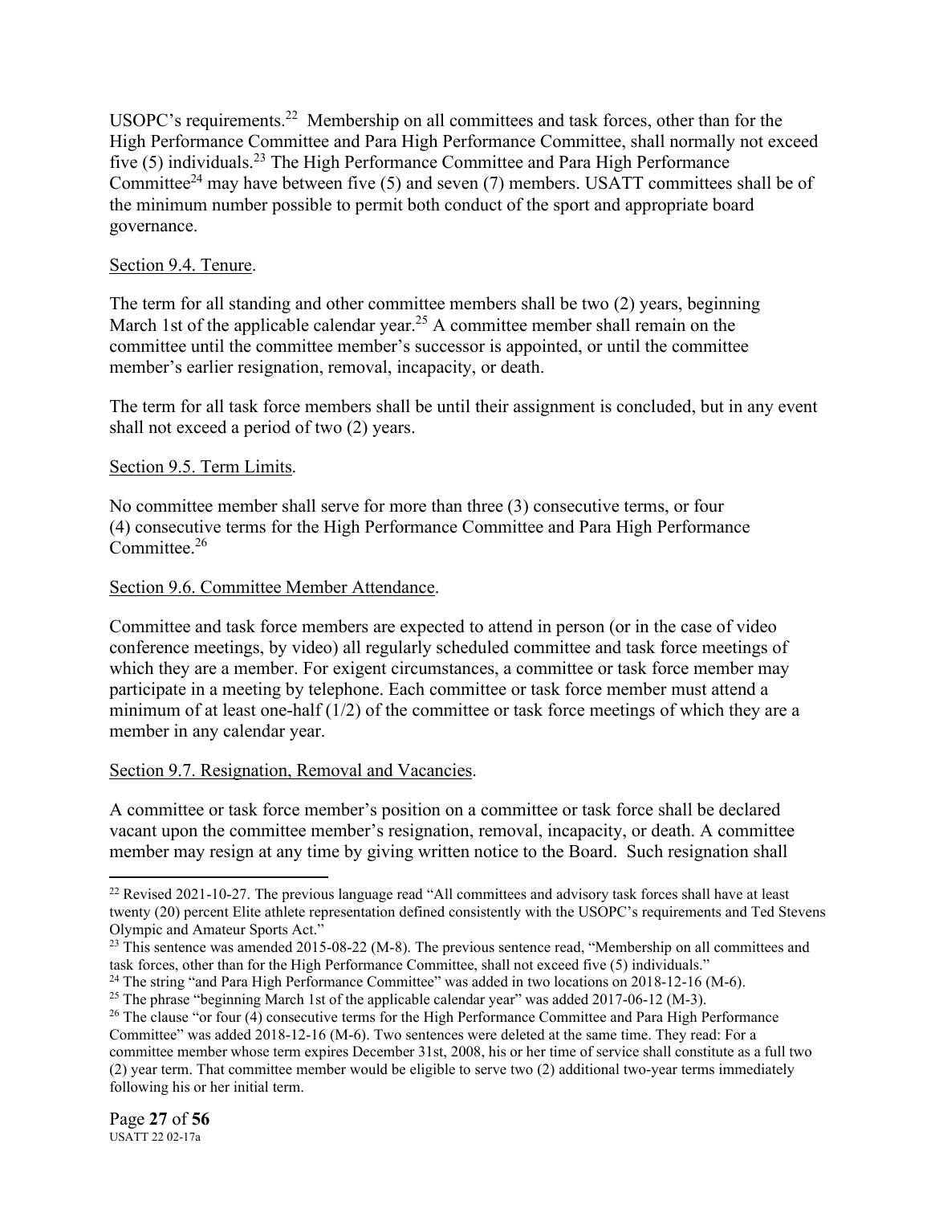USOPC's requirements.[22] Membership on all committees and task forces, other than for the High Performance Committee and Para High Performance Committee, shall normally not exceed five (5) individuals.[23] The High Performance Committee and Para High Performance Committee[24] may have between five (5) and seven (7) members. USATT committees shall be of the minimum number possible to permit both conduct of the sport and appropriate board governance.

Section 9.4. Tenure.

The term for all standing and other committee members shall be two (2) years, beginning March 1st of the applicable calendar year.[25] A committee member shall remain on the committee until the committee member's successor is appointed, or until the committee member's earlier resignation, removal, incapacity, or death.

The term for all task force members shall be until their assignment is concluded, but in any event shall not exceed a period of two (2) years.

Section 9.5. Term Limits.

No committee member shall serve for more than three (3) consecutive terms, or four (4) consecutive terms for the High Performance Committee and Para High Performance Committee.[26]

Section 9.6. Committee Member Attendance.

Committee and task force members are expected to attend in person (or in the case of video conference meetings, by video) all regularly scheduled committee and task force meetings of which they are a member. For exigent circumstances, a committee or task force member may participate in a meeting by telephone. Each committee or task force member must attend a minimum of at least one-half (1/2) of the committee or task force meetings of which they are a member in any calendar year.

Section 9.7. Resignation, Removal and Vacancies.

A committee or task force member's position on a committee or task force shall be declared vacant upon the committee member's resignation, removal, incapacity, or death. A committee member may resign at any time by giving written notice to the Board. Such resignation shall

---

[22] Revised 2021-10-27. The previous language read "All committees and advisory task forces shall have at least twenty (20) percent Elite athlete representation defined consistently with the USOPC's requirements and Ted Stevens Olympic and Amateur Sports Act."

[23] This sentence was amended 2015-08-22 (M-8). The previous sentence read, "Membership on all committees and task forces, other than for the High Performance Committee, shall not exceed five (5) individuals."

[24] The string "and Para High Performance Committee" was added in two locations on 2018-12-16 (M-6).

[25] The phrase "beginning March 1st of the applicable calendar year" was added 2017-06-12 (M-3).

[26] The clause "or four (4) consecutive terms for the High Performance Committee and Para High Performance Committee" was added 2018-12-16 (M-6). Two sentences were deleted at the same time. They read: For a committee member whose term expires December 31st, 2008, his or her time of service shall constitute as a full two (2) year term. That committee member would be eligible to serve two (2) additional two-year terms immediately following his or her initial term.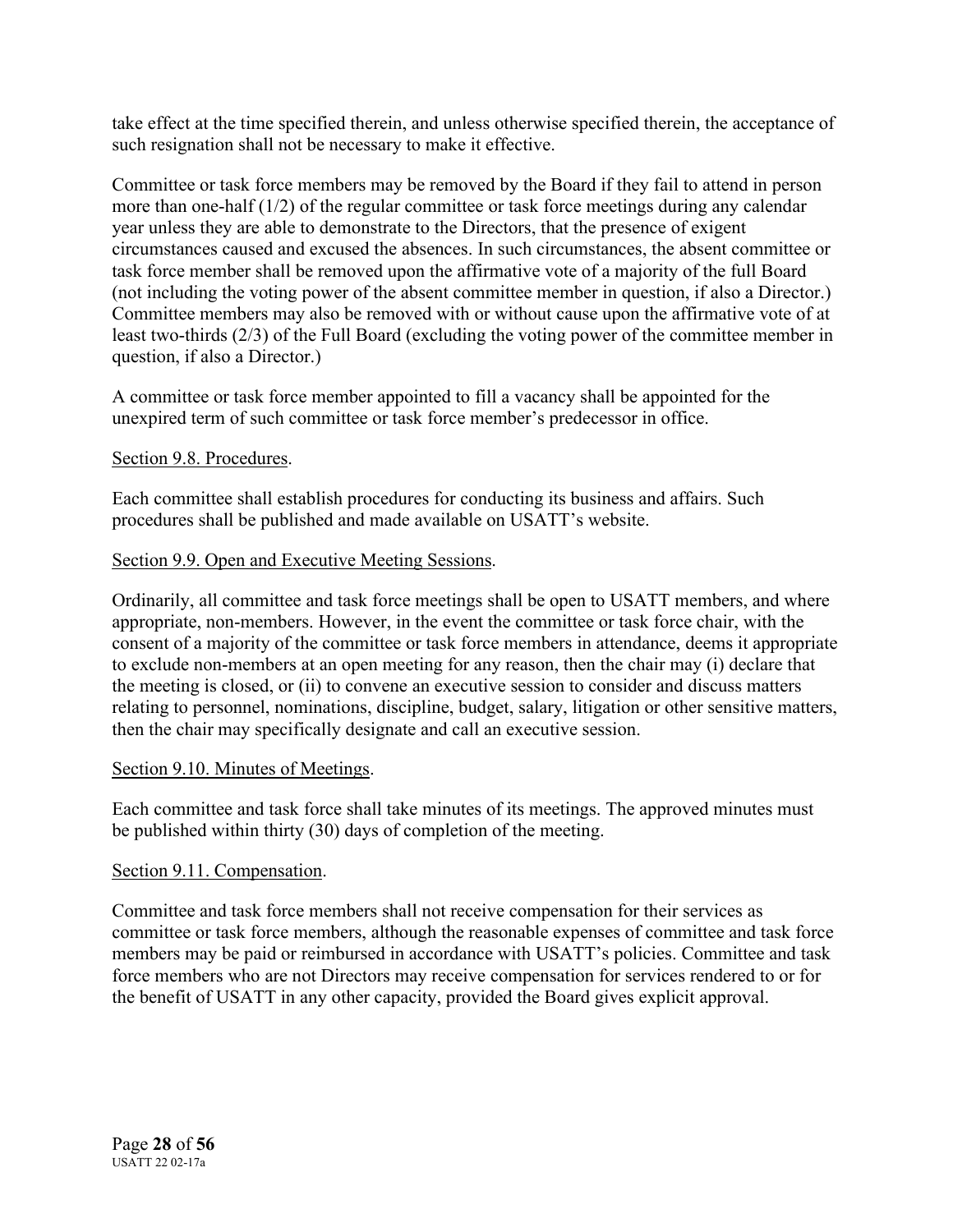take effect at the time specified therein, and unless otherwise specified therein, the acceptance of such resignation shall not be necessary to make it effective.

Committee or task force members may be removed by the Board if they fail to attend in person more than one-half (1/2) of the regular committee or task force meetings during any calendar year unless they are able to demonstrate to the Directors, that the presence of exigent circumstances caused and excused the absences. In such circumstances, the absent committee or task force member shall be removed upon the affirmative vote of a majority of the full Board (not including the voting power of the absent committee member in question, if also a Director.) Committee members may also be removed with or without cause upon the affirmative vote of at least two-thirds (2/3) of the Full Board (excluding the voting power of the committee member in question, if also a Director.)

A committee or task force member appointed to fill a vacancy shall be appointed for the unexpired term of such committee or task force member's predecessor in office.

Section 9.8. Procedures.

Each committee shall establish procedures for conducting its business and affairs. Such procedures shall be published and made available on USATT's website.

Section 9.9. Open and Executive Meeting Sessions.

Ordinarily, all committee and task force meetings shall be open to USATT members, and where appropriate, non-members. However, in the event the committee or task force chair, with the consent of a majority of the committee or task force members in attendance, deems it appropriate to exclude non-members at an open meeting for any reason, then the chair may (i) declare that the meeting is closed, or (ii) to convene an executive session to consider and discuss matters relating to personnel, nominations, discipline, budget, salary, litigation or other sensitive matters, then the chair may specifically designate and call an executive session.

Section 9.10. Minutes of Meetings.

Each committee and task force shall take minutes of its meetings. The approved minutes must be published within thirty (30) days of completion of the meeting.

Section 9.11. Compensation.

Committee and task force members shall not receive compensation for their services as committee or task force members, although the reasonable expenses of committee and task force members may be paid or reimbursed in accordance with USATT's policies. Committee and task force members who are not Directors may receive compensation for services rendered to or for the benefit of USATT in any other capacity, provided the Board gives explicit approval.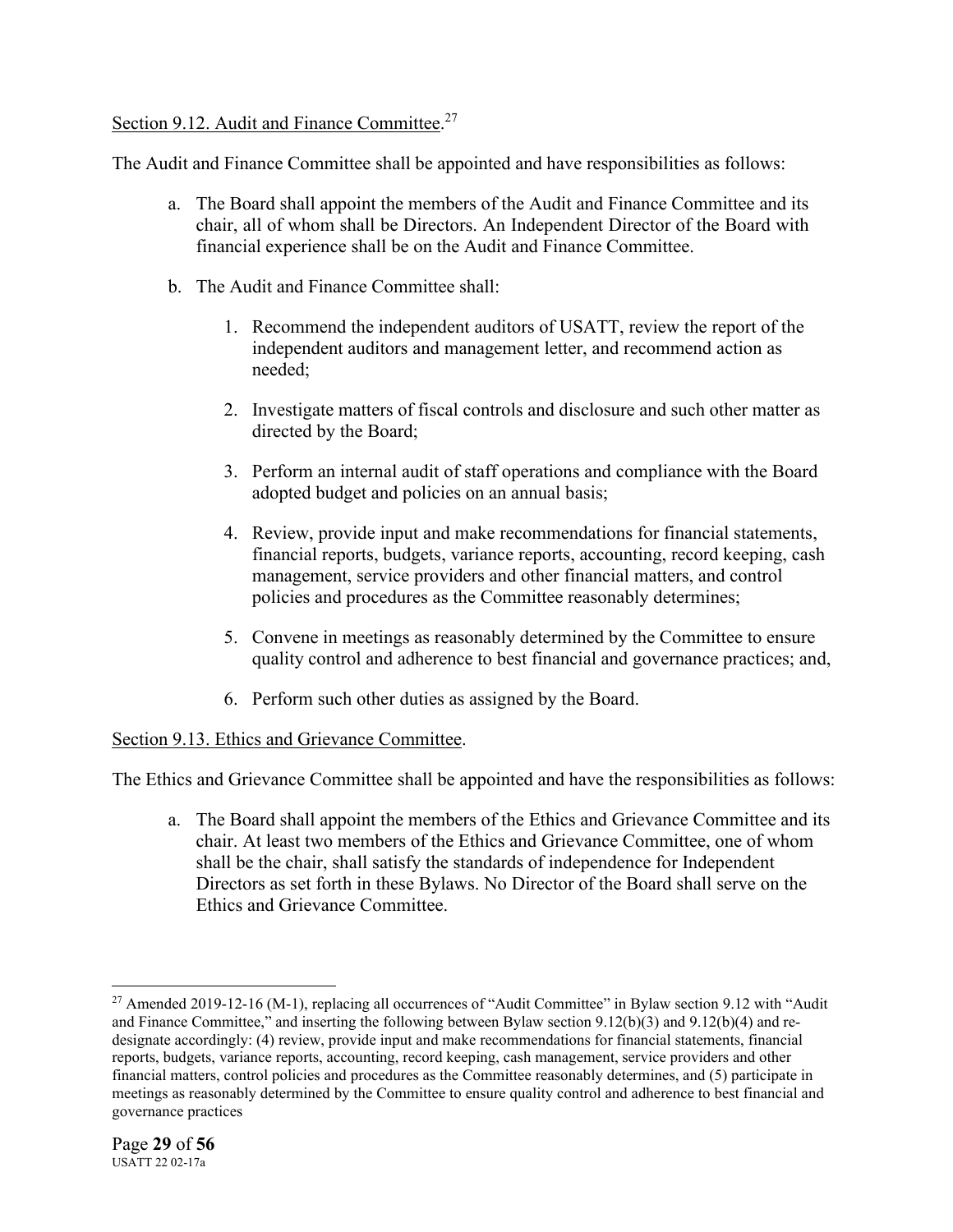Section 9.12. Audit and Finance Committee.[27]

The Audit and Finance Committee shall be appointed and have responsibilities as follows:

a. The Board shall appoint the members of the Audit and Finance Committee and its chair, all of whom shall be Directors. An Independent Director of the Board with financial experience shall be on the Audit and Finance Committee.

b. The Audit and Finance Committee shall:

   1. Recommend the independent auditors of USATT, review the report of the independent auditors and management letter, and recommend action as needed;

   2. Investigate matters of fiscal controls and disclosure and such other matter as directed by the Board;

   3. Perform an internal audit of staff operations and compliance with the Board adopted budget and policies on an annual basis;

   4. Review, provide input and make recommendations for financial statements, financial reports, budgets, variance reports, accounting, record keeping, cash management, service providers and other financial matters, and control policies and procedures as the Committee reasonably determines;

   5. Convene in meetings as reasonably determined by the Committee to ensure quality control and adherence to best financial and governance practices; and,

   6. Perform such other duties as assigned by the Board.

Section 9.13. Ethics and Grievance Committee.

The Ethics and Grievance Committee shall be appointed and have the responsibilities as follows:

a. The Board shall appoint the members of the Ethics and Grievance Committee and its chair. At least two members of the Ethics and Grievance Committee, one of whom shall be the chair, shall satisfy the standards of independence for Independent Directors as set forth in these Bylaws. No Director of the Board shall serve on the Ethics and Grievance Committee.

---

[27] Amended 2019-12-16 (M-1), replacing all occurrences of "Audit Committee" in Bylaw section 9.12 with "Audit and Finance Committee," and inserting the following between Bylaw section 9.12(b)(3) and 9.12(b)(4) and re-designate accordingly: (4) review, provide input and make recommendations for financial statements, financial reports, budgets, variance reports, accounting, record keeping, cash management, service providers and other financial matters, control policies and procedures as the Committee reasonably determines, and (5) participate in meetings as reasonably determined by the Committee to ensure quality control and adherence to best financial and governance practices

USATT 22 02-17a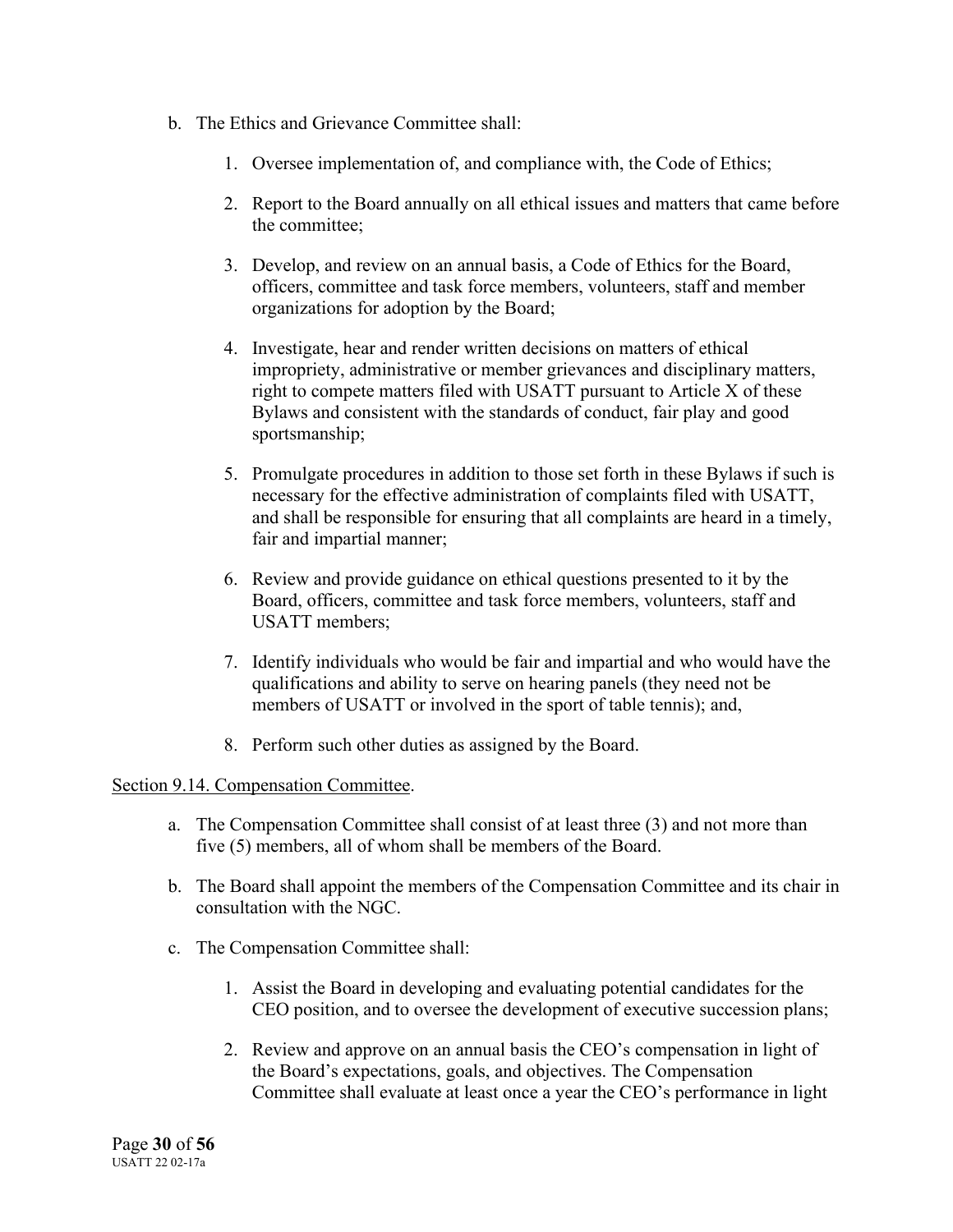b. The Ethics and Grievance Committee shall:

   1. Oversee implementation of, and compliance with, the Code of Ethics;

   2. Report to the Board annually on all ethical issues and matters that came before the committee;

   3. Develop, and review on an annual basis, a Code of Ethics for the Board, officers, committee and task force members, volunteers, staff and member organizations for adoption by the Board;

   4. Investigate, hear and render written decisions on matters of ethical impropriety, administrative or member grievances and disciplinary matters, right to compete matters filed with USATT pursuant to Article X of these Bylaws and consistent with the standards of conduct, fair play and good sportsmanship;

   5. Promulgate procedures in addition to those set forth in these Bylaws if such is necessary for the effective administration of complaints filed with USATT, and shall be responsible for ensuring that all complaints are heard in a timely, fair and impartial manner;

   6. Review and provide guidance on ethical questions presented to it by the Board, officers, committee and task force members, volunteers, staff and USATT members;

   7. Identify individuals who would be fair and impartial and who would have the qualifications and ability to serve on hearing panels (they need not be members of USATT or involved in the sport of table tennis); and,

   8. Perform such other duties as assigned by the Board.

<u>Section 9.14. Compensation Committee</u>.

a. The Compensation Committee shall consist of at least three (3) and not more than five (5) members, all of whom shall be members of the Board.

b. The Board shall appoint the members of the Compensation Committee and its chair in consultation with the NGC.

c. The Compensation Committee shall:

   1. Assist the Board in developing and evaluating potential candidates for the CEO position, and to oversee the development of executive succession plans;

   2. Review and approve on an annual basis the CEO's compensation in light of the Board's expectations, goals, and objectives. The Compensation Committee shall evaluate at least once a year the CEO's performance in light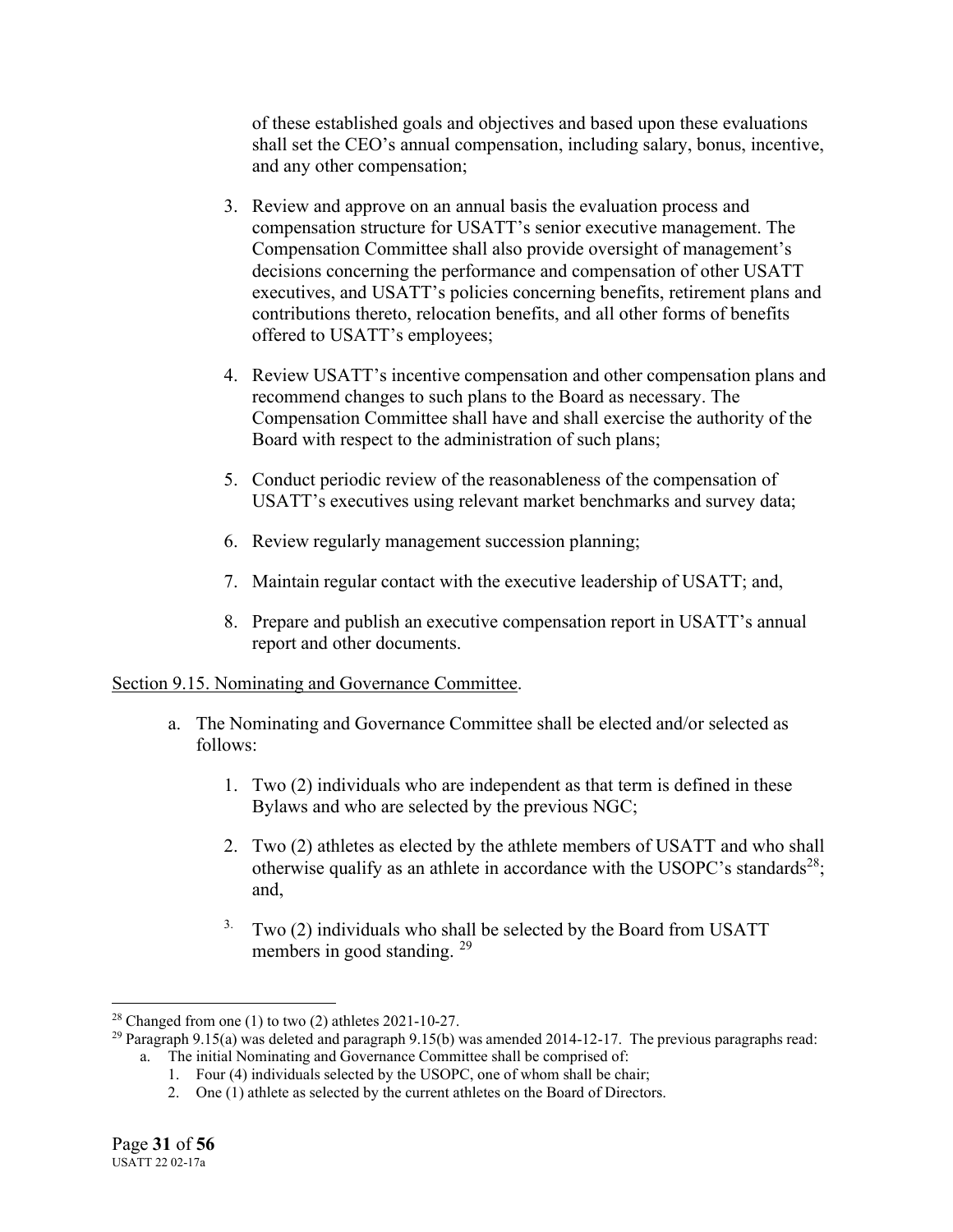of these established goals and objectives and based upon these evaluations shall set the CEO's annual compensation, including salary, bonus, incentive, and any other compensation;

3. Review and approve on an annual basis the evaluation process and compensation structure for USATT's senior executive management. The Compensation Committee shall also provide oversight of management's decisions concerning the performance and compensation of other USATT executives, and USATT's policies concerning benefits, retirement plans and contributions thereto, relocation benefits, and all other forms of benefits offered to USATT's employees;

4. Review USATT's incentive compensation and other compensation plans and recommend changes to such plans to the Board as necessary. The Compensation Committee shall have and shall exercise the authority of the Board with respect to the administration of such plans;

5. Conduct periodic review of the reasonableness of the compensation of USATT's executives using relevant market benchmarks and survey data;

6. Review regularly management succession planning;

7. Maintain regular contact with the executive leadership of USATT; and,

8. Prepare and publish an executive compensation report in USATT's annual report and other documents.

<u>Section 9.15. Nominating and Governance Committee</u>.

a. The Nominating and Governance Committee shall be elected and/or selected as follows:

   1. Two (2) individuals who are independent as that term is defined in these Bylaws and who are selected by the previous NGC;

   2. Two (2) athletes as elected by the athlete members of USATT and who shall otherwise qualify as an athlete in accordance with the USOPC's standards[28]; and,

   3. Two (2) individuals who shall be selected by the Board from USATT members in good standing. [29]

---

[28] Changed from one (1) to two (2) athletes 2021-10-27.

[29] Paragraph 9.15(a) was deleted and paragraph 9.15(b) was amended 2014-12-17. The previous paragraphs read:

a. The initial Nominating and Governance Committee shall be comprised of:
   1. Four (4) individuals selected by the USOPC, one of whom shall be chair;
   2. One (1) athlete as selected by the current athletes on the Board of Directors.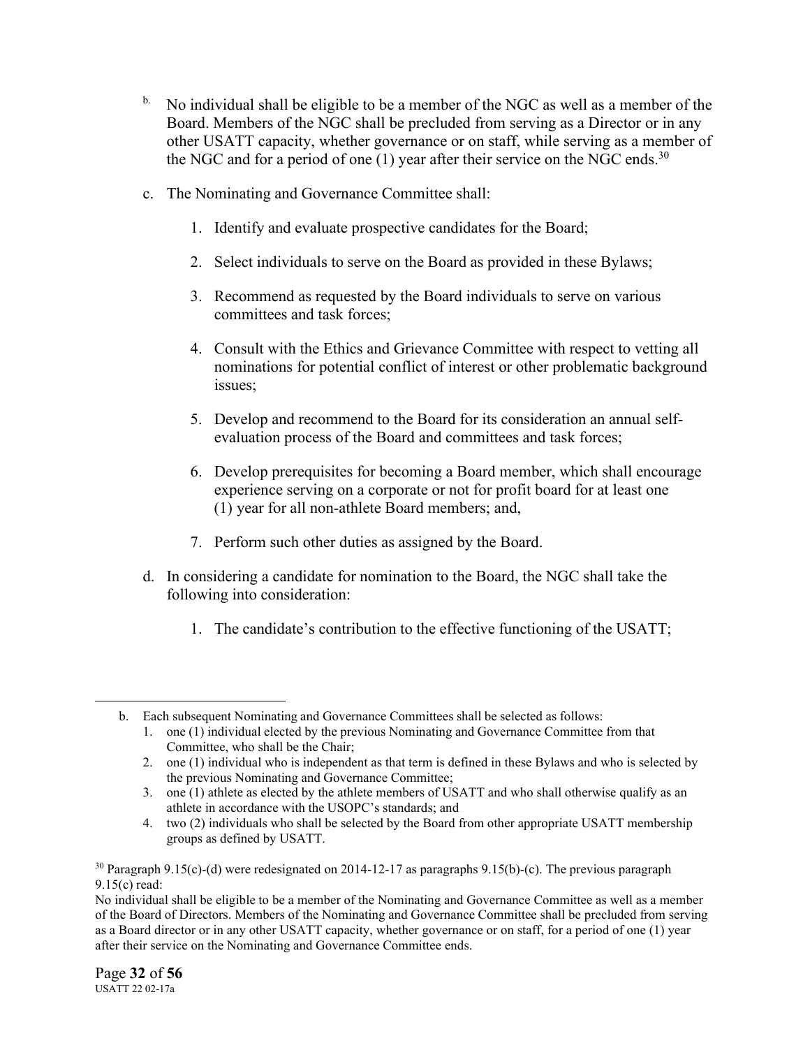b. No individual shall be eligible to be a member of the NGC as well as a member of the Board. Members of the NGC shall be precluded from serving as a Director or in any other USATT capacity, whether governance or on staff, while serving as a member of the NGC and for a period of one (1) year after their service on the NGC ends.[30]

c. The Nominating and Governance Committee shall:

   1. Identify and evaluate prospective candidates for the Board;

   2. Select individuals to serve on the Board as provided in these Bylaws;

   3. Recommend as requested by the Board individuals to serve on various committees and task forces;

   4. Consult with the Ethics and Grievance Committee with respect to vetting all nominations for potential conflict of interest or other problematic background issues;

   5. Develop and recommend to the Board for its consideration an annual self-evaluation process of the Board and committees and task forces;

   6. Develop prerequisites for becoming a Board member, which shall encourage experience serving on a corporate or not for profit board for at least one (1) year for all non-athlete Board members; and,

   7. Perform such other duties as assigned by the Board.

d. In considering a candidate for nomination to the Board, the NGC shall take the following into consideration:

   1. The candidate's contribution to the effective functioning of the USATT;

---

b. Each subsequent Nominating and Governance Committees shall be selected as follows:
   1. one (1) individual elected by the previous Nominating and Governance Committee from that Committee, who shall be the Chair;
   2. one (1) individual who is independent as that term is defined in these Bylaws and who is selected by the previous Nominating and Governance Committee;
   3. one (1) athlete as elected by the athlete members of USATT and who shall otherwise qualify as an athlete in accordance with the USOPC's standards; and
   4. two (2) individuals who shall be selected by the Board from other appropriate USATT membership groups as defined by USATT.

[30] Paragraph 9.15(c)-(d) were redesignated on 2014-12-17 as paragraphs 9.15(b)-(c). The previous paragraph 9.15(c) read:
No individual shall be eligible to be a member of the Nominating and Governance Committee as well as a member of the Board of Directors. Members of the Nominating and Governance Committee shall be precluded from serving as a Board director or in any other USATT capacity, whether governance or on staff, for a period of one (1) year after their service on the Nominating and Governance Committee ends.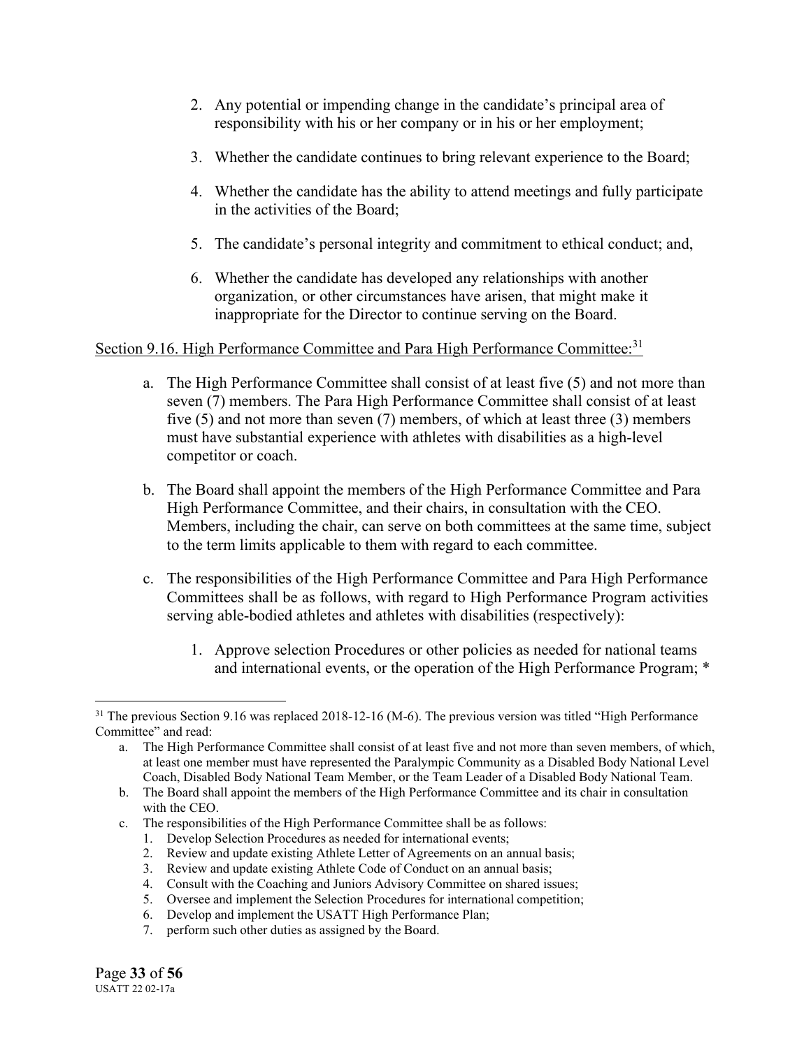2. Any potential or impending change in the candidate's principal area of responsibility with his or her company or in his or her employment;

3. Whether the candidate continues to bring relevant experience to the Board;

4. Whether the candidate has the ability to attend meetings and fully participate in the activities of the Board;

5. The candidate's personal integrity and commitment to ethical conduct; and,

6. Whether the candidate has developed any relationships with another organization, or other circumstances have arisen, that might make it inappropriate for the Director to continue serving on the Board.

<u>Section 9.16. High Performance Committee and Para High Performance Committee:</u>[31]

a. The High Performance Committee shall consist of at least five (5) and not more than seven (7) members. The Para High Performance Committee shall consist of at least five (5) and not more than seven (7) members, of which at least three (3) members must have substantial experience with athletes with disabilities as a high-level competitor or coach.

b. The Board shall appoint the members of the High Performance Committee and Para High Performance Committee, and their chairs, in consultation with the CEO. Members, including the chair, can serve on both committees at the same time, subject to the term limits applicable to them with regard to each committee.

c. The responsibilities of the High Performance Committee and Para High Performance Committees shall be as follows, with regard to High Performance Program activities serving able-bodied athletes and athletes with disabilities (respectively):

   1. Approve selection Procedures or other policies as needed for national teams and international events, or the operation of the High Performance Program; *

---

[31] The previous Section 9.16 was replaced 2018-12-16 (M-6). The previous version was titled "High Performance Committee" and read:

a. The High Performance Committee shall consist of at least five and not more than seven members, of which, at least one member must have represented the Paralympic Community as a Disabled Body National Level Coach, Disabled Body National Team Member, or the Team Leader of a Disabled Body National Team.

b. The Board shall appoint the members of the High Performance Committee and its chair in consultation with the CEO.

c. The responsibilities of the High Performance Committee shall be as follows:
   1. Develop Selection Procedures as needed for international events;
   2. Review and update existing Athlete Letter of Agreements on an annual basis;
   3. Review and update existing Athlete Code of Conduct on an annual basis;
   4. Consult with the Coaching and Juniors Advisory Committee on shared issues;
   5. Oversee and implement the Selection Procedures for international competition;
   6. Develop and implement the USATT High Performance Plan;
   7. perform such other duties as assigned by the Board.

USATT 22 02-17a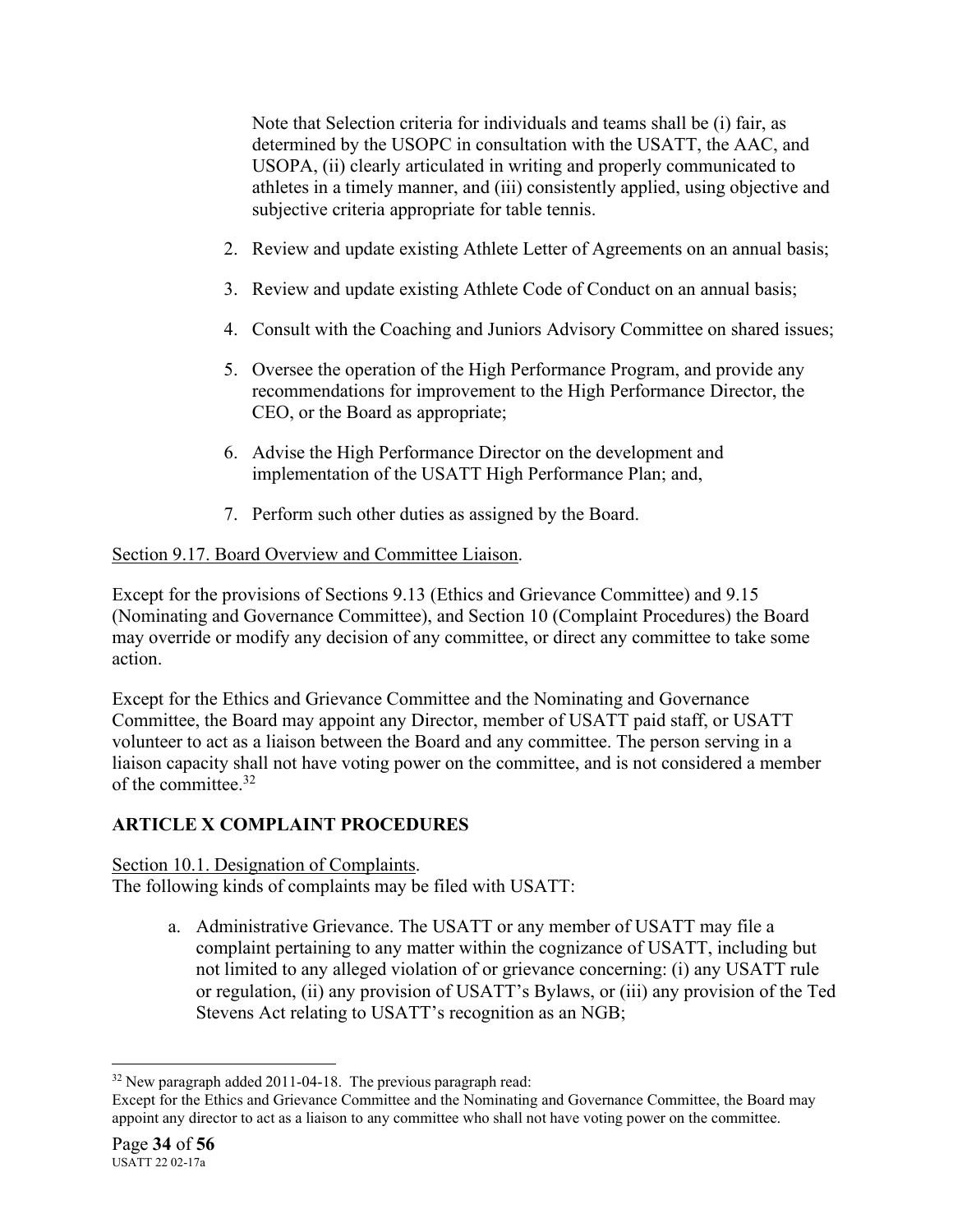Note that Selection criteria for individuals and teams shall be (i) fair, as determined by the USOPC in consultation with the USATT, the AAC, and USOPA, (ii) clearly articulated in writing and properly communicated to athletes in a timely manner, and (iii) consistently applied, using objective and subjective criteria appropriate for table tennis.

2. Review and update existing Athlete Letter of Agreements on an annual basis;

3. Review and update existing Athlete Code of Conduct on an annual basis;

4. Consult with the Coaching and Juniors Advisory Committee on shared issues;

5. Oversee the operation of the High Performance Program, and provide any recommendations for improvement to the High Performance Director, the CEO, or the Board as appropriate;

6. Advise the High Performance Director on the development and implementation of the USATT High Performance Plan; and,

7. Perform such other duties as assigned by the Board.

Section 9.17. Board Overview and Committee Liaison.

Except for the provisions of Sections 9.13 (Ethics and Grievance Committee) and 9.15 (Nominating and Governance Committee), and Section 10 (Complaint Procedures) the Board may override or modify any decision of any committee, or direct any committee to take some action.

Except for the Ethics and Grievance Committee and the Nominating and Governance Committee, the Board may appoint any Director, member of USATT paid staff, or USATT volunteer to act as a liaison between the Board and any committee. The person serving in a liaison capacity shall not have voting power on the committee, and is not considered a member of the committee.[32]

## ARTICLE X COMPLAINT PROCEDURES

Section 10.1. Designation of Complaints.
The following kinds of complaints may be filed with USATT:

a. Administrative Grievance. The USATT or any member of USATT may file a complaint pertaining to any matter within the cognizance of USATT, including but not limited to any alleged violation of or grievance concerning: (i) any USATT rule or regulation, (ii) any provision of USATT's Bylaws, or (iii) any provision of the Ted Stevens Act relating to USATT's recognition as an NGB;

---

[32] New paragraph added 2011-04-18. The previous paragraph read:
Except for the Ethics and Grievance Committee and the Nominating and Governance Committee, the Board may appoint any director to act as a liaison to any committee who shall not have voting power on the committee.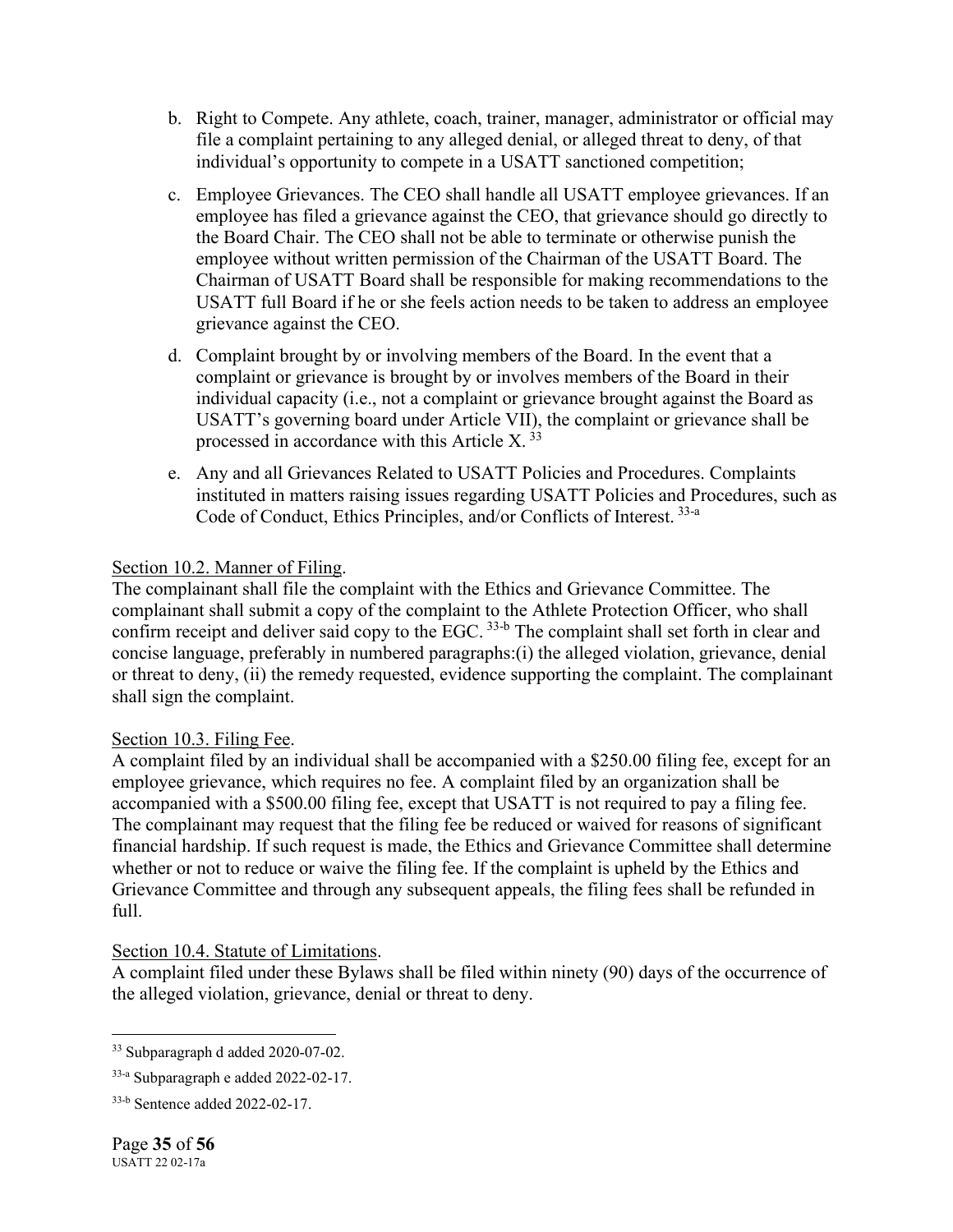b. Right to Compete. Any athlete, coach, trainer, manager, administrator or official may file a complaint pertaining to any alleged denial, or alleged threat to deny, of that individual's opportunity to compete in a USATT sanctioned competition;

c. Employee Grievances. The CEO shall handle all USATT employee grievances. If an employee has filed a grievance against the CEO, that grievance should go directly to the Board Chair. The CEO shall not be able to terminate or otherwise punish the employee without written permission of the Chairman of the USATT Board. The Chairman of USATT Board shall be responsible for making recommendations to the USATT full Board if he or she feels action needs to be taken to address an employee grievance against the CEO.

d. Complaint brought by or involving members of the Board. In the event that a complaint or grievance is brought by or involves members of the Board in their individual capacity (i.e., not a complaint or grievance brought against the Board as USATT's governing board under Article VII), the complaint or grievance shall be processed in accordance with this Article X. [33]

e. Any and all Grievances Related to USATT Policies and Procedures. Complaints instituted in matters raising issues regarding USATT Policies and Procedures, such as Code of Conduct, Ethics Principles, and/or Conflicts of Interest. [33-a]

Section 10.2. Manner of Filing.

The complainant shall file the complaint with the Ethics and Grievance Committee. The complainant shall submit a copy of the complaint to the Athlete Protection Officer, who shall confirm receipt and deliver said copy to the EGC. [33-b] The complaint shall set forth in clear and concise language, preferably in numbered paragraphs:(i) the alleged violation, grievance, denial or threat to deny, (ii) the remedy requested, evidence supporting the complaint. The complainant shall sign the complaint.

Section 10.3. Filing Fee.

A complaint filed by an individual shall be accompanied with a $250.00 filing fee, except for an employee grievance, which requires no fee. A complaint filed by an organization shall be accompanied with a $500.00 filing fee, except that USATT is not required to pay a filing fee. The complainant may request that the filing fee be reduced or waived for reasons of significant financial hardship. If such request is made, the Ethics and Grievance Committee shall determine whether or not to reduce or waive the filing fee. If the complaint is upheld by the Ethics and Grievance Committee and through any subsequent appeals, the filing fees shall be refunded in full.

Section 10.4. Statute of Limitations.

A complaint filed under these Bylaws shall be filed within ninety (90) days of the occurrence of the alleged violation, grievance, denial or threat to deny.

---

[33] Subparagraph d added 2020-07-02.

[33-a] Subparagraph e added 2022-02-17.

[33-b] Sentence added 2022-02-17.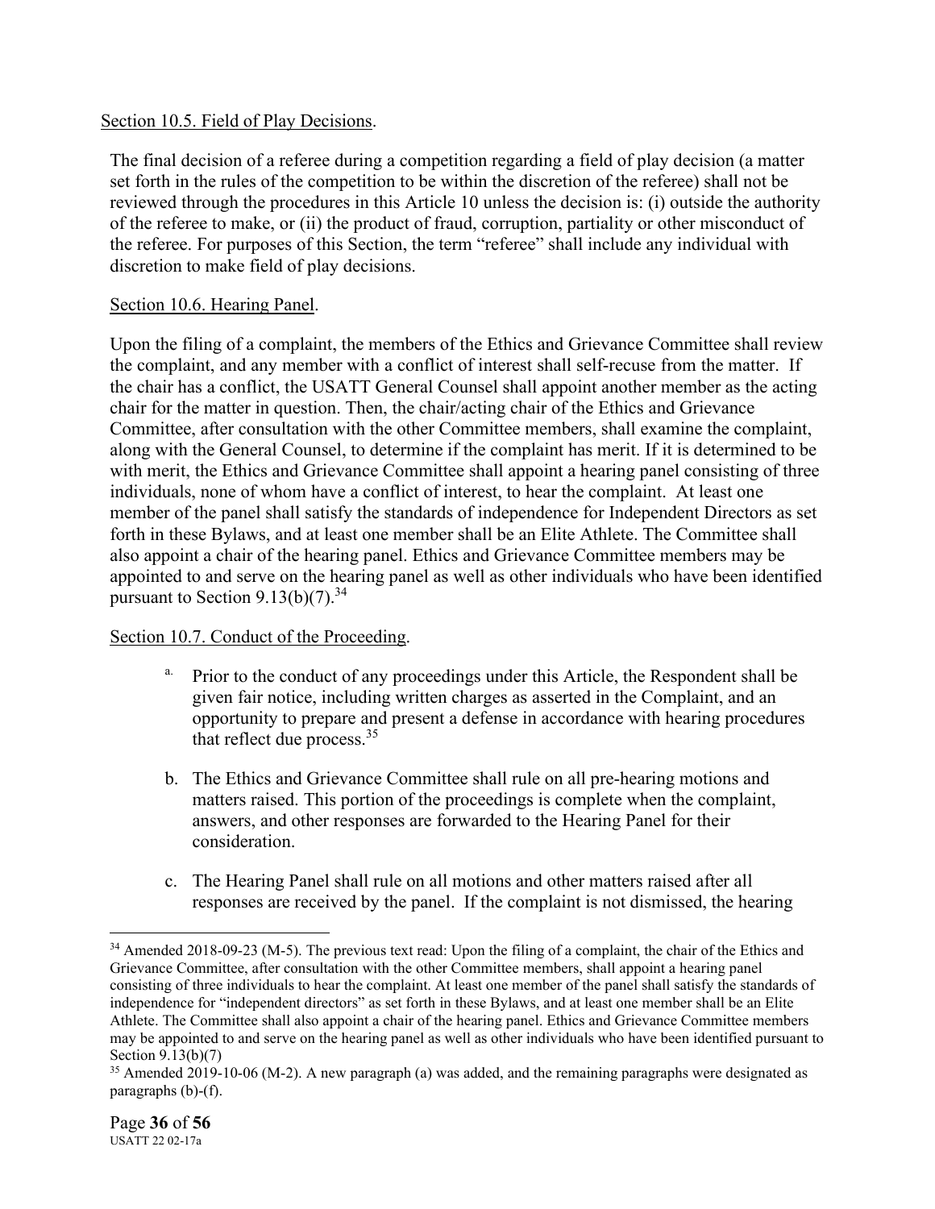Section 10.5. Field of Play Decisions.

The final decision of a referee during a competition regarding a field of play decision (a matter set forth in the rules of the competition to be within the discretion of the referee) shall not be reviewed through the procedures in this Article 10 unless the decision is: (i) outside the authority of the referee to make, or (ii) the product of fraud, corruption, partiality or other misconduct of the referee. For purposes of this Section, the term "referee" shall include any individual with discretion to make field of play decisions.

Section 10.6. Hearing Panel.

Upon the filing of a complaint, the members of the Ethics and Grievance Committee shall review the complaint, and any member with a conflict of interest shall self-recuse from the matter. If the chair has a conflict, the USATT General Counsel shall appoint another member as the acting chair for the matter in question. Then, the chair/acting chair of the Ethics and Grievance Committee, after consultation with the other Committee members, shall examine the complaint, along with the General Counsel, to determine if the complaint has merit. If it is determined to be with merit, the Ethics and Grievance Committee shall appoint a hearing panel consisting of three individuals, none of whom have a conflict of interest, to hear the complaint. At least one member of the panel shall satisfy the standards of independence for Independent Directors as set forth in these Bylaws, and at least one member shall be an Elite Athlete. The Committee shall also appoint a chair of the hearing panel. Ethics and Grievance Committee members may be appointed to and serve on the hearing panel as well as other individuals who have been identified pursuant to Section 9.13(b)(7).[34]

Section 10.7. Conduct of the Proceeding.

a. Prior to the conduct of any proceedings under this Article, the Respondent shall be given fair notice, including written charges as asserted in the Complaint, and an opportunity to prepare and present a defense in accordance with hearing procedures that reflect due process.[35]

b. The Ethics and Grievance Committee shall rule on all pre-hearing motions and matters raised. This portion of the proceedings is complete when the complaint, answers, and other responses are forwarded to the Hearing Panel for their consideration.

c. The Hearing Panel shall rule on all motions and other matters raised after all responses are received by the panel. If the complaint is not dismissed, the hearing

---

[34] Amended 2018-09-23 (M-5). The previous text read: Upon the filing of a complaint, the chair of the Ethics and Grievance Committee, after consultation with the other Committee members, shall appoint a hearing panel consisting of three individuals to hear the complaint. At least one member of the panel shall satisfy the standards of independence for "independent directors" as set forth in these Bylaws, and at least one member shall be an Elite Athlete. The Committee shall also appoint a chair of the hearing panel. Ethics and Grievance Committee members may be appointed to and serve on the hearing panel as well as other individuals who have been identified pursuant to Section 9.13(b)(7)

[35] Amended 2019-10-06 (M-2). A new paragraph (a) was added, and the remaining paragraphs were designated as paragraphs (b)-(f).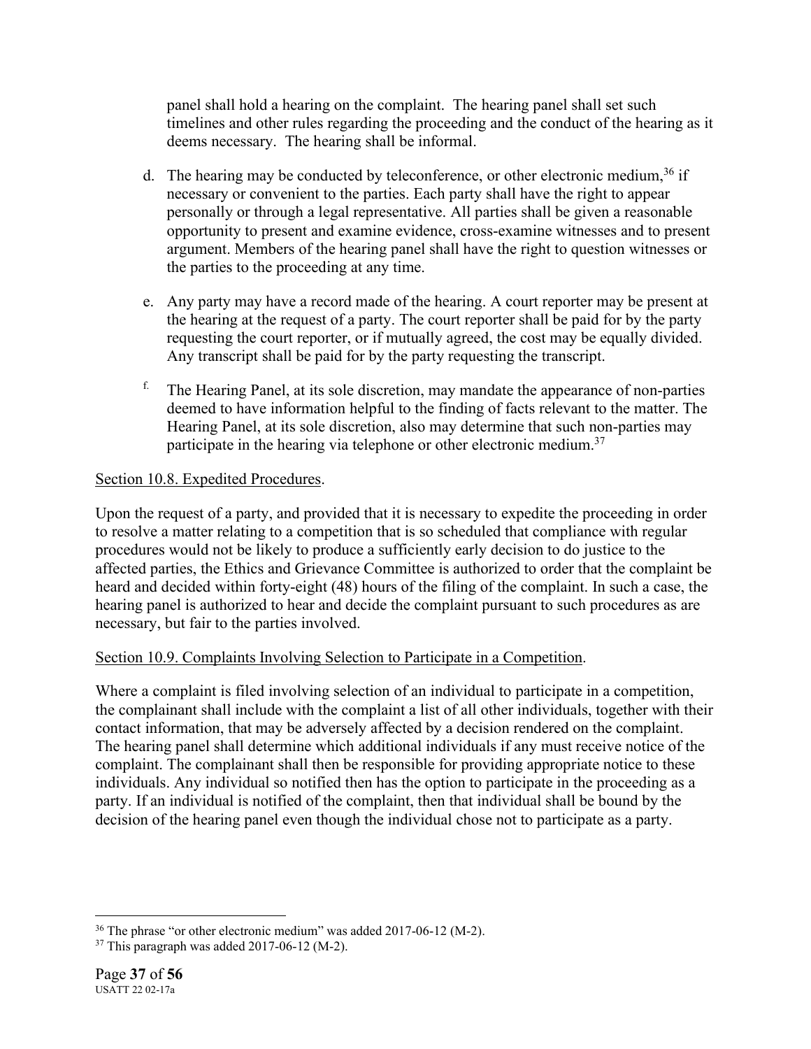panel shall hold a hearing on the complaint. The hearing panel shall set such timelines and other rules regarding the proceeding and the conduct of the hearing as it deems necessary. The hearing shall be informal.

d. The hearing may be conducted by teleconference, or other electronic medium,[36] if necessary or convenient to the parties. Each party shall have the right to appear personally or through a legal representative. All parties shall be given a reasonable opportunity to present and examine evidence, cross-examine witnesses and to present argument. Members of the hearing panel shall have the right to question witnesses or the parties to the proceeding at any time.

e. Any party may have a record made of the hearing. A court reporter may be present at the hearing at the request of a party. The court reporter shall be paid for by the party requesting the court reporter, or if mutually agreed, the cost may be equally divided. Any transcript shall be paid for by the party requesting the transcript.

f. The Hearing Panel, at its sole discretion, may mandate the appearance of non-parties deemed to have information helpful to the finding of facts relevant to the matter. The Hearing Panel, at its sole discretion, also may determine that such non-parties may participate in the hearing via telephone or other electronic medium.[37]

<u>Section 10.8. Expedited Procedures</u>.

Upon the request of a party, and provided that it is necessary to expedite the proceeding in order to resolve a matter relating to a competition that is so scheduled that compliance with regular procedures would not be likely to produce a sufficiently early decision to do justice to the affected parties, the Ethics and Grievance Committee is authorized to order that the complaint be heard and decided within forty-eight (48) hours of the filing of the complaint. In such a case, the hearing panel is authorized to hear and decide the complaint pursuant to such procedures as are necessary, but fair to the parties involved.

<u>Section 10.9. Complaints Involving Selection to Participate in a Competition</u>.

Where a complaint is filed involving selection of an individual to participate in a competition, the complainant shall include with the complaint a list of all other individuals, together with their contact information, that may be adversely affected by a decision rendered on the complaint. The hearing panel shall determine which additional individuals if any must receive notice of the complaint. The complainant shall then be responsible for providing appropriate notice to these individuals. Any individual so notified then has the option to participate in the proceeding as a party. If an individual is notified of the complaint, then that individual shall be bound by the decision of the hearing panel even though the individual chose not to participate as a party.

---

[36] The phrase "or other electronic medium" was added 2017-06-12 (M-2).

[37] This paragraph was added 2017-06-12 (M-2).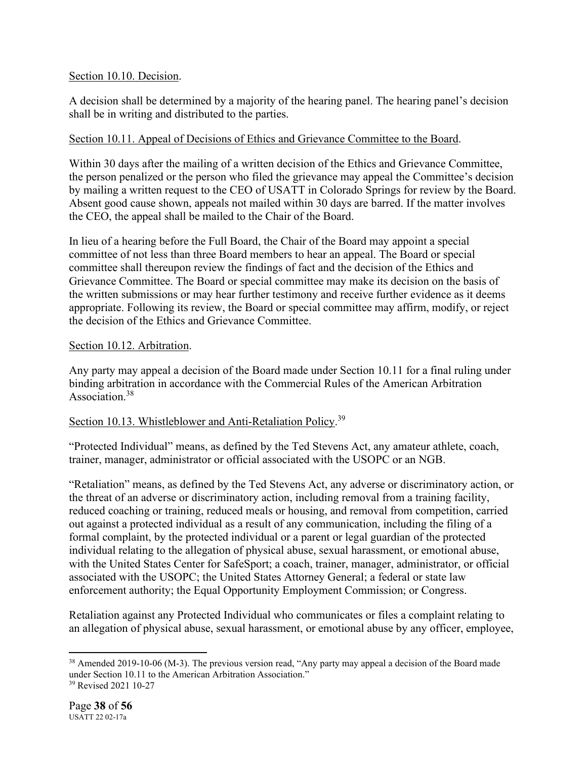Section 10.10. Decision.

A decision shall be determined by a majority of the hearing panel. The hearing panel's decision shall be in writing and distributed to the parties.

Section 10.11. Appeal of Decisions of Ethics and Grievance Committee to the Board.

Within 30 days after the mailing of a written decision of the Ethics and Grievance Committee, the person penalized or the person who filed the grievance may appeal the Committee's decision by mailing a written request to the CEO of USATT in Colorado Springs for review by the Board. Absent good cause shown, appeals not mailed within 30 days are barred. If the matter involves the CEO, the appeal shall be mailed to the Chair of the Board.

In lieu of a hearing before the Full Board, the Chair of the Board may appoint a special committee of not less than three Board members to hear an appeal. The Board or special committee shall thereupon review the findings of fact and the decision of the Ethics and Grievance Committee. The Board or special committee may make its decision on the basis of the written submissions or may hear further testimony and receive further evidence as it deems appropriate. Following its review, the Board or special committee may affirm, modify, or reject the decision of the Ethics and Grievance Committee.

Section 10.12. Arbitration.

Any party may appeal a decision of the Board made under Section 10.11 for a final ruling under binding arbitration in accordance with the Commercial Rules of the American Arbitration Association.[38]

Section 10.13. Whistleblower and Anti-Retaliation Policy.[39]

"Protected Individual" means, as defined by the Ted Stevens Act, any amateur athlete, coach, trainer, manager, administrator or official associated with the USOPC or an NGB.

"Retaliation" means, as defined by the Ted Stevens Act, any adverse or discriminatory action, or the threat of an adverse or discriminatory action, including removal from a training facility, reduced coaching or training, reduced meals or housing, and removal from competition, carried out against a protected individual as a result of any communication, including the filing of a formal complaint, by the protected individual or a parent or legal guardian of the protected individual relating to the allegation of physical abuse, sexual harassment, or emotional abuse, with the United States Center for SafeSport; a coach, trainer, manager, administrator, or official associated with the USOPC; the United States Attorney General; a federal or state law enforcement authority; the Equal Opportunity Employment Commission; or Congress.

Retaliation against any Protected Individual who communicates or files a complaint relating to an allegation of physical abuse, sexual harassment, or emotional abuse by any officer, employee,

---

[38] Amended 2019-10-06 (M-3). The previous version read, "Any party may appeal a decision of the Board made under Section 10.11 to the American Arbitration Association."

[39] Revised 2021 10-27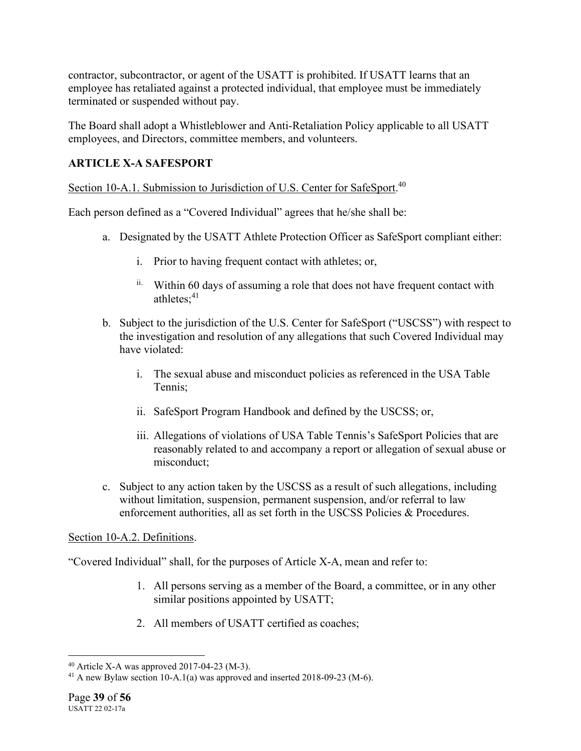contractor, subcontractor, or agent of the USATT is prohibited. If USATT learns that an employee has retaliated against a protected individual, that employee must be immediately terminated or suspended without pay.

The Board shall adopt a Whistleblower and Anti-Retaliation Policy applicable to all USATT employees, and Directors, committee members, and volunteers.

## ARTICLE X-A SAFESPORT

<u>Section 10-A.1. Submission to Jurisdiction of U.S. Center for SafeSport</u>.[40]

Each person defined as a "Covered Individual" agrees that he/she shall be:

a. Designated by the USATT Athlete Protection Officer as SafeSport compliant either:

    i. Prior to having frequent contact with athletes; or,

    ii. Within 60 days of assuming a role that does not have frequent contact with athletes;[41]

b. Subject to the jurisdiction of the U.S. Center for SafeSport ("USCSS") with respect to the investigation and resolution of any allegations that such Covered Individual may have violated:

    i. The sexual abuse and misconduct policies as referenced in the USA Table Tennis;

    ii. SafeSport Program Handbook and defined by the USCSS; or,

    iii. Allegations of violations of USA Table Tennis's SafeSport Policies that are reasonably related to and accompany a report or allegation of sexual abuse or misconduct;

c. Subject to any action taken by the USCSS as a result of such allegations, including without limitation, suspension, permanent suspension, and/or referral to law enforcement authorities, all as set forth in the USCSS Policies & Procedures.

<u>Section 10-A.2. Definitions</u>.

"Covered Individual" shall, for the purposes of Article X-A, mean and refer to:

1. All persons serving as a member of the Board, a committee, or in any other similar positions appointed by USATT;

2. All members of USATT certified as coaches;

---

[40] Article X-A was approved 2017-04-23 (M-3).

[41] A new Bylaw section 10-A.1(a) was approved and inserted 2018-09-23 (M-6).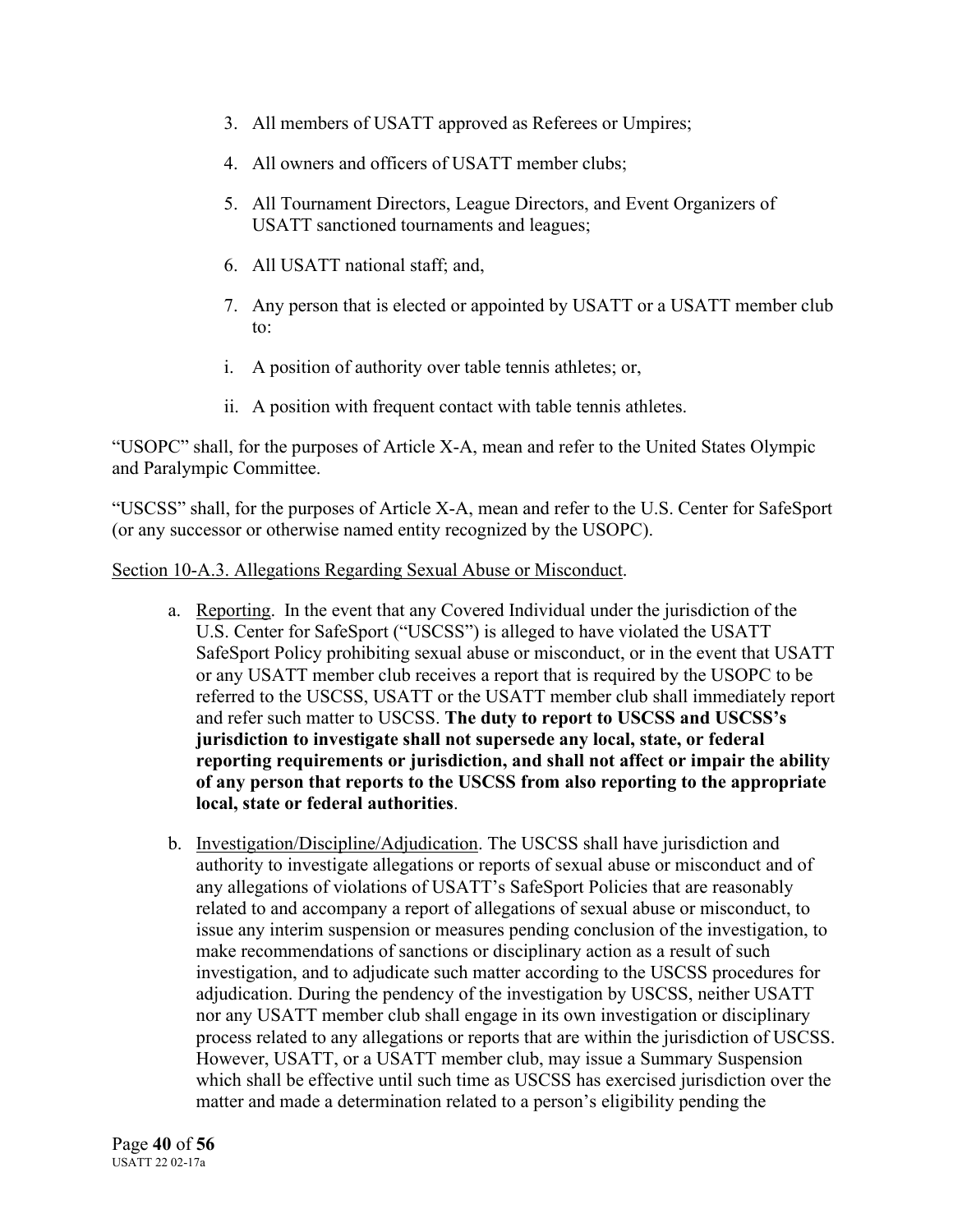3. All members of USATT approved as Referees or Umpires;

4. All owners and officers of USATT member clubs;

5. All Tournament Directors, League Directors, and Event Organizers of USATT sanctioned tournaments and leagues;

6. All USATT national staff; and,

7. Any person that is elected or appointed by USATT or a USATT member club to:

i. A position of authority over table tennis athletes; or,

ii. A position with frequent contact with table tennis athletes.

"USOPC" shall, for the purposes of Article X-A, mean and refer to the United States Olympic and Paralympic Committee.

"USCSS" shall, for the purposes of Article X-A, mean and refer to the U.S. Center for SafeSport (or any successor or otherwise named entity recognized by the USOPC).

<u>Section 10-A.3. Allegations Regarding Sexual Abuse or Misconduct</u>.

a. <u>Reporting</u>. In the event that any Covered Individual under the jurisdiction of the U.S. Center for SafeSport ("USCSS") is alleged to have violated the USATT SafeSport Policy prohibiting sexual abuse or misconduct, or in the event that USATT or any USATT member club receives a report that is required by the USOPC to be referred to the USCSS, USATT or the USATT member club shall immediately report and refer such matter to USCSS. **The duty to report to USCSS and USCSS's jurisdiction to investigate shall not supersede any local, state, or federal reporting requirements or jurisdiction, and shall not affect or impair the ability of any person that reports to the USCSS from also reporting to the appropriate local, state or federal authorities**.

b. <u>Investigation/Discipline/Adjudication</u>. The USCSS shall have jurisdiction and authority to investigate allegations or reports of sexual abuse or misconduct and of any allegations of violations of USATT's SafeSport Policies that are reasonably related to and accompany a report of allegations of sexual abuse or misconduct, to issue any interim suspension or measures pending conclusion of the investigation, to make recommendations of sanctions or disciplinary action as a result of such investigation, and to adjudicate such matter according to the USCSS procedures for adjudication. During the pendency of the investigation by USCSS, neither USATT nor any USATT member club shall engage in its own investigation or disciplinary process related to any allegations or reports that are within the jurisdiction of USCSS. However, USATT, or a USATT member club, may issue a Summary Suspension which shall be effective until such time as USCSS has exercised jurisdiction over the matter and made a determination related to a person's eligibility pending the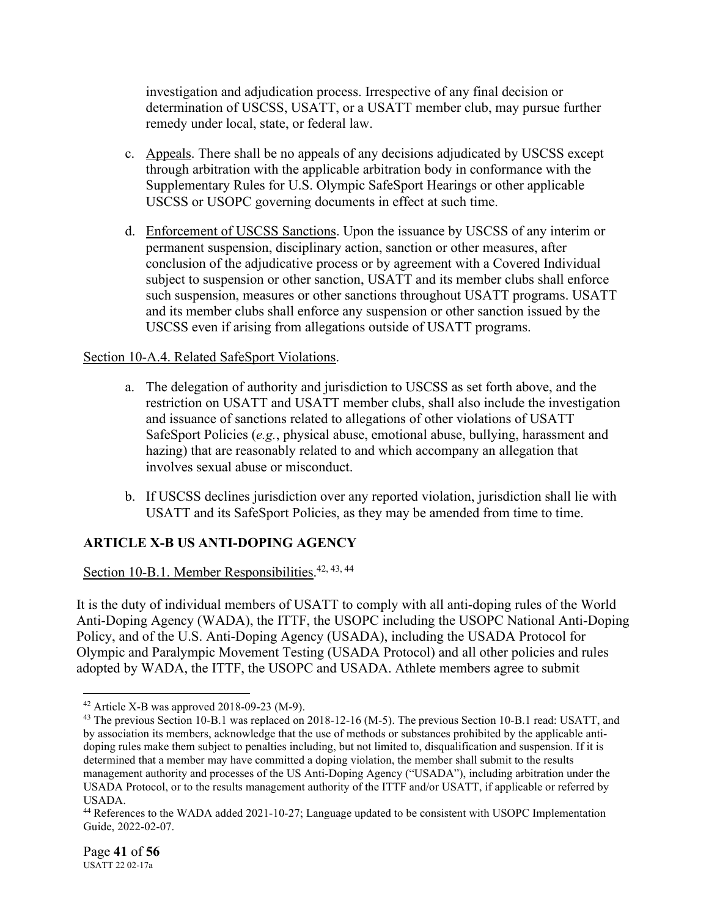investigation and adjudication process. Irrespective of any final decision or determination of USCSS, USATT, or a USATT member club, may pursue further remedy under local, state, or federal law.

c. Appeals. There shall be no appeals of any decisions adjudicated by USCSS except through arbitration with the applicable arbitration body in conformance with the Supplementary Rules for U.S. Olympic SafeSport Hearings or other applicable USCSS or USOPC governing documents in effect at such time.

d. Enforcement of USCSS Sanctions. Upon the issuance by USCSS of any interim or permanent suspension, disciplinary action, sanction or other measures, after conclusion of the adjudicative process or by agreement with a Covered Individual subject to suspension or other sanction, USATT and its member clubs shall enforce such suspension, measures or other sanctions throughout USATT programs. USATT and its member clubs shall enforce any suspension or other sanction issued by the USCSS even if arising from allegations outside of USATT programs.

Section 10-A.4. Related SafeSport Violations.

a. The delegation of authority and jurisdiction to USCSS as set forth above, and the restriction on USATT and USATT member clubs, shall also include the investigation and issuance of sanctions related to allegations of other violations of USATT SafeSport Policies (*e.g.*, physical abuse, emotional abuse, bullying, harassment and hazing) that are reasonably related to and which accompany an allegation that involves sexual abuse or misconduct.

b. If USCSS declines jurisdiction over any reported violation, jurisdiction shall lie with USATT and its SafeSport Policies, as they may be amended from time to time.

## ARTICLE X-B US ANTI-DOPING AGENCY

Section 10-B.1. Member Responsibilities.[42, 43, 44]

It is the duty of individual members of USATT to comply with all anti-doping rules of the World Anti-Doping Agency (WADA), the ITTF, the USOPC including the USOPC National Anti-Doping Policy, and of the U.S. Anti-Doping Agency (USADA), including the USADA Protocol for Olympic and Paralympic Movement Testing (USADA Protocol) and all other policies and rules adopted by WADA, the ITTF, the USOPC and USADA. Athlete members agree to submit

---

[42] Article X-B was approved 2018-09-23 (M-9).

[43] The previous Section 10-B.1 was replaced on 2018-12-16 (M-5). The previous Section 10-B.1 read: USATT, and by association its members, acknowledge that the use of methods or substances prohibited by the applicable anti-doping rules make them subject to penalties including, but not limited to, disqualification and suspension. If it is determined that a member may have committed a doping violation, the member shall submit to the results management authority and processes of the US Anti-Doping Agency ("USADA"), including arbitration under the USADA Protocol, or to the results management authority of the ITTF and/or USATT, if applicable or referred by USADA.

[44] References to the WADA added 2021-10-27; Language updated to be consistent with USOPC Implementation Guide, 2022-02-07.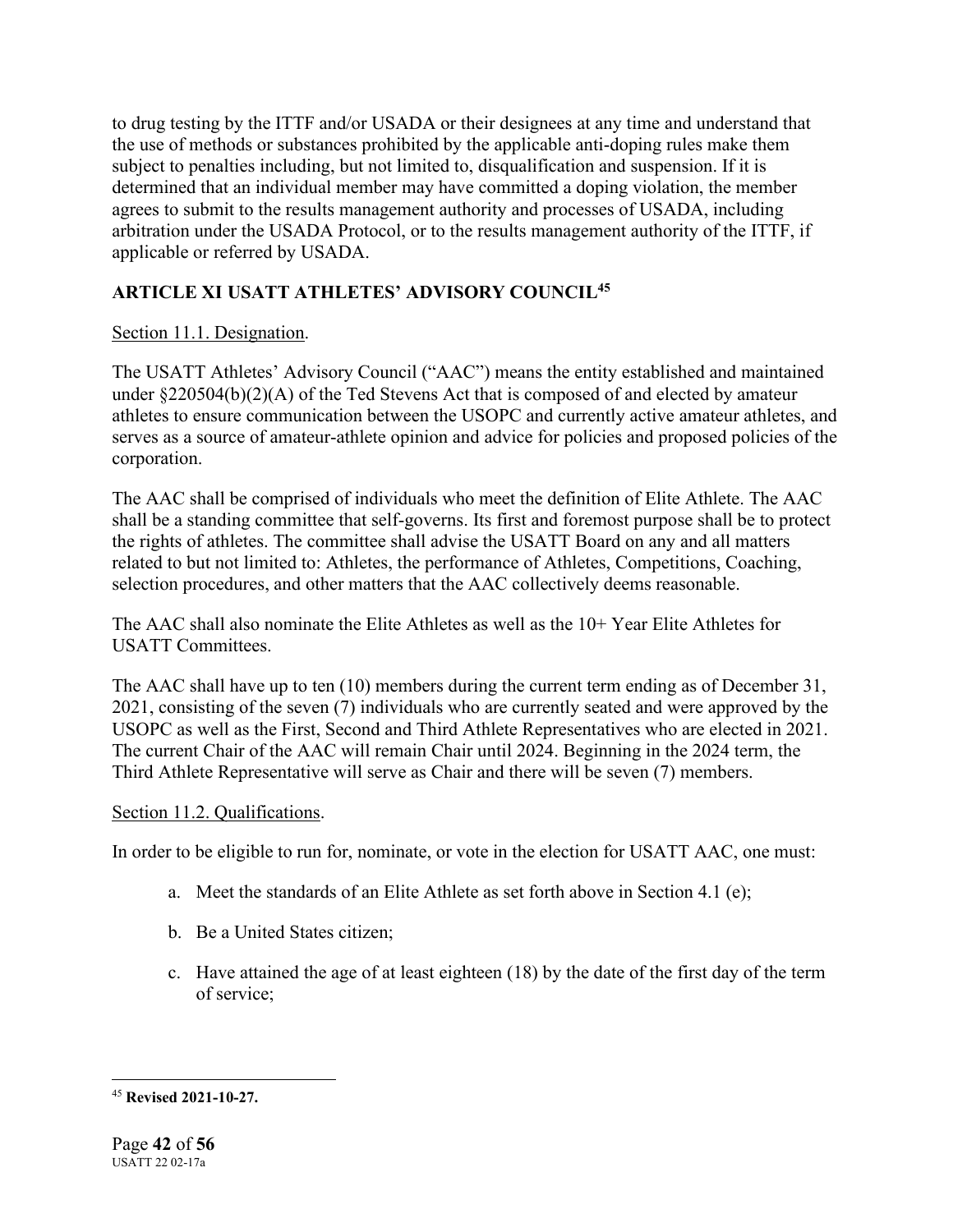to drug testing by the ITTF and/or USADA or their designees at any time and understand that the use of methods or substances prohibited by the applicable anti-doping rules make them subject to penalties including, but not limited to, disqualification and suspension. If it is determined that an individual member may have committed a doping violation, the member agrees to submit to the results management authority and processes of USADA, including arbitration under the USADA Protocol, or to the results management authority of the ITTF, if applicable or referred by USADA.

## ARTICLE XI USATT ATHLETES' ADVISORY COUNCIL[45]

Section 11.1. Designation.

The USATT Athletes' Advisory Council ("AAC") means the entity established and maintained under §220504(b)(2)(A) of the Ted Stevens Act that is composed of and elected by amateur athletes to ensure communication between the USOPC and currently active amateur athletes, and serves as a source of amateur-athlete opinion and advice for policies and proposed policies of the corporation.

The AAC shall be comprised of individuals who meet the definition of Elite Athlete. The AAC shall be a standing committee that self-governs. Its first and foremost purpose shall be to protect the rights of athletes. The committee shall advise the USATT Board on any and all matters related to but not limited to: Athletes, the performance of Athletes, Competitions, Coaching, selection procedures, and other matters that the AAC collectively deems reasonable.

The AAC shall also nominate the Elite Athletes as well as the 10+ Year Elite Athletes for USATT Committees.

The AAC shall have up to ten (10) members during the current term ending as of December 31, 2021, consisting of the seven (7) individuals who are currently seated and were approved by the USOPC as well as the First, Second and Third Athlete Representatives who are elected in 2021. The current Chair of the AAC will remain Chair until 2024. Beginning in the 2024 term, the Third Athlete Representative will serve as Chair and there will be seven (7) members.

Section 11.2. Qualifications.

In order to be eligible to run for, nominate, or vote in the election for USATT AAC, one must:

a. Meet the standards of an Elite Athlete as set forth above in Section 4.1 (e);

b. Be a United States citizen;

c. Have attained the age of at least eighteen (18) by the date of the first day of the term of service;

---

[45] **Revised 2021-10-27.**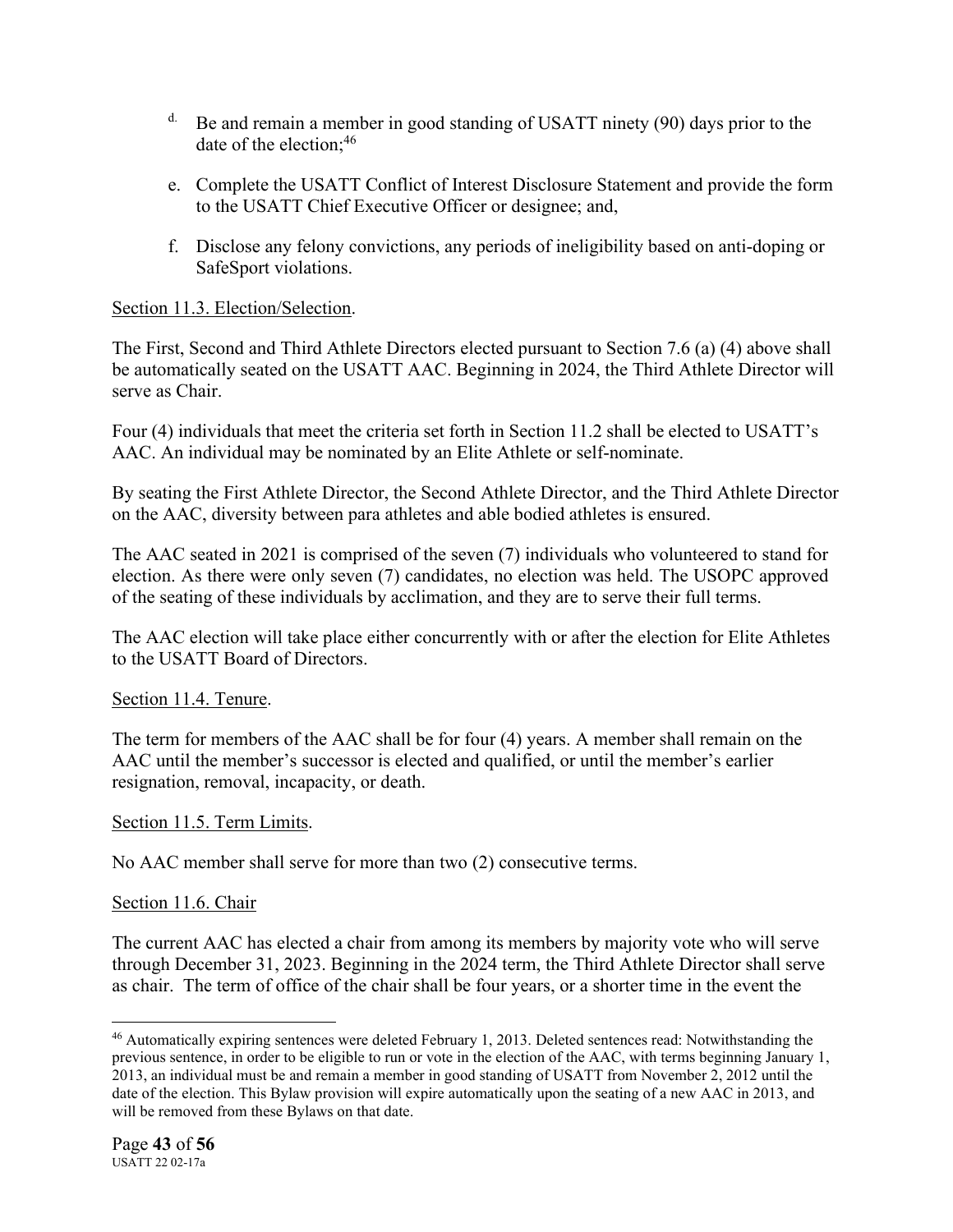d. Be and remain a member in good standing of USATT ninety (90) days prior to the date of the election;[46]

e. Complete the USATT Conflict of Interest Disclosure Statement and provide the form to the USATT Chief Executive Officer or designee; and,

f. Disclose any felony convictions, any periods of ineligibility based on anti-doping or SafeSport violations.

Section 11.3. Election/Selection.

The First, Second and Third Athlete Directors elected pursuant to Section 7.6 (a) (4) above shall be automatically seated on the USATT AAC. Beginning in 2024, the Third Athlete Director will serve as Chair.

Four (4) individuals that meet the criteria set forth in Section 11.2 shall be elected to USATT's AAC. An individual may be nominated by an Elite Athlete or self-nominate.

By seating the First Athlete Director, the Second Athlete Director, and the Third Athlete Director on the AAC, diversity between para athletes and able bodied athletes is ensured.

The AAC seated in 2021 is comprised of the seven (7) individuals who volunteered to stand for election. As there were only seven (7) candidates, no election was held. The USOPC approved of the seating of these individuals by acclimation, and they are to serve their full terms.

The AAC election will take place either concurrently with or after the election for Elite Athletes to the USATT Board of Directors.

Section 11.4. Tenure.

The term for members of the AAC shall be for four (4) years. A member shall remain on the AAC until the member's successor is elected and qualified, or until the member's earlier resignation, removal, incapacity, or death.

Section 11.5. Term Limits.

No AAC member shall serve for more than two (2) consecutive terms.

Section 11.6. Chair

The current AAC has elected a chair from among its members by majority vote who will serve through December 31, 2023. Beginning in the 2024 term, the Third Athlete Director shall serve as chair. The term of office of the chair shall be four years, or a shorter time in the event the

[46] Automatically expiring sentences were deleted February 1, 2013. Deleted sentences read: Notwithstanding the previous sentence, in order to be eligible to run or vote in the election of the AAC, with terms beginning January 1, 2013, an individual must be and remain a member in good standing of USATT from November 2, 2012 until the date of the election. This Bylaw provision will expire automatically upon the seating of a new AAC in 2013, and will be removed from these Bylaws on that date.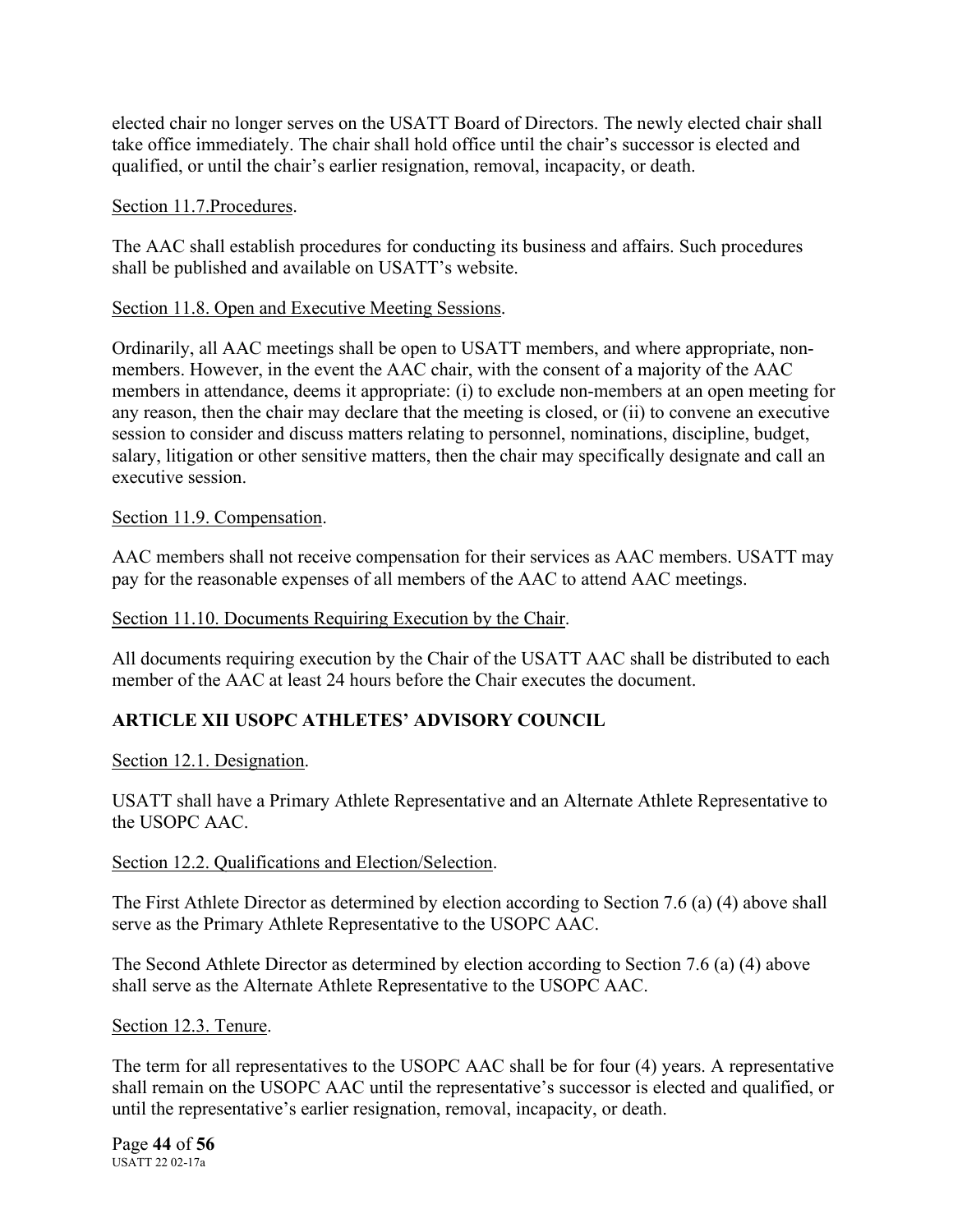elected chair no longer serves on the USATT Board of Directors. The newly elected chair shall take office immediately. The chair shall hold office until the chair's successor is elected and qualified, or until the chair's earlier resignation, removal, incapacity, or death.

Section 11.7.Procedures.

The AAC shall establish procedures for conducting its business and affairs. Such procedures shall be published and available on USATT's website.

Section 11.8. Open and Executive Meeting Sessions.

Ordinarily, all AAC meetings shall be open to USATT members, and where appropriate, non-members. However, in the event the AAC chair, with the consent of a majority of the AAC members in attendance, deems it appropriate: (i) to exclude non-members at an open meeting for any reason, then the chair may declare that the meeting is closed, or (ii) to convene an executive session to consider and discuss matters relating to personnel, nominations, discipline, budget, salary, litigation or other sensitive matters, then the chair may specifically designate and call an executive session.

Section 11.9. Compensation.

AAC members shall not receive compensation for their services as AAC members. USATT may pay for the reasonable expenses of all members of the AAC to attend AAC meetings.

Section 11.10. Documents Requiring Execution by the Chair.

All documents requiring execution by the Chair of the USATT AAC shall be distributed to each member of the AAC at least 24 hours before the Chair executes the document.

## ARTICLE XII USOPC ATHLETES' ADVISORY COUNCIL

Section 12.1. Designation.

USATT shall have a Primary Athlete Representative and an Alternate Athlete Representative to the USOPC AAC.

Section 12.2. Qualifications and Election/Selection.

The First Athlete Director as determined by election according to Section 7.6 (a) (4) above shall serve as the Primary Athlete Representative to the USOPC AAC.

The Second Athlete Director as determined by election according to Section 7.6 (a) (4) above shall serve as the Alternate Athlete Representative to the USOPC AAC.

Section 12.3. Tenure.

The term for all representatives to the USOPC AAC shall be for four (4) years. A representative shall remain on the USOPC AAC until the representative's successor is elected and qualified, or until the representative's earlier resignation, removal, incapacity, or death.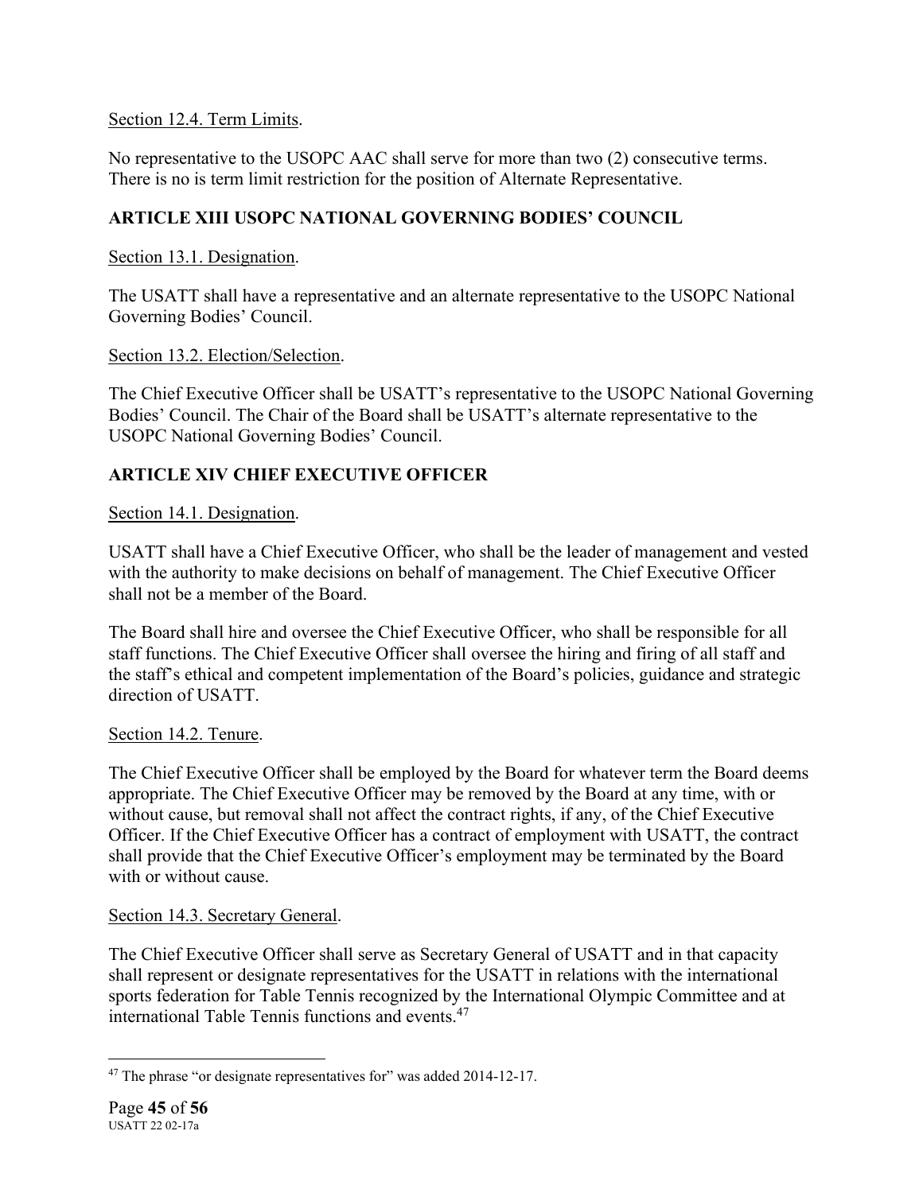Section 12.4. Term Limits.

No representative to the USOPC AAC shall serve for more than two (2) consecutive terms. There is no is term limit restriction for the position of Alternate Representative.

## ARTICLE XIII USOPC NATIONAL GOVERNING BODIES' COUNCIL

Section 13.1. Designation.

The USATT shall have a representative and an alternate representative to the USOPC National Governing Bodies' Council.

Section 13.2. Election/Selection.

The Chief Executive Officer shall be USATT's representative to the USOPC National Governing Bodies' Council. The Chair of the Board shall be USATT's alternate representative to the USOPC National Governing Bodies' Council.

## ARTICLE XIV CHIEF EXECUTIVE OFFICER

Section 14.1. Designation.

USATT shall have a Chief Executive Officer, who shall be the leader of management and vested with the authority to make decisions on behalf of management. The Chief Executive Officer shall not be a member of the Board.

The Board shall hire and oversee the Chief Executive Officer, who shall be responsible for all staff functions. The Chief Executive Officer shall oversee the hiring and firing of all staff and the staff's ethical and competent implementation of the Board's policies, guidance and strategic direction of USATT.

Section 14.2. Tenure.

The Chief Executive Officer shall be employed by the Board for whatever term the Board deems appropriate. The Chief Executive Officer may be removed by the Board at any time, with or without cause, but removal shall not affect the contract rights, if any, of the Chief Executive Officer. If the Chief Executive Officer has a contract of employment with USATT, the contract shall provide that the Chief Executive Officer's employment may be terminated by the Board with or without cause.

Section 14.3. Secretary General.

The Chief Executive Officer shall serve as Secretary General of USATT and in that capacity shall represent or designate representatives for the USATT in relations with the international sports federation for Table Tennis recognized by the International Olympic Committee and at international Table Tennis functions and events.[47]

[47] The phrase "or designate representatives for" was added 2014-12-17.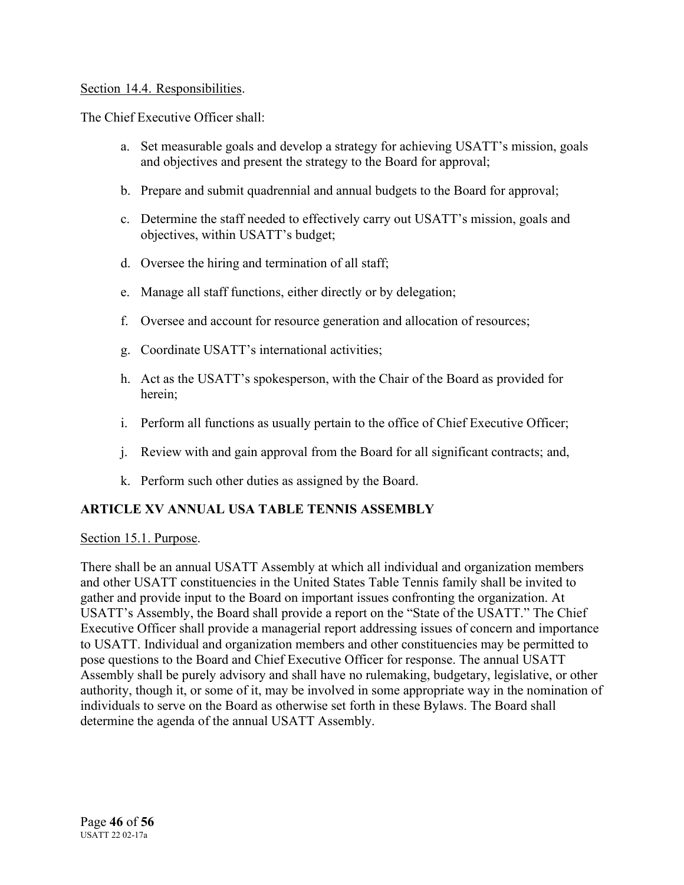Section 14.4. Responsibilities.

The Chief Executive Officer shall:

a. Set measurable goals and develop a strategy for achieving USATT's mission, goals and objectives and present the strategy to the Board for approval;

b. Prepare and submit quadrennial and annual budgets to the Board for approval;

c. Determine the staff needed to effectively carry out USATT's mission, goals and objectives, within USATT's budget;

d. Oversee the hiring and termination of all staff;

e. Manage all staff functions, either directly or by delegation;

f. Oversee and account for resource generation and allocation of resources;

g. Coordinate USATT's international activities;

h. Act as the USATT's spokesperson, with the Chair of the Board as provided for herein;

i. Perform all functions as usually pertain to the office of Chief Executive Officer;

j. Review with and gain approval from the Board for all significant contracts; and,

k. Perform such other duties as assigned by the Board.

## ARTICLE XV ANNUAL USA TABLE TENNIS ASSEMBLY

Section 15.1. Purpose.

There shall be an annual USATT Assembly at which all individual and organization members and other USATT constituencies in the United States Table Tennis family shall be invited to gather and provide input to the Board on important issues confronting the organization. At USATT's Assembly, the Board shall provide a report on the "State of the USATT." The Chief Executive Officer shall provide a managerial report addressing issues of concern and importance to USATT. Individual and organization members and other constituencies may be permitted to pose questions to the Board and Chief Executive Officer for response. The annual USATT Assembly shall be purely advisory and shall have no rulemaking, budgetary, legislative, or other authority, though it, or some of it, may be involved in some appropriate way in the nomination of individuals to serve on the Board as otherwise set forth in these Bylaws. The Board shall determine the agenda of the annual USATT Assembly.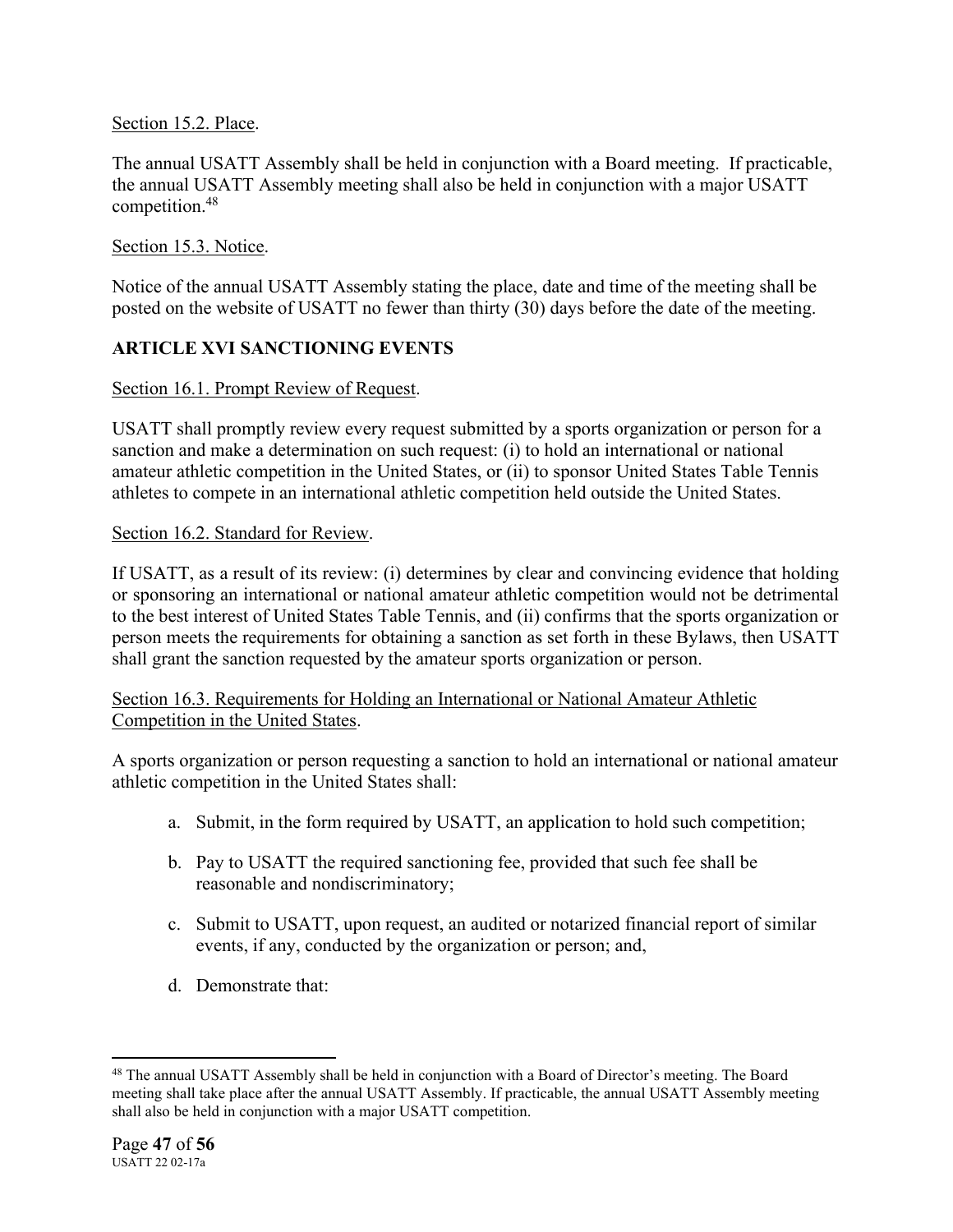Section 15.2. Place.

The annual USATT Assembly shall be held in conjunction with a Board meeting. If practicable, the annual USATT Assembly meeting shall also be held in conjunction with a major USATT competition.[48]

Section 15.3. Notice.

Notice of the annual USATT Assembly stating the place, date and time of the meeting shall be posted on the website of USATT no fewer than thirty (30) days before the date of the meeting.

## ARTICLE XVI SANCTIONING EVENTS

Section 16.1. Prompt Review of Request.

USATT shall promptly review every request submitted by a sports organization or person for a sanction and make a determination on such request: (i) to hold an international or national amateur athletic competition in the United States, or (ii) to sponsor United States Table Tennis athletes to compete in an international athletic competition held outside the United States.

Section 16.2. Standard for Review.

If USATT, as a result of its review: (i) determines by clear and convincing evidence that holding or sponsoring an international or national amateur athletic competition would not be detrimental to the best interest of United States Table Tennis, and (ii) confirms that the sports organization or person meets the requirements for obtaining a sanction as set forth in these Bylaws, then USATT shall grant the sanction requested by the amateur sports organization or person.

Section 16.3. Requirements for Holding an International or National Amateur Athletic Competition in the United States.

A sports organization or person requesting a sanction to hold an international or national amateur athletic competition in the United States shall:

a. Submit, in the form required by USATT, an application to hold such competition;

b. Pay to USATT the required sanctioning fee, provided that such fee shall be reasonable and nondiscriminatory;

c. Submit to USATT, upon request, an audited or notarized financial report of similar events, if any, conducted by the organization or person; and,

d. Demonstrate that:

---

[48] The annual USATT Assembly shall be held in conjunction with a Board of Director's meeting. The Board meeting shall take place after the annual USATT Assembly. If practicable, the annual USATT Assembly meeting shall also be held in conjunction with a major USATT competition.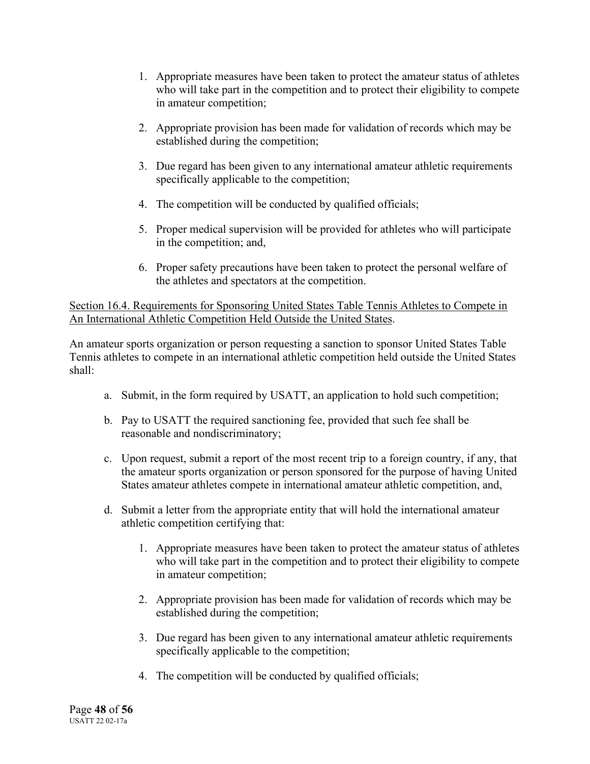1. Appropriate measures have been taken to protect the amateur status of athletes who will take part in the competition and to protect their eligibility to compete in amateur competition;

2. Appropriate provision has been made for validation of records which may be established during the competition;

3. Due regard has been given to any international amateur athletic requirements specifically applicable to the competition;

4. The competition will be conducted by qualified officials;

5. Proper medical supervision will be provided for athletes who will participate in the competition; and,

6. Proper safety precautions have been taken to protect the personal welfare of the athletes and spectators at the competition.

<u>Section 16.4. Requirements for Sponsoring United States Table Tennis Athletes to Compete in An International Athletic Competition Held Outside the United States</u>.

An amateur sports organization or person requesting a sanction to sponsor United States Table Tennis athletes to compete in an international athletic competition held outside the United States shall:

a. Submit, in the form required by USATT, an application to hold such competition;

b. Pay to USATT the required sanctioning fee, provided that such fee shall be reasonable and nondiscriminatory;

c. Upon request, submit a report of the most recent trip to a foreign country, if any, that the amateur sports organization or person sponsored for the purpose of having United States amateur athletes compete in international amateur athletic competition, and,

d. Submit a letter from the appropriate entity that will hold the international amateur athletic competition certifying that:

    1. Appropriate measures have been taken to protect the amateur status of athletes who will take part in the competition and to protect their eligibility to compete in amateur competition;

    2. Appropriate provision has been made for validation of records which may be established during the competition;

    3. Due regard has been given to any international amateur athletic requirements specifically applicable to the competition;

    4. The competition will be conducted by qualified officials;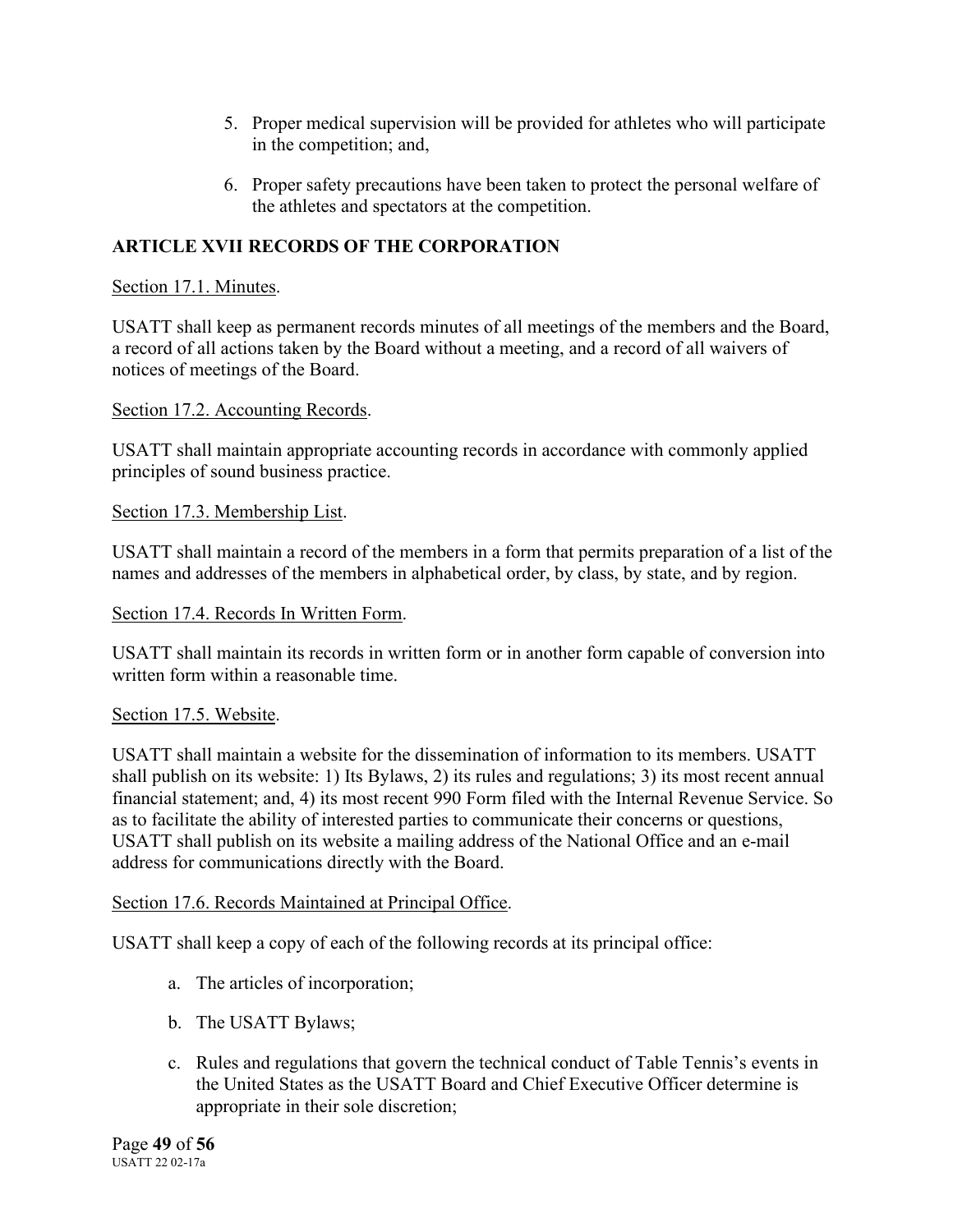5. Proper medical supervision will be provided for athletes who will participate in the competition; and,

6. Proper safety precautions have been taken to protect the personal welfare of the athletes and spectators at the competition.

## ARTICLE XVII RECORDS OF THE CORPORATION

Section 17.1. Minutes.

USATT shall keep as permanent records minutes of all meetings of the members and the Board, a record of all actions taken by the Board without a meeting, and a record of all waivers of notices of meetings of the Board.

Section 17.2. Accounting Records.

USATT shall maintain appropriate accounting records in accordance with commonly applied principles of sound business practice.

Section 17.3. Membership List.

USATT shall maintain a record of the members in a form that permits preparation of a list of the names and addresses of the members in alphabetical order, by class, by state, and by region.

Section 17.4. Records In Written Form.

USATT shall maintain its records in written form or in another form capable of conversion into written form within a reasonable time.

Section 17.5. Website.

USATT shall maintain a website for the dissemination of information to its members. USATT shall publish on its website: 1) Its Bylaws, 2) its rules and regulations; 3) its most recent annual financial statement; and, 4) its most recent 990 Form filed with the Internal Revenue Service. So as to facilitate the ability of interested parties to communicate their concerns or questions, USATT shall publish on its website a mailing address of the National Office and an e-mail address for communications directly with the Board.

Section 17.6. Records Maintained at Principal Office.

USATT shall keep a copy of each of the following records at its principal office:

a. The articles of incorporation;

b. The USATT Bylaws;

c. Rules and regulations that govern the technical conduct of Table Tennis's events in the United States as the USATT Board and Chief Executive Officer determine is appropriate in their sole discretion;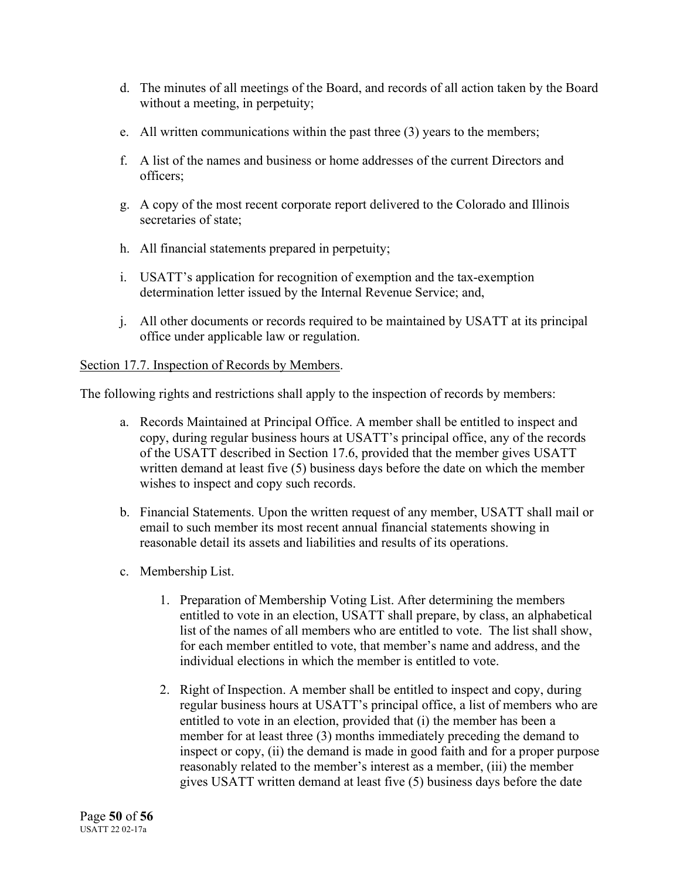d. The minutes of all meetings of the Board, and records of all action taken by the Board without a meeting, in perpetuity;

e. All written communications within the past three (3) years to the members;

f. A list of the names and business or home addresses of the current Directors and officers;

g. A copy of the most recent corporate report delivered to the Colorado and Illinois secretaries of state;

h. All financial statements prepared in perpetuity;

i. USATT's application for recognition of exemption and the tax-exemption determination letter issued by the Internal Revenue Service; and,

j. All other documents or records required to be maintained by USATT at its principal office under applicable law or regulation.

<u>Section 17.7. Inspection of Records by Members</u>.

The following rights and restrictions shall apply to the inspection of records by members:

a. Records Maintained at Principal Office. A member shall be entitled to inspect and copy, during regular business hours at USATT's principal office, any of the records of the USATT described in Section 17.6, provided that the member gives USATT written demand at least five (5) business days before the date on which the member wishes to inspect and copy such records.

b. Financial Statements. Upon the written request of any member, USATT shall mail or email to such member its most recent annual financial statements showing in reasonable detail its assets and liabilities and results of its operations.

c. Membership List.

    1. Preparation of Membership Voting List. After determining the members entitled to vote in an election, USATT shall prepare, by class, an alphabetical list of the names of all members who are entitled to vote. The list shall show, for each member entitled to vote, that member's name and address, and the individual elections in which the member is entitled to vote.

    2. Right of Inspection. A member shall be entitled to inspect and copy, during regular business hours at USATT's principal office, a list of members who are entitled to vote in an election, provided that (i) the member has been a member for at least three (3) months immediately preceding the demand to inspect or copy, (ii) the demand is made in good faith and for a proper purpose reasonably related to the member's interest as a member, (iii) the member gives USATT written demand at least five (5) business days before the date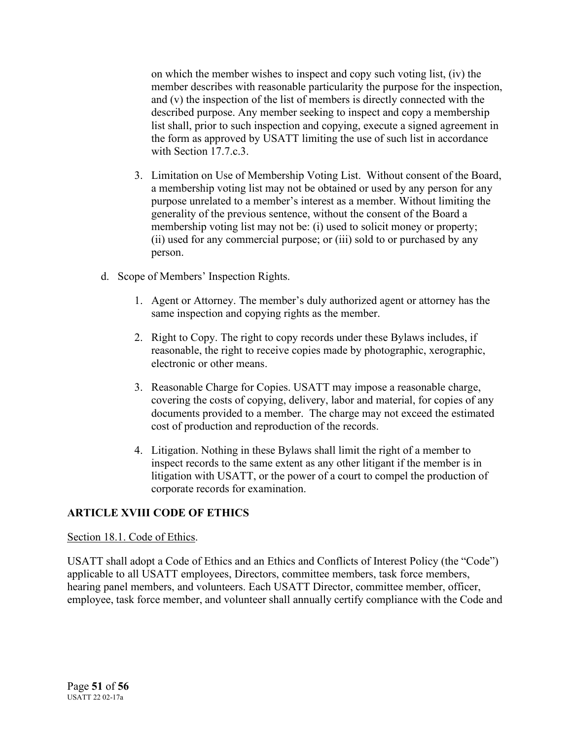on which the member wishes to inspect and copy such voting list, (iv) the member describes with reasonable particularity the purpose for the inspection, and (v) the inspection of the list of members is directly connected with the described purpose. Any member seeking to inspect and copy a membership list shall, prior to such inspection and copying, execute a signed agreement in the form as approved by USATT limiting the use of such list in accordance with Section 17.7.c.3.

3. Limitation on Use of Membership Voting List. Without consent of the Board, a membership voting list may not be obtained or used by any person for any purpose unrelated to a member's interest as a member. Without limiting the generality of the previous sentence, without the consent of the Board a membership voting list may not be: (i) used to solicit money or property; (ii) used for any commercial purpose; or (iii) sold to or purchased by any person.

d. Scope of Members' Inspection Rights.

1. Agent or Attorney. The member's duly authorized agent or attorney has the same inspection and copying rights as the member.

2. Right to Copy. The right to copy records under these Bylaws includes, if reasonable, the right to receive copies made by photographic, xerographic, electronic or other means.

3. Reasonable Charge for Copies. USATT may impose a reasonable charge, covering the costs of copying, delivery, labor and material, for copies of any documents provided to a member. The charge may not exceed the estimated cost of production and reproduction of the records.

4. Litigation. Nothing in these Bylaws shall limit the right of a member to inspect records to the same extent as any other litigant if the member is in litigation with USATT, or the power of a court to compel the production of corporate records for examination.

## ARTICLE XVIII CODE OF ETHICS

Section 18.1. Code of Ethics.

USATT shall adopt a Code of Ethics and an Ethics and Conflicts of Interest Policy (the "Code") applicable to all USATT employees, Directors, committee members, task force members, hearing panel members, and volunteers. Each USATT Director, committee member, officer, employee, task force member, and volunteer shall annually certify compliance with the Code and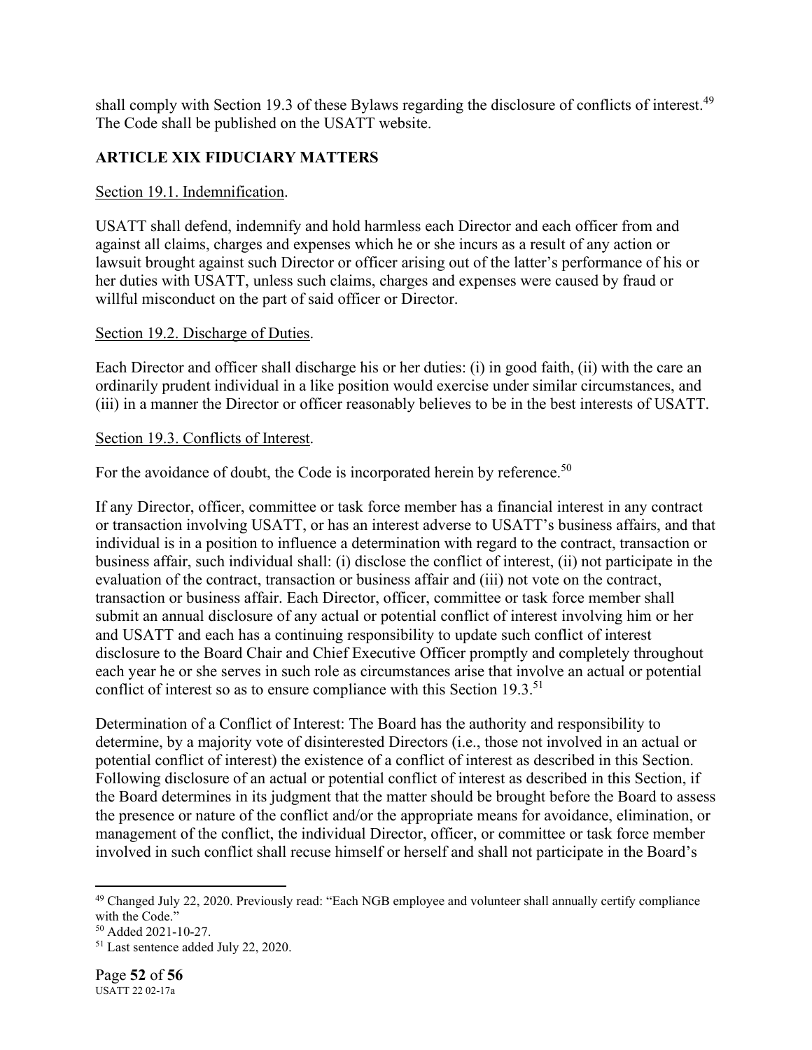shall comply with Section 19.3 of these Bylaws regarding the disclosure of conflicts of interest.[49] The Code shall be published on the USATT website.

## ARTICLE XIX FIDUCIARY MATTERS

Section 19.1. Indemnification.

USATT shall defend, indemnify and hold harmless each Director and each officer from and against all claims, charges and expenses which he or she incurs as a result of any action or lawsuit brought against such Director or officer arising out of the latter's performance of his or her duties with USATT, unless such claims, charges and expenses were caused by fraud or willful misconduct on the part of said officer or Director.

Section 19.2. Discharge of Duties.

Each Director and officer shall discharge his or her duties: (i) in good faith, (ii) with the care an ordinarily prudent individual in a like position would exercise under similar circumstances, and (iii) in a manner the Director or officer reasonably believes to be in the best interests of USATT.

Section 19.3. Conflicts of Interest.

For the avoidance of doubt, the Code is incorporated herein by reference.[50]

If any Director, officer, committee or task force member has a financial interest in any contract or transaction involving USATT, or has an interest adverse to USATT's business affairs, and that individual is in a position to influence a determination with regard to the contract, transaction or business affair, such individual shall: (i) disclose the conflict of interest, (ii) not participate in the evaluation of the contract, transaction or business affair and (iii) not vote on the contract, transaction or business affair. Each Director, officer, committee or task force member shall submit an annual disclosure of any actual or potential conflict of interest involving him or her and USATT and each has a continuing responsibility to update such conflict of interest disclosure to the Board Chair and Chief Executive Officer promptly and completely throughout each year he or she serves in such role as circumstances arise that involve an actual or potential conflict of interest so as to ensure compliance with this Section 19.3.[51]

Determination of a Conflict of Interest: The Board has the authority and responsibility to determine, by a majority vote of disinterested Directors (i.e., those not involved in an actual or potential conflict of interest) the existence of a conflict of interest as described in this Section. Following disclosure of an actual or potential conflict of interest as described in this Section, if the Board determines in its judgment that the matter should be brought before the Board to assess the presence or nature of the conflict and/or the appropriate means for avoidance, elimination, or management of the conflict, the individual Director, officer, or committee or task force member involved in such conflict shall recuse himself or herself and shall not participate in the Board's

---

[49] Changed July 22, 2020. Previously read: "Each NGB employee and volunteer shall annually certify compliance with the Code."

[50] Added 2021-10-27.

[51] Last sentence added July 22, 2020.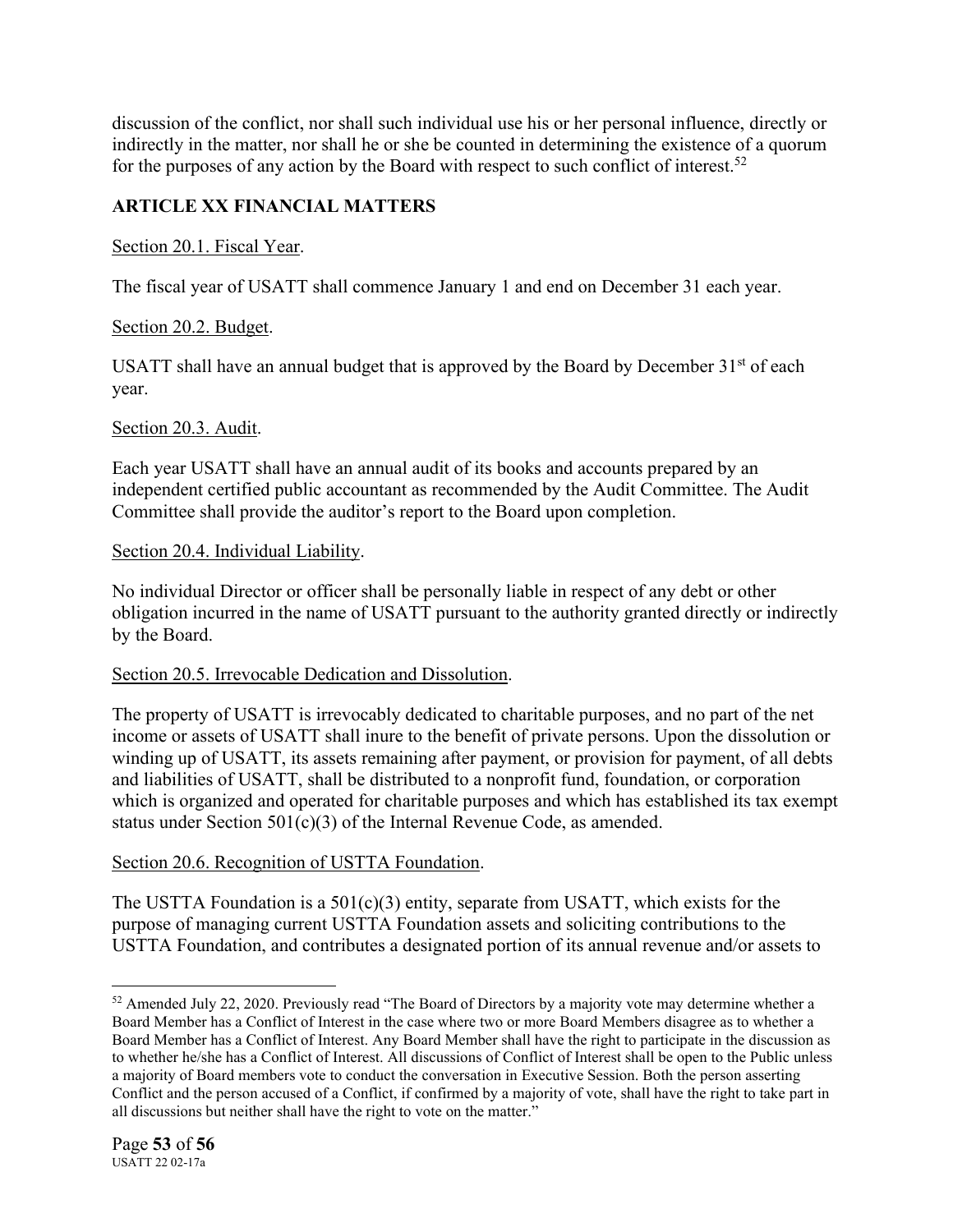discussion of the conflict, nor shall such individual use his or her personal influence, directly or indirectly in the matter, nor shall he or she be counted in determining the existence of a quorum for the purposes of any action by the Board with respect to such conflict of interest.[52]

## ARTICLE XX FINANCIAL MATTERS

Section 20.1. Fiscal Year.

The fiscal year of USATT shall commence January 1 and end on December 31 each year.

Section 20.2. Budget.

USATT shall have an annual budget that is approved by the Board by December 31st of each year.

Section 20.3. Audit.

Each year USATT shall have an annual audit of its books and accounts prepared by an independent certified public accountant as recommended by the Audit Committee. The Audit Committee shall provide the auditor's report to the Board upon completion.

Section 20.4. Individual Liability.

No individual Director or officer shall be personally liable in respect of any debt or other obligation incurred in the name of USATT pursuant to the authority granted directly or indirectly by the Board.

Section 20.5. Irrevocable Dedication and Dissolution.

The property of USATT is irrevocably dedicated to charitable purposes, and no part of the net income or assets of USATT shall inure to the benefit of private persons. Upon the dissolution or winding up of USATT, its assets remaining after payment, or provision for payment, of all debts and liabilities of USATT, shall be distributed to a nonprofit fund, foundation, or corporation which is organized and operated for charitable purposes and which has established its tax exempt status under Section 501(c)(3) of the Internal Revenue Code, as amended.

Section 20.6. Recognition of USTTA Foundation.

The USTTA Foundation is a 501(c)(3) entity, separate from USATT, which exists for the purpose of managing current USTTA Foundation assets and soliciting contributions to the USTTA Foundation, and contributes a designated portion of its annual revenue and/or assets to

---

[52] Amended July 22, 2020. Previously read "The Board of Directors by a majority vote may determine whether a Board Member has a Conflict of Interest in the case where two or more Board Members disagree as to whether a Board Member has a Conflict of Interest. Any Board Member shall have the right to participate in the discussion as to whether he/she has a Conflict of Interest. All discussions of Conflict of Interest shall be open to the Public unless a majority of Board members vote to conduct the conversation in Executive Session. Both the person asserting Conflict and the person accused of a Conflict, if confirmed by a majority of vote, shall have the right to take part in all discussions but neither shall have the right to vote on the matter."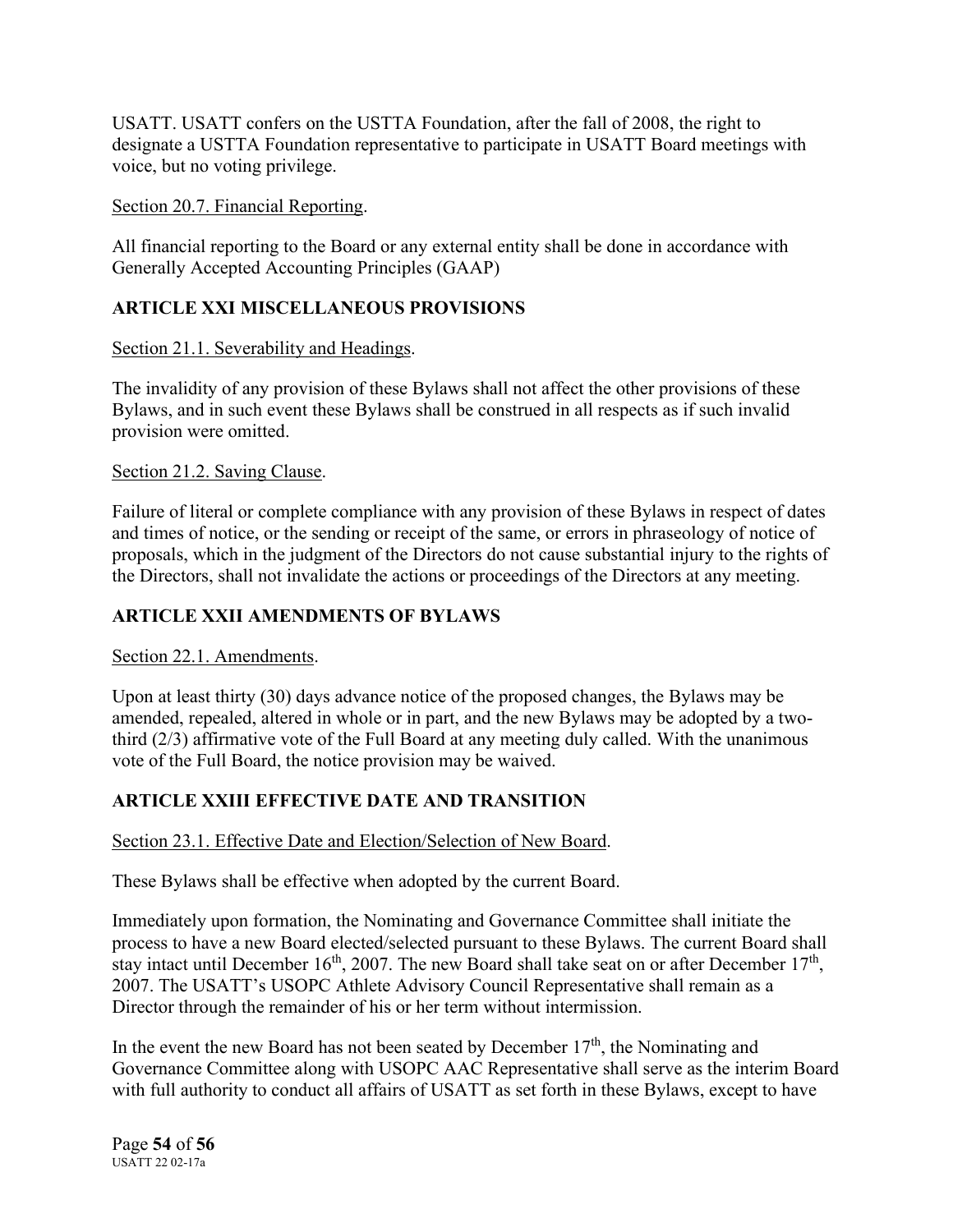USATT. USATT confers on the USTTA Foundation, after the fall of 2008, the right to designate a USTTA Foundation representative to participate in USATT Board meetings with voice, but no voting privilege.

Section 20.7. Financial Reporting.

All financial reporting to the Board or any external entity shall be done in accordance with Generally Accepted Accounting Principles (GAAP)

## ARTICLE XXI MISCELLANEOUS PROVISIONS

Section 21.1. Severability and Headings.

The invalidity of any provision of these Bylaws shall not affect the other provisions of these Bylaws, and in such event these Bylaws shall be construed in all respects as if such invalid provision were omitted.

Section 21.2. Saving Clause.

Failure of literal or complete compliance with any provision of these Bylaws in respect of dates and times of notice, or the sending or receipt of the same, or errors in phraseology of notice of proposals, which in the judgment of the Directors do not cause substantial injury to the rights of the Directors, shall not invalidate the actions or proceedings of the Directors at any meeting.

## ARTICLE XXII AMENDMENTS OF BYLAWS

Section 22.1. Amendments.

Upon at least thirty (30) days advance notice of the proposed changes, the Bylaws may be amended, repealed, altered in whole or in part, and the new Bylaws may be adopted by a two-third (2/3) affirmative vote of the Full Board at any meeting duly called. With the unanimous vote of the Full Board, the notice provision may be waived.

## ARTICLE XXIII EFFECTIVE DATE AND TRANSITION

Section 23.1. Effective Date and Election/Selection of New Board.

These Bylaws shall be effective when adopted by the current Board.

Immediately upon formation, the Nominating and Governance Committee shall initiate the process to have a new Board elected/selected pursuant to these Bylaws. The current Board shall stay intact until December 16th, 2007. The new Board shall take seat on or after December 17th, 2007. The USATT's USOPC Athlete Advisory Council Representative shall remain as a Director through the remainder of his or her term without intermission.

In the event the new Board has not been seated by December 17th, the Nominating and Governance Committee along with USOPC AAC Representative shall serve as the interim Board with full authority to conduct all affairs of USATT as set forth in these Bylaws, except to have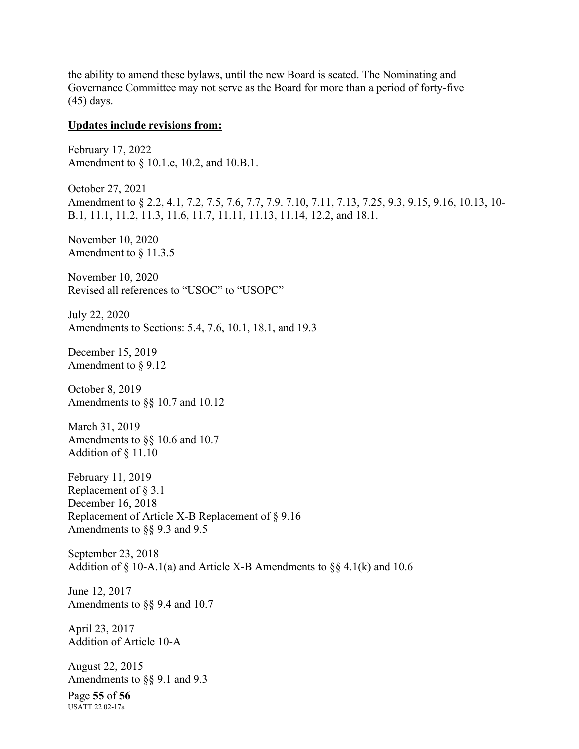the ability to amend these bylaws, until the new Board is seated. The Nominating and Governance Committee may not serve as the Board for more than a period of forty-five (45) days.

**Updates include revisions from:**

February 17, 2022
Amendment to § 10.1.e, 10.2, and 10.B.1.

October 27, 2021
Amendment to § 2.2, 4.1, 7.2, 7.5, 7.6, 7.7, 7.9. 7.10, 7.11, 7.13, 7.25, 9.3, 9.15, 9.16, 10.13, 10-B.1, 11.1, 11.2, 11.3, 11.6, 11.7, 11.11, 11.13, 11.14, 12.2, and 18.1.

November 10, 2020
Amendment to § 11.3.5

November 10, 2020
Revised all references to "USOC" to "USOPC"

July 22, 2020
Amendments to Sections: 5.4, 7.6, 10.1, 18.1, and 19.3

December 15, 2019
Amendment to § 9.12

October 8, 2019
Amendments to §§ 10.7 and 10.12

March 31, 2019
Amendments to §§ 10.6 and 10.7
Addition of § 11.10

February 11, 2019
Replacement of § 3.1
December 16, 2018
Replacement of Article X-B Replacement of § 9.16
Amendments to §§ 9.3 and 9.5

September 23, 2018
Addition of § 10-A.1(a) and Article X-B Amendments to §§ 4.1(k) and 10.6

June 12, 2017
Amendments to §§ 9.4 and 10.7

April 23, 2017
Addition of Article 10-A

August 22, 2015
Amendments to §§ 9.1 and 9.3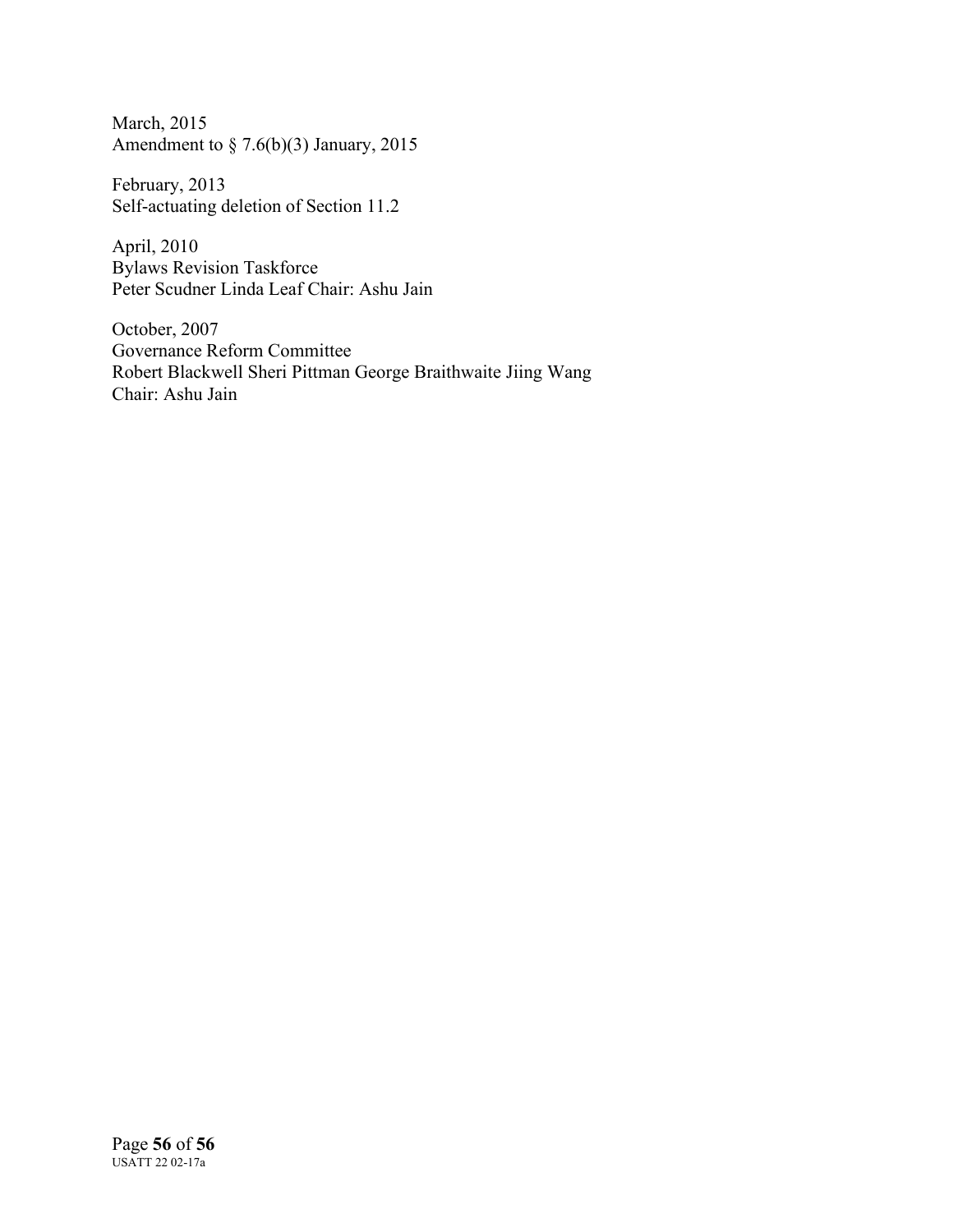March, 2015
Amendment to § 7.6(b)(3) January, 2015

February, 2013
Self-actuating deletion of Section 11.2

April, 2010
Bylaws Revision Taskforce
Peter Scudner Linda Leaf Chair: Ashu Jain

October, 2007
Governance Reform Committee
Robert Blackwell Sheri Pittman George Braithwaite Jiing Wang
Chair: Ashu Jain